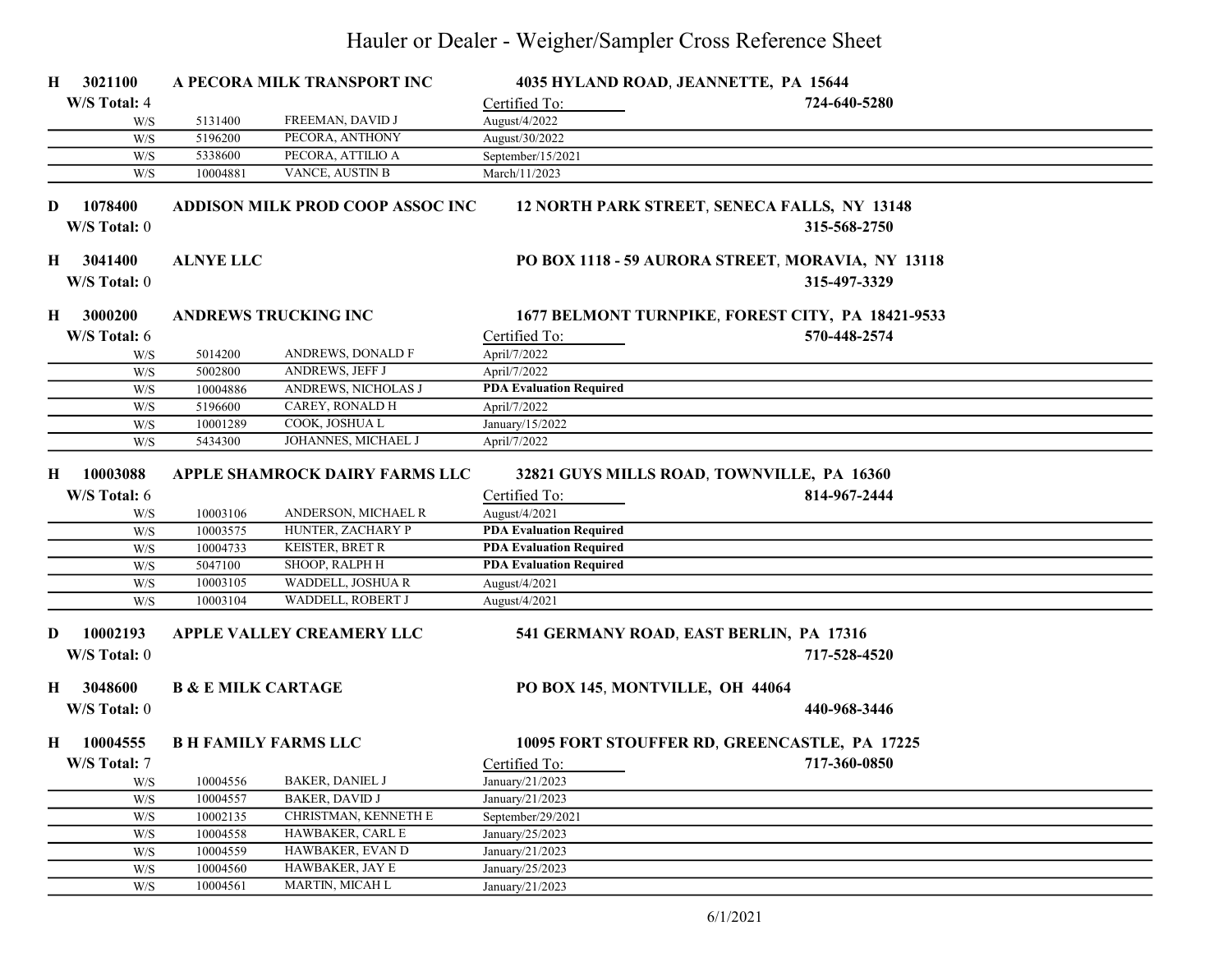# Hauler or Dealer - Weigher/Sampler Cross Reference Sheet

**H 3021100 A PECORA MILK TRANSPORT INC** — **4035 HYLAND ROAD, JEANNETTE, PA 15644**

**W/S Total:** 4 — **724-640-5280**

| | ID | Name | Certified To: |
|---|---|---|---|
| W/S | 5131400 | FREEMAN, DAVID J | August/4/2022 |
| W/S | 5196200 | PECORA, ANTHONY | August/30/2022 |
| W/S | 5338600 | PECORA, ATTILIO A | September/15/2021 |
| W/S | 10004881 | VANCE, AUSTIN B | March/11/2023 |

**D 1078400 ADDISON MILK PROD COOP ASSOC INC** — **12 NORTH PARK STREET, SENECA FALLS, NY 13148**

**W/S Total:** 0 — **315-568-2750**

**H 3041400 ALNYE LLC** — **PO BOX 1118 - 59 AURORA STREET, MORAVIA, NY 13118**

**W/S Total:** 0 — **315-497-3329**

**H 3000200 ANDREWS TRUCKING INC** — **1677 BELMONT TURNPIKE, FOREST CITY, PA 18421-9533**

**W/S Total:** 6 — **570-448-2574**

| | ID | Name | Certified To: |
|---|---|---|---|
| W/S | 5014200 | ANDREWS, DONALD F | April/7/2022 |
| W/S | 5002800 | ANDREWS, JEFF J | April/7/2022 |
| W/S | 10004886 | ANDREWS, NICHOLAS J | **PDA Evaluation Required** |
| W/S | 5196600 | CAREY, RONALD H | April/7/2022 |
| W/S | 10001289 | COOK, JOSHUA L | January/15/2022 |
| W/S | 5434300 | JOHANNES, MICHAEL J | April/7/2022 |

**H 10003088 APPLE SHAMROCK DAIRY FARMS LLC** — **32821 GUYS MILLS ROAD, TOWNVILLE, PA 16360**

**W/S Total:** 6 — **814-967-2444**

| | ID | Name | Certified To: |
|---|---|---|---|
| W/S | 10003106 | ANDERSON, MICHAEL R | August/4/2021 |
| W/S | 10003575 | HUNTER, ZACHARY P | **PDA Evaluation Required** |
| W/S | 10004733 | KEISTER, BRET R | **PDA Evaluation Required** |
| W/S | 5047100 | SHOOP, RALPH H | **PDA Evaluation Required** |
| W/S | 10003105 | WADDELL, JOSHUA R | August/4/2021 |
| W/S | 10003104 | WADDELL, ROBERT J | August/4/2021 |

**D 10002193 APPLE VALLEY CREAMERY LLC** — **541 GERMANY ROAD, EAST BERLIN, PA 17316**

**W/S Total:** 0 — **717-528-4520**

**H 3048600 B & E MILK CARTAGE** — **PO BOX 145, MONTVILLE, OH 44064**

**W/S Total:** 0 — **440-968-3446**

**H 10004555 B H FAMILY FARMS LLC** — **10095 FORT STOUFFER RD, GREENCASTLE, PA 17225**

**W/S Total:** 7 — **717-360-0850**

| | ID | Name | Certified To: |
|---|---|---|---|
| W/S | 10004556 | BAKER, DANIEL J | January/21/2023 |
| W/S | 10004557 | BAKER, DAVID J | January/21/2023 |
| W/S | 10002135 | CHRISTMAN, KENNETH E | September/29/2021 |
| W/S | 10004558 | HAWBAKER, CARL E | January/25/2023 |
| W/S | 10004559 | HAWBAKER, EVAN D | January/21/2023 |
| W/S | 10004560 | HAWBAKER, JAY E | January/25/2023 |
| W/S | 10004561 | MARTIN, MICAH L | January/21/2023 |

6/1/2021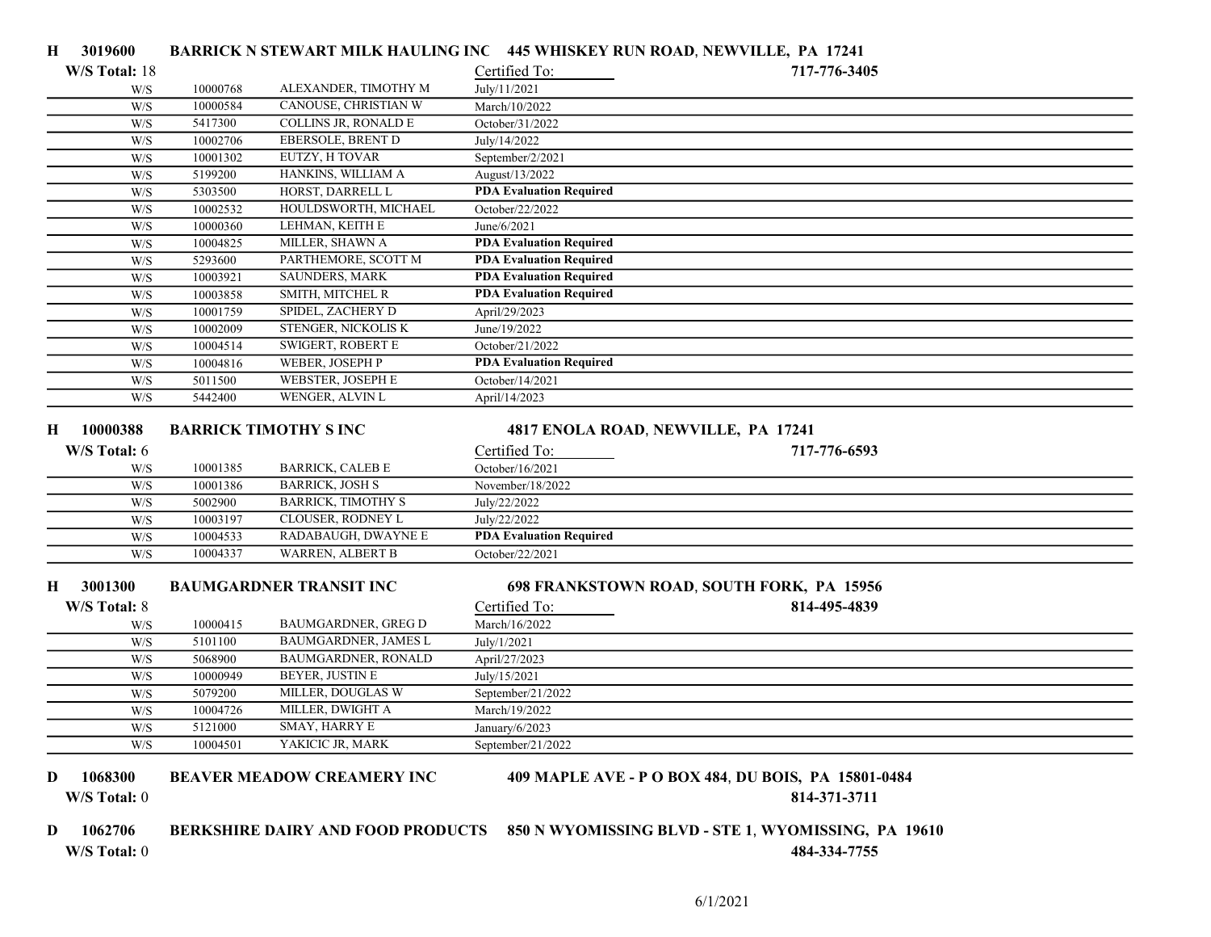**H 3019600 BARRICK N STEWART MILK HAULING INC 445 WHISKEY RUN ROAD, NEWVILLE, PA 17241**

**W/S Total:** 18 | 717-776-3405

| | | | Certified To: |
|---|---|---|---|
| W/S | 10000768 | ALEXANDER, TIMOTHY M | July/11/2021 |
| W/S | 10000584 | CANOUSE, CHRISTIAN W | March/10/2022 |
| W/S | 5417300 | COLLINS JR, RONALD E | October/31/2022 |
| W/S | 10002706 | EBERSOLE, BRENT D | July/14/2022 |
| W/S | 10001302 | EUTZY, H TOVAR | September/2/2021 |
| W/S | 5199200 | HANKINS, WILLIAM A | August/13/2022 |
| W/S | 5303500 | HORST, DARRELL L | **PDA Evaluation Required** |
| W/S | 10002532 | HOULDSWORTH, MICHAEL | October/22/2022 |
| W/S | 10000360 | LEHMAN, KEITH E | June/6/2021 |
| W/S | 10004825 | MILLER, SHAWN A | **PDA Evaluation Required** |
| W/S | 5293600 | PARTHEMORE, SCOTT M | **PDA Evaluation Required** |
| W/S | 10003921 | SAUNDERS, MARK | **PDA Evaluation Required** |
| W/S | 10003858 | SMITH, MITCHEL R | **PDA Evaluation Required** |
| W/S | 10001759 | SPIDEL, ZACHERY D | April/29/2023 |
| W/S | 10002009 | STENGER, NICKOLIS K | June/19/2022 |
| W/S | 10004514 | SWIGERT, ROBERT E | October/21/2022 |
| W/S | 10004816 | WEBER, JOSEPH P | **PDA Evaluation Required** |
| W/S | 5011500 | WEBSTER, JOSEPH E | October/14/2021 |
| W/S | 5442400 | WENGER, ALVIN L | April/14/2023 |

**H 10000388 BARRICK TIMOTHY S INC 4817 ENOLA ROAD, NEWVILLE, PA 17241**

**W/S Total:** 6 | 717-776-6593

| | | | Certified To: |
|---|---|---|---|
| W/S | 10001385 | BARRICK, CALEB E | October/16/2021 |
| W/S | 10001386 | BARRICK, JOSH S | November/18/2022 |
| W/S | 5002900 | BARRICK, TIMOTHY S | July/22/2022 |
| W/S | 10003197 | CLOUSER, RODNEY L | July/22/2022 |
| W/S | 10004533 | RADABAUGH, DWAYNE E | **PDA Evaluation Required** |
| W/S | 10004337 | WARREN, ALBERT B | October/22/2021 |

**H 3001300 BAUMGARDNER TRANSIT INC 698 FRANKSTOWN ROAD, SOUTH FORK, PA 15956**

**W/S Total:** 8 | 814-495-4839

| | | | Certified To: |
|---|---|---|---|
| W/S | 10000415 | BAUMGARDNER, GREG D | March/16/2022 |
| W/S | 5101100 | BAUMGARDNER, JAMES L | July/1/2021 |
| W/S | 5068900 | BAUMGARDNER, RONALD | April/27/2023 |
| W/S | 10000949 | BEYER, JUSTIN E | July/15/2021 |
| W/S | 5079200 | MILLER, DOUGLAS W | September/21/2022 |
| W/S | 10004726 | MILLER, DWIGHT A | March/19/2022 |
| W/S | 5121000 | SMAY, HARRY E | January/6/2023 |
| W/S | 10004501 | YAKICIC JR, MARK | September/21/2022 |

**D 1068300 BEAVER MEADOW CREAMERY INC 409 MAPLE AVE - P O BOX 484, DU BOIS, PA 15801-0484**

**W/S Total:** 0 | 814-371-3711

**D 1062706 BERKSHIRE DAIRY AND FOOD PRODUCTS 850 N WYOMISSING BLVD - STE 1, WYOMISSING, PA 19610**

**W/S Total:** 0 | 484-334-7755

6/1/2021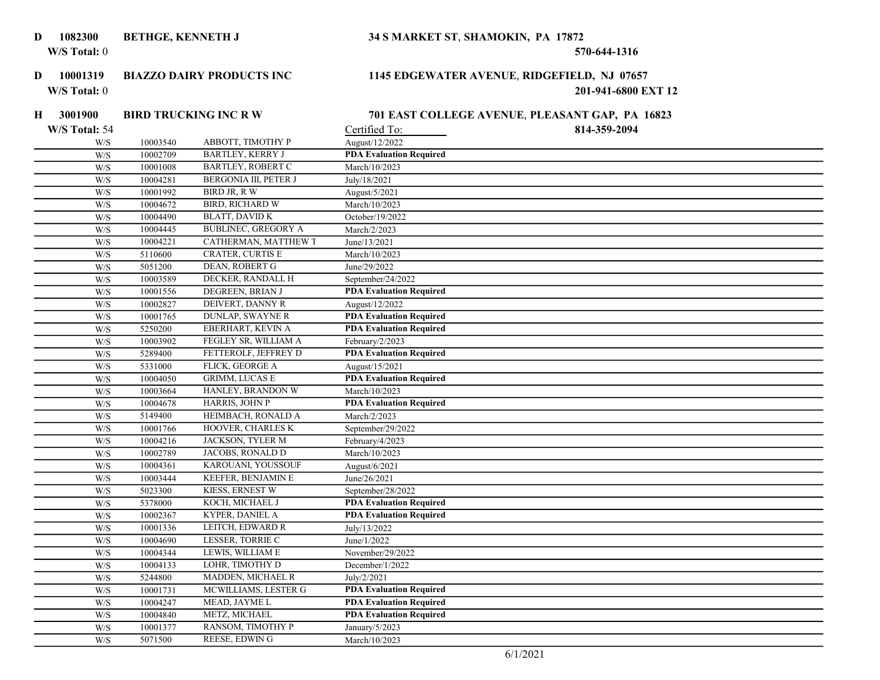**D 1082300 BETHGE, KENNETH J** — **34 S MARKET ST, SHAMOKIN, PA 17872**
**W/S Total:** 0 — **570-644-1316**

**D 10001319 BIAZZO DAIRY PRODUCTS INC** — **1145 EDGEWATER AVENUE, RIDGEFIELD, NJ 07657**
**W/S Total:** 0 — **201-941-6800 EXT 12**

**H 3001900 BIRD TRUCKING INC R W** — **701 EAST COLLEGE AVENUE, PLEASANT GAP, PA 16823**
**W/S Total:** 54 — **814-359-2094**

| | | | Certified To: |
|---|---|---|---|
| W/S | 10003540 | ABBOTT, TIMOTHY P | August/12/2022 |
| W/S | 10002709 | BARTLEY, KERRY J | **PDA Evaluation Required** |
| W/S | 10001008 | BARTLEY, ROBERT C | March/10/2023 |
| W/S | 10004281 | BERGONIA III, PETER J | July/18/2021 |
| W/S | 10001992 | BIRD JR, R W | August/5/2021 |
| W/S | 10004672 | BIRD, RICHARD W | March/10/2023 |
| W/S | 10004490 | BLATT, DAVID K | October/19/2022 |
| W/S | 10004445 | BUBLINEC, GREGORY A | March/2/2023 |
| W/S | 10004221 | CATHERMAN, MATTHEW T | June/13/2021 |
| W/S | 5110600 | CRATER, CURTIS E | March/10/2023 |
| W/S | 5051200 | DEAN, ROBERT G | June/29/2022 |
| W/S | 10003589 | DECKER, RANDALL H | September/24/2022 |
| W/S | 10001556 | DEGREEN, BRIAN J | **PDA Evaluation Required** |
| W/S | 10002827 | DEIVERT, DANNY R | August/12/2022 |
| W/S | 10001765 | DUNLAP, SWAYNE R | **PDA Evaluation Required** |
| W/S | 5250200 | EBERHART, KEVIN A | **PDA Evaluation Required** |
| W/S | 10003902 | FEGLEY SR, WILLIAM A | February/2/2023 |
| W/S | 5289400 | FETTEROLF, JEFFREY D | **PDA Evaluation Required** |
| W/S | 5331000 | FLICK, GEORGE A | August/15/2021 |
| W/S | 10004050 | GRIMM, LUCAS E | **PDA Evaluation Required** |
| W/S | 10003664 | HANLEY, BRANDON W | March/10/2023 |
| W/S | 10004678 | HARRIS, JOHN P | **PDA Evaluation Required** |
| W/S | 5149400 | HEIMBACH, RONALD A | March/2/2023 |
| W/S | 10001766 | HOOVER, CHARLES K | September/29/2022 |
| W/S | 10004216 | JACKSON, TYLER M | February/4/2023 |
| W/S | 10002789 | JACOBS, RONALD D | March/10/2023 |
| W/S | 10004361 | KAROUANI, YOUSSOUF | August/6/2021 |
| W/S | 10003444 | KEEFER, BENJAMIN E | June/26/2021 |
| W/S | 5023300 | KIESS, ERNEST W | September/28/2022 |
| W/S | 5378000 | KOCH, MICHAEL J | **PDA Evaluation Required** |
| W/S | 10002367 | KYPER, DANIEL A | **PDA Evaluation Required** |
| W/S | 10001336 | LEITCH, EDWARD R | July/13/2022 |
| W/S | 10004690 | LESSER, TORRIE C | June/1/2022 |
| W/S | 10004344 | LEWIS, WILLIAM E | November/29/2022 |
| W/S | 10004133 | LOHR, TIMOTHY D | December/1/2022 |
| W/S | 5244800 | MADDEN, MICHAEL R | July/2/2021 |
| W/S | 10001731 | MCWILLIAMS, LESTER G | **PDA Evaluation Required** |
| W/S | 10004247 | MEAD, JAYME L | **PDA Evaluation Required** |
| W/S | 10004840 | METZ, MICHAEL | **PDA Evaluation Required** |
| W/S | 10001377 | RANSOM, TIMOTHY P | January/5/2023 |
| W/S | 5071500 | REESE, EDWIN G | March/10/2023 |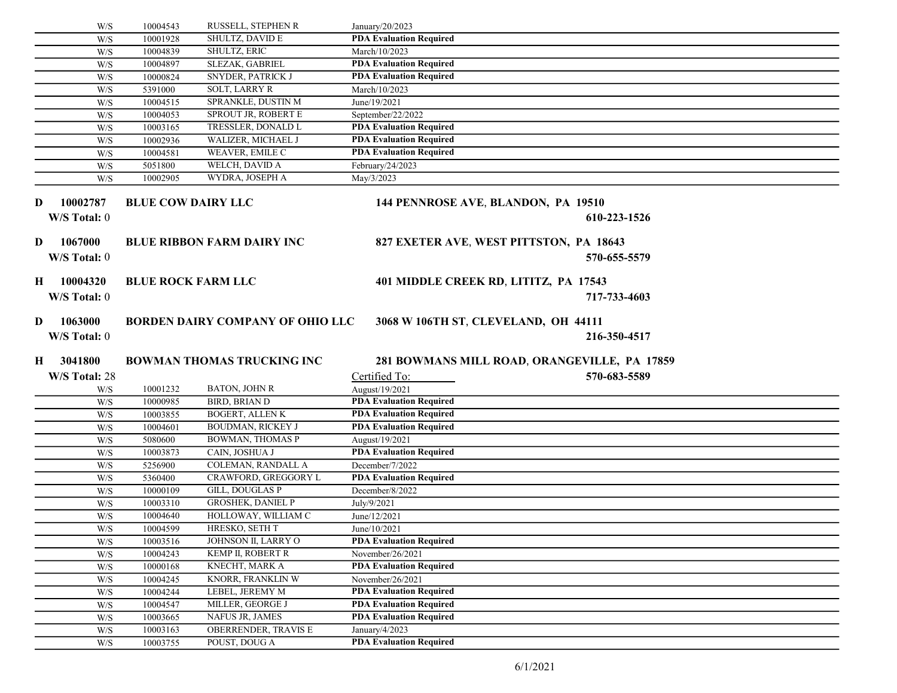| | | | |
|---|---|---|---|
| W/S | 10004543 | RUSSELL, STEPHEN R | January/20/2023 |
| W/S | 10001928 | SHULTZ, DAVID E | **PDA Evaluation Required** |
| W/S | 10004839 | SHULTZ, ERIC | March/10/2023 |
| W/S | 10004897 | SLEZAK, GABRIEL | **PDA Evaluation Required** |
| W/S | 10000824 | SNYDER, PATRICK J | **PDA Evaluation Required** |
| W/S | 5391000 | SOLT, LARRY R | March/10/2023 |
| W/S | 10004515 | SPRANKLE, DUSTIN M | June/19/2021 |
| W/S | 10004053 | SPROUT JR, ROBERT E | September/22/2022 |
| W/S | 10003165 | TRESSLER, DONALD L | **PDA Evaluation Required** |
| W/S | 10002936 | WALIZER, MICHAEL J | **PDA Evaluation Required** |
| W/S | 10004581 | WEAVER, EMILE C | **PDA Evaluation Required** |
| W/S | 5051800 | WELCH, DAVID A | February/24/2023 |
| W/S | 10002905 | WYDRA, JOSEPH A | May/3/2023 |

**D 10002787 BLUE COW DAIRY LLC** — **144 PENNROSE AVE, BLANDON, PA 19510**
**W/S Total:** 0 — **610-223-1526**

**D 1067000 BLUE RIBBON FARM DAIRY INC** — **827 EXETER AVE, WEST PITTSTON, PA 18643**
**W/S Total:** 0 — **570-655-5579**

**H 10004320 BLUE ROCK FARM LLC** — **401 MIDDLE CREEK RD, LITITZ, PA 17543**
**W/S Total:** 0 — **717-733-4603**

**D 1063000 BORDEN DAIRY COMPANY OF OHIO LLC** — **3068 W 106TH ST, CLEVELAND, OH 44111**
**W/S Total:** 0 — **216-350-4517**

**H 3041800 BOWMAN THOMAS TRUCKING INC** — **281 BOWMANS MILL ROAD, ORANGEVILLE, PA 17859**
**W/S Total:** 28 — Certified To: — **570-683-5589**

| | | | |
|---|---|---|---|
| W/S | 10001232 | BATON, JOHN R | August/19/2021 |
| W/S | 10000985 | BIRD, BRIAN D | **PDA Evaluation Required** |
| W/S | 10003855 | BOGERT, ALLEN K | **PDA Evaluation Required** |
| W/S | 10004601 | BOUDMAN, RICKEY J | **PDA Evaluation Required** |
| W/S | 5080600 | BOWMAN, THOMAS P | August/19/2021 |
| W/S | 10003873 | CAIN, JOSHUA J | **PDA Evaluation Required** |
| W/S | 5256900 | COLEMAN, RANDALL A | December/7/2022 |
| W/S | 5360400 | CRAWFORD, GREGGORY L | **PDA Evaluation Required** |
| W/S | 10000109 | GILL, DOUGLAS P | December/8/2022 |
| W/S | 10003310 | GROSHEK, DANIEL P | July/9/2021 |
| W/S | 10004640 | HOLLOWAY, WILLIAM C | June/12/2021 |
| W/S | 10004599 | HRESKO, SETH T | June/10/2021 |
| W/S | 10003516 | JOHNSON II, LARRY O | **PDA Evaluation Required** |
| W/S | 10004243 | KEMP II, ROBERT R | November/26/2021 |
| W/S | 10000168 | KNECHT, MARK A | **PDA Evaluation Required** |
| W/S | 10004245 | KNORR, FRANKLIN W | November/26/2021 |
| W/S | 10004244 | LEBEL, JEREMY M | **PDA Evaluation Required** |
| W/S | 10004547 | MILLER, GEORGE J | **PDA Evaluation Required** |
| W/S | 10003665 | NAFUS JR, JAMES | **PDA Evaluation Required** |
| W/S | 10003163 | OBERRENDER, TRAVIS E | January/4/2023 |
| W/S | 10003755 | POUST, DOUG A | **PDA Evaluation Required** |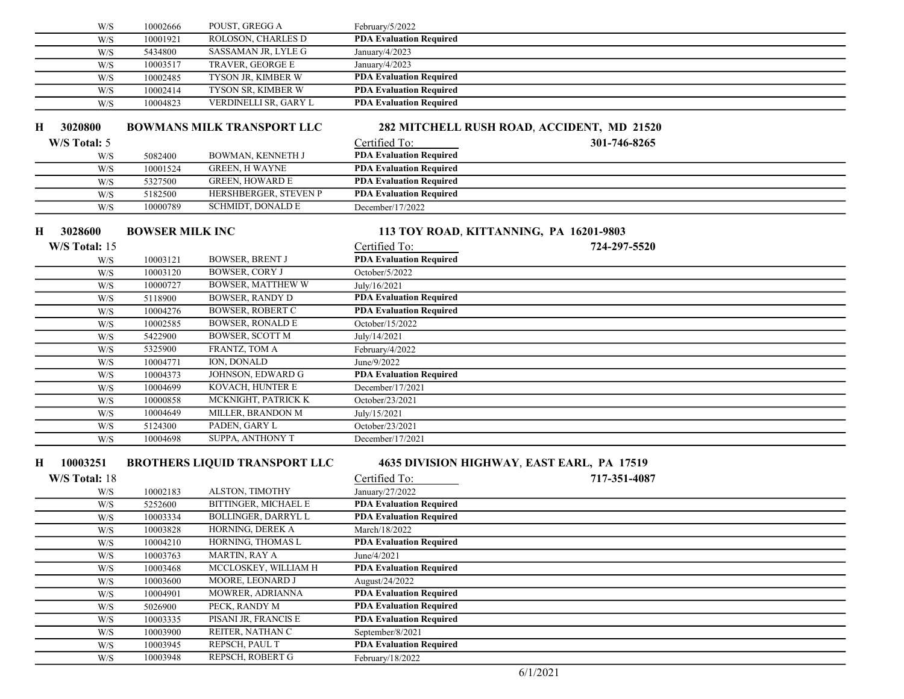| | | | |
|---|---|---|---|
| W/S | 10002666 | POUST, GREGG A | February/5/2022 |
| W/S | 10001921 | ROLOSON, CHARLES D | **PDA Evaluation Required** |
| W/S | 5434800 | SASSAMAN JR, LYLE G | January/4/2023 |
| W/S | 10003517 | TRAVER, GEORGE E | January/4/2023 |
| W/S | 10002485 | TYSON JR, KIMBER W | **PDA Evaluation Required** |
| W/S | 10002414 | TYSON SR, KIMBER W | **PDA Evaluation Required** |
| W/S | 10004823 | VERDINELLI SR, GARY L | **PDA Evaluation Required** |

**H 3020800 BOWMANS MILK TRANSPORT LLC** — **282 MITCHELL RUSH ROAD, ACCIDENT, MD 21520**

**W/S Total:** 5 — **301-746-8265**

| | | | Certified To: |
|---|---|---|---|
| W/S | 5082400 | BOWMAN, KENNETH J | **PDA Evaluation Required** |
| W/S | 10001524 | GREEN, H WAYNE | **PDA Evaluation Required** |
| W/S | 5327500 | GREEN, HOWARD E | **PDA Evaluation Required** |
| W/S | 5182500 | HERSHBERGER, STEVEN P | **PDA Evaluation Required** |
| W/S | 10000789 | SCHMIDT, DONALD E | December/17/2022 |

**H 3028600 BOWSER MILK INC** — **113 TOY ROAD, KITTANNING, PA 16201-9803**

**W/S Total:** 15 — **724-297-5520**

| | | | Certified To: |
|---|---|---|---|
| W/S | 10003121 | BOWSER, BRENT J | **PDA Evaluation Required** |
| W/S | 10003120 | BOWSER, CORY J | October/5/2022 |
| W/S | 10000727 | BOWSER, MATTHEW W | July/16/2021 |
| W/S | 5118900 | BOWSER, RANDY D | **PDA Evaluation Required** |
| W/S | 10004276 | BOWSER, ROBERT C | **PDA Evaluation Required** |
| W/S | 10002585 | BOWSER, RONALD E | October/15/2022 |
| W/S | 5422900 | BOWSER, SCOTT M | July/14/2021 |
| W/S | 5325900 | FRANTZ, TOM A | February/4/2022 |
| W/S | 10004771 | ION, DONALD | June/9/2022 |
| W/S | 10004373 | JOHNSON, EDWARD G | **PDA Evaluation Required** |
| W/S | 10004699 | KOVACH, HUNTER E | December/17/2021 |
| W/S | 10000858 | MCKNIGHT, PATRICK K | October/23/2021 |
| W/S | 10004649 | MILLER, BRANDON M | July/15/2021 |
| W/S | 5124300 | PADEN, GARY L | October/23/2021 |
| W/S | 10004698 | SUPPA, ANTHONY T | December/17/2021 |

**H 10003251 BROTHERS LIQUID TRANSPORT LLC** — **4635 DIVISION HIGHWAY, EAST EARL, PA 17519**

**W/S Total:** 18 — **717-351-4087**

| | | | Certified To: |
|---|---|---|---|
| W/S | 10002183 | ALSTON, TIMOTHY | January/27/2022 |
| W/S | 5252600 | BITTINGER, MICHAEL E | **PDA Evaluation Required** |
| W/S | 10003334 | BOLLINGER, DARRYL L | **PDA Evaluation Required** |
| W/S | 10003828 | HORNING, DEREK A | March/18/2022 |
| W/S | 10004210 | HORNING, THOMAS L | **PDA Evaluation Required** |
| W/S | 10003763 | MARTIN, RAY A | June/4/2021 |
| W/S | 10003468 | MCCLOSKEY, WILLIAM H | **PDA Evaluation Required** |
| W/S | 10003600 | MOORE, LEONARD J | August/24/2022 |
| W/S | 10004901 | MOWRER, ADRIANNA | **PDA Evaluation Required** |
| W/S | 5026900 | PECK, RANDY M | **PDA Evaluation Required** |
| W/S | 10003335 | PISANI JR, FRANCIS E | **PDA Evaluation Required** |
| W/S | 10003900 | REITER, NATHAN C | September/8/2021 |
| W/S | 10003945 | REPSCH, PAUL T | **PDA Evaluation Required** |
| W/S | 10003948 | REPSCH, ROBERT G | February/18/2022 |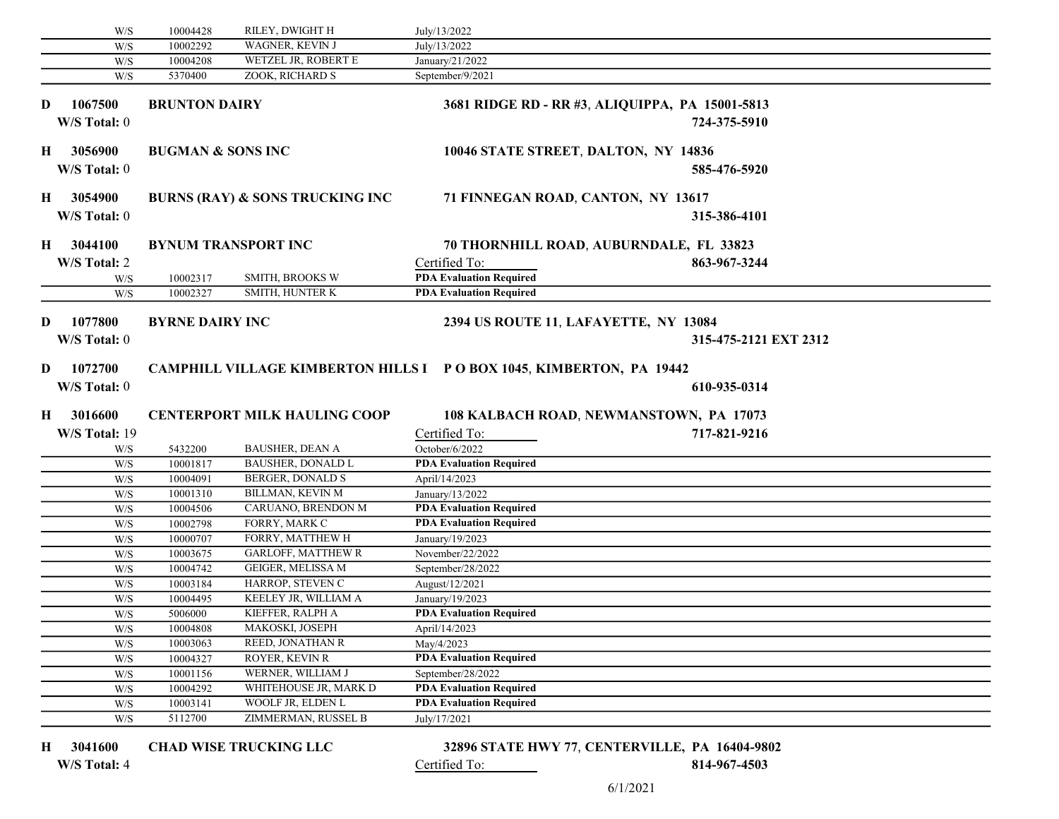| | | | |
|---|---|---|---|
| W/S | 10004428 | RILEY, DWIGHT H | July/13/2022 |
| W/S | 10002292 | WAGNER, KEVIN J | July/13/2022 |
| W/S | 10004208 | WETZEL JR, ROBERT E | January/21/2022 |
| W/S | 5370400 | ZOOK, RICHARD S | September/9/2021 |

**D 1067500 BRUNTON DAIRY** — 3681 RIDGE RD - RR #3, ALIQUIPPA, PA 15001-5813

**W/S Total:** 0 — 724-375-5910

**H 3056900 BUGMAN & SONS INC** — 10046 STATE STREET, DALTON, NY 14836

**W/S Total:** 0 — 585-476-5920

**H 3054900 BURNS (RAY) & SONS TRUCKING INC** — 71 FINNEGAN ROAD, CANTON, NY 13617

**W/S Total:** 0 — 315-386-4101

**H 3044100 BYNUM TRANSPORT INC** — 70 THORNHILL ROAD, AUBURNDALE, FL 33823

**W/S Total:** 2 — Certified To: — 863-967-3244

| | | | |
|---|---|---|---|
| W/S | 10002317 | SMITH, BROOKS W | **PDA Evaluation Required** |
| W/S | 10002327 | SMITH, HUNTER K | **PDA Evaluation Required** |

**D 1077800 BYRNE DAIRY INC** — 2394 US ROUTE 11, LAFAYETTE, NY 13084

**W/S Total:** 0 — 315-475-2121 EXT 2312

**D 1072700 CAMPHILL VILLAGE KIMBERTON HILLS I** — P O BOX 1045, KIMBERTON, PA 19442

**W/S Total:** 0 — 610-935-0314

**H 3016600 CENTERPORT MILK HAULING COOP** — 108 KALBACH ROAD, NEWMANSTOWN, PA 17073

**W/S Total:** 19 — Certified To: — 717-821-9216

| | | | |
|---|---|---|---|
| W/S | 5432200 | BAUSHER, DEAN A | October/6/2022 |
| W/S | 10001817 | BAUSHER, DONALD L | **PDA Evaluation Required** |
| W/S | 10004091 | BERGER, DONALD S | April/14/2023 |
| W/S | 10001310 | BILLMAN, KEVIN M | January/13/2022 |
| W/S | 10004506 | CARUANO, BRENDON M | **PDA Evaluation Required** |
| W/S | 10002798 | FORRY, MARK C | **PDA Evaluation Required** |
| W/S | 10000707 | FORRY, MATTHEW H | January/19/2023 |
| W/S | 10003675 | GARLOFF, MATTHEW R | November/22/2022 |
| W/S | 10004742 | GEIGER, MELISSA M | September/28/2022 |
| W/S | 10003184 | HARROP, STEVEN C | August/12/2021 |
| W/S | 10004495 | KEELEY JR, WILLIAM A | January/19/2023 |
| W/S | 5006000 | KIEFFER, RALPH A | **PDA Evaluation Required** |
| W/S | 10004808 | MAKOSKI, JOSEPH | April/14/2023 |
| W/S | 10003063 | REED, JONATHAN R | May/4/2023 |
| W/S | 10004327 | ROYER, KEVIN R | **PDA Evaluation Required** |
| W/S | 10001156 | WERNER, WILLIAM J | September/28/2022 |
| W/S | 10004292 | WHITEHOUSE JR, MARK D | **PDA Evaluation Required** |
| W/S | 10003141 | WOOLF JR, ELDEN L | **PDA Evaluation Required** |
| W/S | 5112700 | ZIMMERMAN, RUSSEL B | July/17/2021 |

**H 3041600 CHAD WISE TRUCKING LLC** — 32896 STATE HWY 77, CENTERVILLE, PA 16404-9802

**W/S Total:** 4 — Certified To: — 814-967-4503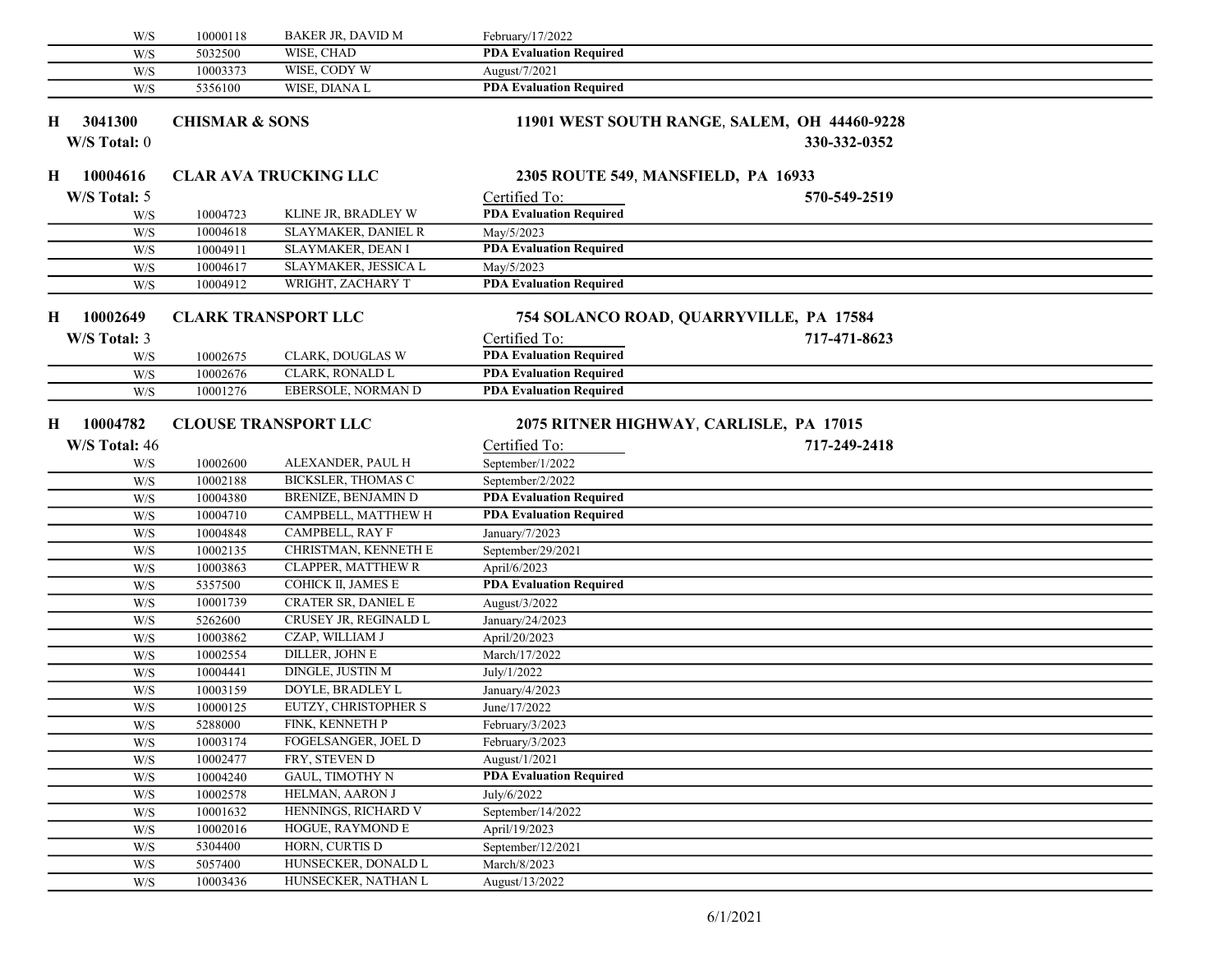| | | | |
|---|---|---|---|
| W/S | 10000118 | BAKER JR, DAVID M | February/17/2022 |
| W/S | 5032500 | WISE, CHAD | **PDA Evaluation Required** |
| W/S | 10003373 | WISE, CODY W | August/7/2021 |
| W/S | 5356100 | WISE, DIANA L | **PDA Evaluation Required** |

**H 3041300 CHISMAR & SONS** — **11901 WEST SOUTH RANGE, SALEM, OH 44460-9228**

**W/S Total:** 0 — **330-332-0352**

**H 10004616 CLAR AVA TRUCKING LLC** — **2305 ROUTE 549, MANSFIELD, PA 16933**

**W/S Total:** 5 — **570-549-2519**

| | | | Certified To: |
|---|---|---|---|
| W/S | 10004723 | KLINE JR, BRADLEY W | **PDA Evaluation Required** |
| W/S | 10004618 | SLAYMAKER, DANIEL R | May/5/2023 |
| W/S | 10004911 | SLAYMAKER, DEAN I | **PDA Evaluation Required** |
| W/S | 10004617 | SLAYMAKER, JESSICA L | May/5/2023 |
| W/S | 10004912 | WRIGHT, ZACHARY T | **PDA Evaluation Required** |

**H 10002649 CLARK TRANSPORT LLC** — **754 SOLANCO ROAD, QUARRYVILLE, PA 17584**

**W/S Total:** 3 — **717-471-8623**

| | | | Certified To: |
|---|---|---|---|
| W/S | 10002675 | CLARK, DOUGLAS W | **PDA Evaluation Required** |
| W/S | 10002676 | CLARK, RONALD L | **PDA Evaluation Required** |
| W/S | 10001276 | EBERSOLE, NORMAN D | **PDA Evaluation Required** |

**H 10004782 CLOUSE TRANSPORT LLC** — **2075 RITNER HIGHWAY, CARLISLE, PA 17015**

**W/S Total:** 46 — **717-249-2418**

| | | | Certified To: |
|---|---|---|---|
| W/S | 10002600 | ALEXANDER, PAUL H | September/1/2022 |
| W/S | 10002188 | BICKSLER, THOMAS C | September/2/2022 |
| W/S | 10004380 | BRENIZE, BENJAMIN D | **PDA Evaluation Required** |
| W/S | 10004710 | CAMPBELL, MATTHEW H | **PDA Evaluation Required** |
| W/S | 10004848 | CAMPBELL, RAY F | January/7/2023 |
| W/S | 10002135 | CHRISTMAN, KENNETH E | September/29/2021 |
| W/S | 10003863 | CLAPPER, MATTHEW R | April/6/2023 |
| W/S | 5357500 | COHICK II, JAMES E | **PDA Evaluation Required** |
| W/S | 10001739 | CRATER SR, DANIEL E | August/3/2022 |
| W/S | 5262600 | CRUSEY JR, REGINALD L | January/24/2023 |
| W/S | 10003862 | CZAP, WILLIAM J | April/20/2023 |
| W/S | 10002554 | DILLER, JOHN E | March/17/2022 |
| W/S | 10004441 | DINGLE, JUSTIN M | July/1/2022 |
| W/S | 10003159 | DOYLE, BRADLEY L | January/4/2023 |
| W/S | 10000125 | EUTZY, CHRISTOPHER S | June/17/2022 |
| W/S | 5288000 | FINK, KENNETH P | February/3/2023 |
| W/S | 10003174 | FOGELSANGER, JOEL D | February/3/2023 |
| W/S | 10002477 | FRY, STEVEN D | August/1/2021 |
| W/S | 10004240 | GAUL, TIMOTHY N | **PDA Evaluation Required** |
| W/S | 10002578 | HELMAN, AARON J | July/6/2022 |
| W/S | 10001632 | HENNINGS, RICHARD V | September/14/2022 |
| W/S | 10002016 | HOGUE, RAYMOND E | April/19/2023 |
| W/S | 5304400 | HORN, CURTIS D | September/12/2021 |
| W/S | 5057400 | HUNSECKER, DONALD L | March/8/2023 |
| W/S | 10003436 | HUNSECKER, NATHAN L | August/13/2022 |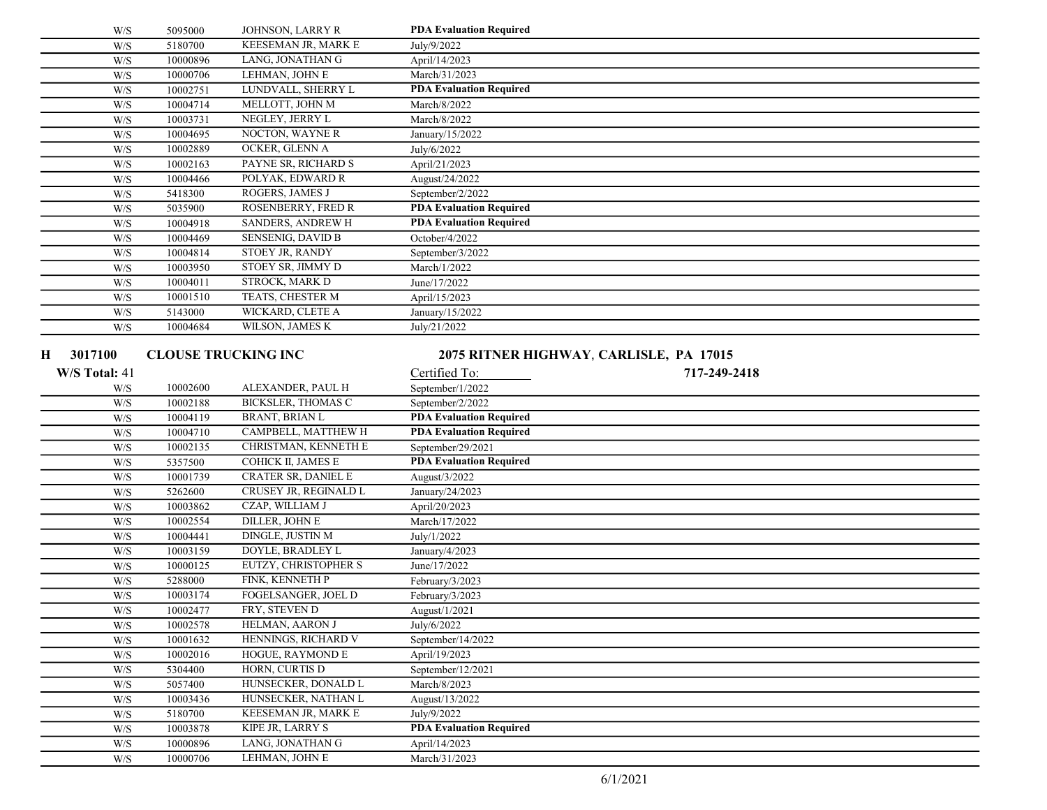| | | | |
|---|---|---|---|
| W/S | 5095000 | JOHNSON, LARRY R | **PDA Evaluation Required** |
| W/S | 5180700 | KEESEMAN JR, MARK E | July/9/2022 |
| W/S | 10000896 | LANG, JONATHAN G | April/14/2023 |
| W/S | 10000706 | LEHMAN, JOHN E | March/31/2023 |
| W/S | 10002751 | LUNDVALL, SHERRY L | **PDA Evaluation Required** |
| W/S | 10004714 | MELLOTT, JOHN M | March/8/2022 |
| W/S | 10003731 | NEGLEY, JERRY L | March/8/2022 |
| W/S | 10004695 | NOCTON, WAYNE R | January/15/2022 |
| W/S | 10002889 | OCKER, GLENN A | July/6/2022 |
| W/S | 10002163 | PAYNE SR, RICHARD S | April/21/2023 |
| W/S | 10004466 | POLYAK, EDWARD R | August/24/2022 |
| W/S | 5418300 | ROGERS, JAMES J | September/2/2022 |
| W/S | 5035900 | ROSENBERRY, FRED R | **PDA Evaluation Required** |
| W/S | 10004918 | SANDERS, ANDREW H | **PDA Evaluation Required** |
| W/S | 10004469 | SENSENIG, DAVID B | October/4/2022 |
| W/S | 10004814 | STOEY JR, RANDY | September/3/2022 |
| W/S | 10003950 | STOEY SR, JIMMY D | March/1/2022 |
| W/S | 10004011 | STROCK, MARK D | June/17/2022 |
| W/S | 10001510 | TEATS, CHESTER M | April/15/2023 |
| W/S | 5143000 | WICKARD, CLETE A | January/15/2022 |
| W/S | 10004684 | WILSON, JAMES K | July/21/2022 |

**H 3017100 CLOUSE TRUCKING INC** — **2075 RITNER HIGHWAY, CARLISLE, PA 17015**

**W/S Total:** 41 — Certified To: — **717-249-2418**

| | | | |
|---|---|---|---|
| W/S | 10002600 | ALEXANDER, PAUL H | September/1/2022 |
| W/S | 10002188 | BICKSLER, THOMAS C | September/2/2022 |
| W/S | 10004119 | BRANT, BRIAN L | **PDA Evaluation Required** |
| W/S | 10004710 | CAMPBELL, MATTHEW H | **PDA Evaluation Required** |
| W/S | 10002135 | CHRISTMAN, KENNETH E | September/29/2021 |
| W/S | 5357500 | COHICK II, JAMES E | **PDA Evaluation Required** |
| W/S | 10001739 | CRATER SR, DANIEL E | August/3/2022 |
| W/S | 5262600 | CRUSEY JR, REGINALD L | January/24/2023 |
| W/S | 10003862 | CZAP, WILLIAM J | April/20/2023 |
| W/S | 10002554 | DILLER, JOHN E | March/17/2022 |
| W/S | 10004441 | DINGLE, JUSTIN M | July/1/2022 |
| W/S | 10003159 | DOYLE, BRADLEY L | January/4/2023 |
| W/S | 10000125 | EUTZY, CHRISTOPHER S | June/17/2022 |
| W/S | 5288000 | FINK, KENNETH P | February/3/2023 |
| W/S | 10003174 | FOGELSANGER, JOEL D | February/3/2023 |
| W/S | 10002477 | FRY, STEVEN D | August/1/2021 |
| W/S | 10002578 | HELMAN, AARON J | July/6/2022 |
| W/S | 10001632 | HENNINGS, RICHARD V | September/14/2022 |
| W/S | 10002016 | HOGUE, RAYMOND E | April/19/2023 |
| W/S | 5304400 | HORN, CURTIS D | September/12/2021 |
| W/S | 5057400 | HUNSECKER, DONALD L | March/8/2023 |
| W/S | 10003436 | HUNSECKER, NATHAN L | August/13/2022 |
| W/S | 5180700 | KEESEMAN JR, MARK E | July/9/2022 |
| W/S | 10003878 | KIPE JR, LARRY S | **PDA Evaluation Required** |
| W/S | 10000896 | LANG, JONATHAN G | April/14/2023 |
| W/S | 10000706 | LEHMAN, JOHN E | March/31/2023 |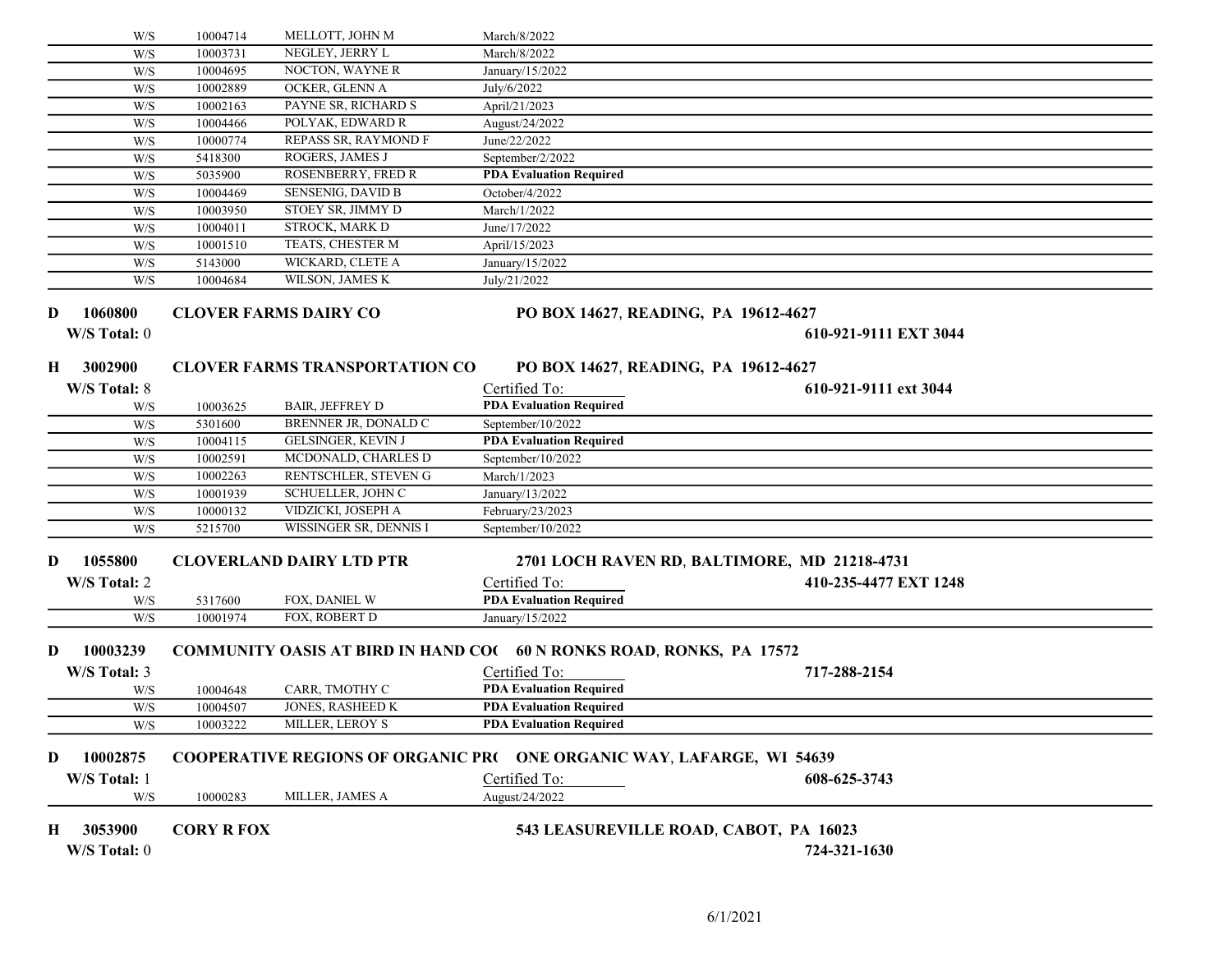| | | | |
|---|---|---|---|
| W/S | 10004714 | MELLOTT, JOHN M | March/8/2022 |
| W/S | 10003731 | NEGLEY, JERRY L | March/8/2022 |
| W/S | 10004695 | NOCTON, WAYNE R | January/15/2022 |
| W/S | 10002889 | OCKER, GLENN A | July/6/2022 |
| W/S | 10002163 | PAYNE SR, RICHARD S | April/21/2023 |
| W/S | 10004466 | POLYAK, EDWARD R | August/24/2022 |
| W/S | 10000774 | REPASS SR, RAYMOND F | June/22/2022 |
| W/S | 5418300 | ROGERS, JAMES J | September/2/2022 |
| W/S | 5035900 | ROSENBERRY, FRED R | **PDA Evaluation Required** |
| W/S | 10004469 | SENSENIG, DAVID B | October/4/2022 |
| W/S | 10003950 | STOEY SR, JIMMY D | March/1/2022 |
| W/S | 10004011 | STROCK, MARK D | June/17/2022 |
| W/S | 10001510 | TEATS, CHESTER M | April/15/2023 |
| W/S | 5143000 | WICKARD, CLETE A | January/15/2022 |
| W/S | 10004684 | WILSON, JAMES K | July/21/2022 |

**D 1060800 CLOVER FARMS DAIRY CO** — **PO BOX 14627, READING, PA 19612-4627**

**W/S Total:** 0 — **610-921-9111 EXT 3044**

**H 3002900 CLOVER FARMS TRANSPORTATION CO** — **PO BOX 14627, READING, PA 19612-4627**

**W/S Total:** 8 — **610-921-9111 ext 3044**

| | | | Certified To: |
|---|---|---|---|
| W/S | 10003625 | BAIR, JEFFREY D | **PDA Evaluation Required** |
| W/S | 5301600 | BRENNER JR, DONALD C | September/10/2022 |
| W/S | 10004115 | GELSINGER, KEVIN J | **PDA Evaluation Required** |
| W/S | 10002591 | MCDONALD, CHARLES D | September/10/2022 |
| W/S | 10002263 | RENTSCHLER, STEVEN G | March/1/2023 |
| W/S | 10001939 | SCHUELLER, JOHN C | January/13/2022 |
| W/S | 10000132 | VIDZICKI, JOSEPH A | February/23/2023 |
| W/S | 5215700 | WISSINGER SR, DENNIS I | September/10/2022 |

**D 1055800 CLOVERLAND DAIRY LTD PTR** — **2701 LOCH RAVEN RD, BALTIMORE, MD 21218-4731**

**W/S Total:** 2 — **410-235-4477 EXT 1248**

| | | | Certified To: |
|---|---|---|---|
| W/S | 5317600 | FOX, DANIEL W | **PDA Evaluation Required** |
| W/S | 10001974 | FOX, ROBERT D | January/15/2022 |

**D 10003239 COMMUNITY OASIS AT BIRD IN HAND CO(** — **60 N RONKS ROAD, RONKS, PA 17572**

**W/S Total:** 3 — **717-288-2154**

| | | | Certified To: |
|---|---|---|---|
| W/S | 10004648 | CARR, TMOTHY C | **PDA Evaluation Required** |
| W/S | 10004507 | JONES, RASHEED K | **PDA Evaluation Required** |
| W/S | 10003222 | MILLER, LEROY S | **PDA Evaluation Required** |

**D 10002875 COOPERATIVE REGIONS OF ORGANIC PR(** — **ONE ORGANIC WAY, LAFARGE, WI 54639**

**W/S Total:** 1 — **608-625-3743**

| | | | Certified To: |
|---|---|---|---|
| W/S | 10000283 | MILLER, JAMES A | August/24/2022 |

**H 3053900 CORY R FOX** — **543 LEASUREVILLE ROAD, CABOT, PA 16023**

**W/S Total:** 0 — **724-321-1630**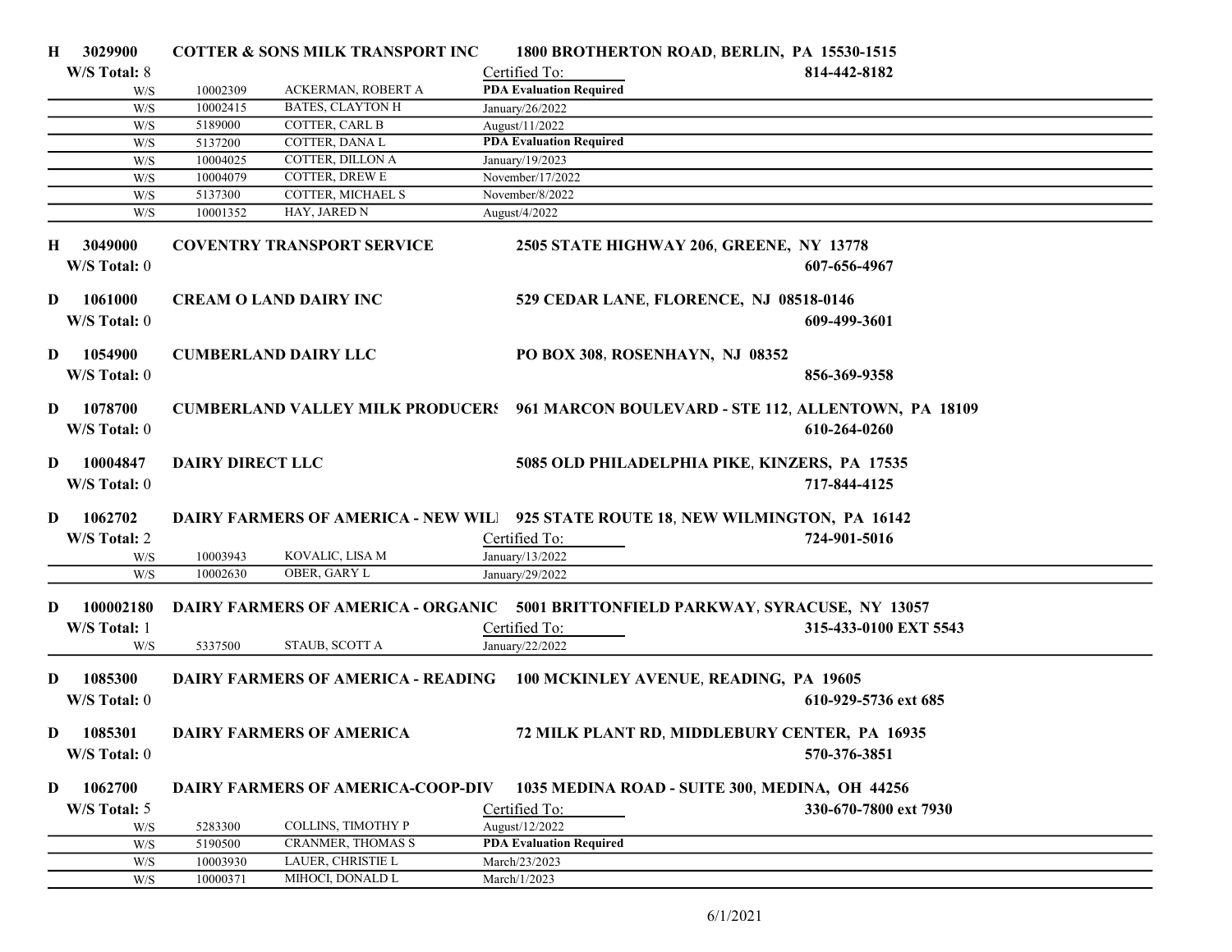**H 3029900 COTTER & SONS MILK TRANSPORT INC** 1800 BROTHERTON ROAD, BERLIN, PA 15530-1515

W/S Total: 8 — Certified To: — 814-442-8182

| | | | Certified To: |
|---|---|---|---|
| W/S | 10002309 | ACKERMAN, ROBERT A | **PDA Evaluation Required** |
| W/S | 10002415 | BATES, CLAYTON H | January/26/2022 |
| W/S | 5189000 | COTTER, CARL B | August/11/2022 |
| W/S | 5137200 | COTTER, DANA L | **PDA Evaluation Required** |
| W/S | 10004025 | COTTER, DILLON A | January/19/2023 |
| W/S | 10004079 | COTTER, DREW E | November/17/2022 |
| W/S | 5137300 | COTTER, MICHAEL S | November/8/2022 |
| W/S | 10001352 | HAY, JARED N | August/4/2022 |

**H 3049000 COVENTRY TRANSPORT SERVICE** 2505 STATE HIGHWAY 206, GREENE, NY 13778

W/S Total: 0 — 607-656-4967

**D 1061000 CREAM O LAND DAIRY INC** 529 CEDAR LANE, FLORENCE, NJ 08518-0146

W/S Total: 0 — 609-499-3601

**D 1054900 CUMBERLAND DAIRY LLC** PO BOX 308, ROSENHAYN, NJ 08352

W/S Total: 0 — 856-369-9358

**D 1078700 CUMBERLAND VALLEY MILK PRODUCERS** 961 MARCON BOULEVARD - STE 112, ALLENTOWN, PA 18109

W/S Total: 0 — 610-264-0260

**D 10004847 DAIRY DIRECT LLC** 5085 OLD PHILADELPHIA PIKE, KINZERS, PA 17535

W/S Total: 0 — 717-844-4125

**D 1062702 DAIRY FARMERS OF AMERICA - NEW WIL** 925 STATE ROUTE 18, NEW WILMINGTON, PA 16142

W/S Total: 2 — Certified To: — 724-901-5016

| | | | Certified To: |
|---|---|---|---|
| W/S | 10003943 | KOVALIC, LISA M | January/13/2022 |
| W/S | 10002630 | OBER, GARY L | January/29/2022 |

**D 100002180 DAIRY FARMERS OF AMERICA - ORGANIC** 5001 BRITTONFIELD PARKWAY, SYRACUSE, NY 13057

W/S Total: 1 — Certified To: — 315-433-0100 EXT 5543

| | | | Certified To: |
|---|---|---|---|
| W/S | 5337500 | STAUB, SCOTT A | January/22/2022 |

**D 1085300 DAIRY FARMERS OF AMERICA - READING** 100 MCKINLEY AVENUE, READING, PA 19605

W/S Total: 0 — 610-929-5736 ext 685

**D 1085301 DAIRY FARMERS OF AMERICA** 72 MILK PLANT RD, MIDDLEBURY CENTER, PA 16935

W/S Total: 0 — 570-376-3851

**D 1062700 DAIRY FARMERS OF AMERICA-COOP-DIV** 1035 MEDINA ROAD - SUITE 300, MEDINA, OH 44256

W/S Total: 5 — Certified To: — 330-670-7800 ext 7930

| | | | Certified To: |
|---|---|---|---|
| W/S | 5283300 | COLLINS, TIMOTHY P | August/12/2022 |
| W/S | 5190500 | CRANMER, THOMAS S | **PDA Evaluation Required** |
| W/S | 10003930 | LAUER, CHRISTIE L | March/23/2023 |
| W/S | 10000371 | MIHOCI, DONALD L | March/1/2023 |

6/1/2021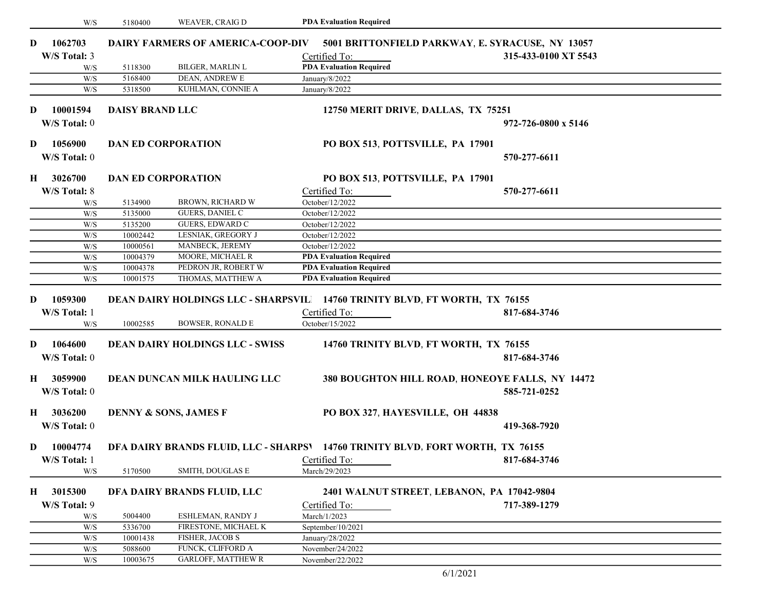| W/S | 5180400 | WEAVER, CRAIG D | **PDA Evaluation Required** |
|---|---|---|---|

**D 1062703 DAIRY FARMERS OF AMERICA-COOP-DIV** **5001 BRITTONFIELD PARKWAY, E. SYRACUSE, NY 13057**
**W/S Total:** 3 Certified To: **315-433-0100 XT 5543**

| | | | |
|---|---|---|---|
| W/S | 5118300 | BILGER, MARLIN L | **PDA Evaluation Required** |
| W/S | 5168400 | DEAN, ANDREW E | January/8/2022 |
| W/S | 5318500 | KUHLMAN, CONNIE A | January/8/2022 |

**D 10001594 DAISY BRAND LLC** **12750 MERIT DRIVE, DALLAS, TX 75251**
**W/S Total:** 0 **972-726-0800 x 5146**

**D 1056900 DAN ED CORPORATION** **PO BOX 513, POTTSVILLE, PA 17901**
**W/S Total:** 0 **570-277-6611**

**H 3026700 DAN ED CORPORATION** **PO BOX 513, POTTSVILLE, PA 17901**
**W/S Total:** 8 Certified To: **570-277-6611**

| | | | |
|---|---|---|---|
| W/S | 5134900 | BROWN, RICHARD W | October/12/2022 |
| W/S | 5135000 | GUERS, DANIEL C | October/12/2022 |
| W/S | 5135200 | GUERS, EDWARD C | October/12/2022 |
| W/S | 10002442 | LESNIAK, GREGORY J | October/12/2022 |
| W/S | 10000561 | MANBECK, JEREMY | October/12/2022 |
| W/S | 10004379 | MOORE, MICHAEL R | **PDA Evaluation Required** |
| W/S | 10004378 | PEDRON JR, ROBERT W | **PDA Evaluation Required** |
| W/S | 10001575 | THOMAS, MATTHEW A | **PDA Evaluation Required** |

**D 1059300 DEAN DAIRY HOLDINGS LLC - SHARPSVIL** **14760 TRINITY BLVD, FT WORTH, TX 76155**
**W/S Total:** 1 Certified To: **817-684-3746**

| | | | |
|---|---|---|---|
| W/S | 10002585 | BOWSER, RONALD E | October/15/2022 |

**D 1064600 DEAN DAIRY HOLDINGS LLC - SWISS** **14760 TRINITY BLVD, FT WORTH, TX 76155**
**W/S Total:** 0 **817-684-3746**

**H 3059900 DEAN DUNCAN MILK HAULING LLC** **380 BOUGHTON HILL ROAD, HONEOYE FALLS, NY 14472**
**W/S Total:** 0 **585-721-0252**

**H 3036200 DENNY & SONS, JAMES F** **PO BOX 327, HAYESVILLE, OH 44838**
**W/S Total:** 0 **419-368-7920**

**D 10004774 DFA DAIRY BRANDS FLUID, LLC - SHARPS\** **14760 TRINITY BLVD, FORT WORTH, TX 76155**
**W/S Total:** 1 Certified To: **817-684-3746**

| | | | |
|---|---|---|---|
| W/S | 5170500 | SMITH, DOUGLAS E | March/29/2023 |

**H 3015300 DFA DAIRY BRANDS FLUID, LLC** **2401 WALNUT STREET, LEBANON, PA 17042-9804**
**W/S Total:** 9 Certified To: **717-389-1279**

| | | | |
|---|---|---|---|
| W/S | 5004400 | ESHLEMAN, RANDY J | March/1/2023 |
| W/S | 5336700 | FIRESTONE, MICHAEL K | September/10/2021 |
| W/S | 10001438 | FISHER, JACOB S | January/28/2022 |
| W/S | 5088600 | FUNCK, CLIFFORD A | November/24/2022 |
| W/S | 10003675 | GARLOFF, MATTHEW R | November/22/2022 |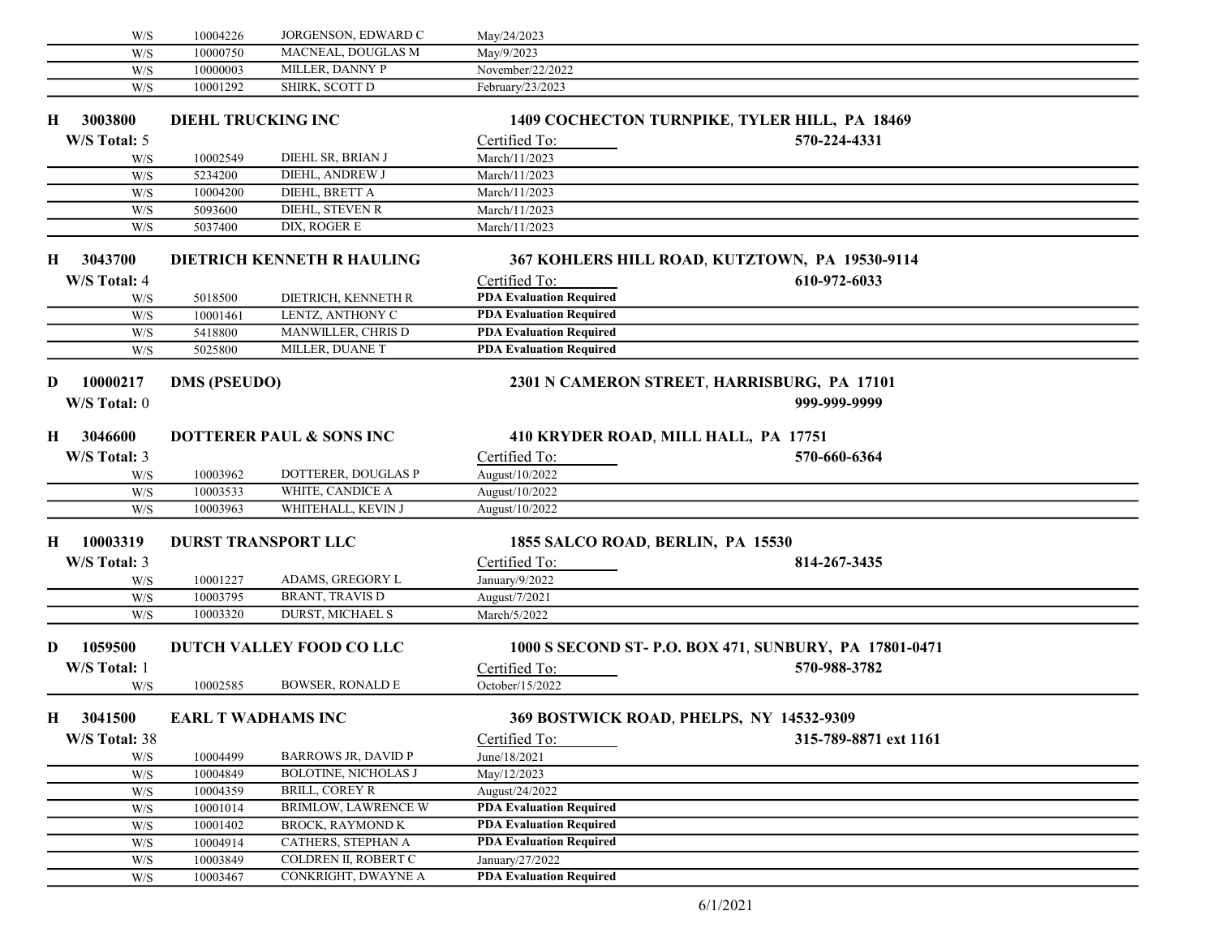| | | | |
|---|---|---|---|
| W/S | 10004226 | JORGENSON, EDWARD C | May/24/2023 |
| W/S | 10000750 | MACNEAL, DOUGLAS M | May/9/2023 |
| W/S | 10000003 | MILLER, DANNY P | November/22/2022 |
| W/S | 10001292 | SHIRK, SCOTT D | February/23/2023 |

**H 3003800 DIEHL TRUCKING INC** — **1409 COCHECTON TURNPIKE, TYLER HILL, PA 18469** — **570-224-4331**

**W/S Total:** 5

| | | | Certified To: |
|---|---|---|---|
| W/S | 10002549 | DIEHL SR, BRIAN J | March/11/2023 |
| W/S | 5234200 | DIEHL, ANDREW J | March/11/2023 |
| W/S | 10004200 | DIEHL, BRETT A | March/11/2023 |
| W/S | 5093600 | DIEHL, STEVEN R | March/11/2023 |
| W/S | 5037400 | DIX, ROGER E | March/11/2023 |

**H 3043700 DIETRICH KENNETH R HAULING** — **367 KOHLERS HILL ROAD, KUTZTOWN, PA 19530-9114** — **610-972-6033**

**W/S Total:** 4

| | | | Certified To: |
|---|---|---|---|
| W/S | 5018500 | DIETRICH, KENNETH R | **PDA Evaluation Required** |
| W/S | 10001461 | LENTZ, ANTHONY C | **PDA Evaluation Required** |
| W/S | 5418800 | MANWILLER, CHRIS D | **PDA Evaluation Required** |
| W/S | 5025800 | MILLER, DUANE T | **PDA Evaluation Required** |

**D 10000217 DMS (PSEUDO)** — **2301 N CAMERON STREET, HARRISBURG, PA 17101** — **999-999-9999**

**W/S Total:** 0

**H 3046600 DOTTERER PAUL & SONS INC** — **410 KRYDER ROAD, MILL HALL, PA 17751** — **570-660-6364**

**W/S Total:** 3

| | | | Certified To: |
|---|---|---|---|
| W/S | 10003962 | DOTTERER, DOUGLAS P | August/10/2022 |
| W/S | 10003533 | WHITE, CANDICE A | August/10/2022 |
| W/S | 10003963 | WHITEHALL, KEVIN J | August/10/2022 |

**H 10003319 DURST TRANSPORT LLC** — **1855 SALCO ROAD, BERLIN, PA 15530** — **814-267-3435**

**W/S Total:** 3

| | | | Certified To: |
|---|---|---|---|
| W/S | 10001227 | ADAMS, GREGORY L | January/9/2022 |
| W/S | 10003795 | BRANT, TRAVIS D | August/7/2021 |
| W/S | 10003320 | DURST, MICHAEL S | March/5/2022 |

**D 1059500 DUTCH VALLEY FOOD CO LLC** — **1000 S SECOND ST- P.O. BOX 471, SUNBURY, PA 17801-0471** — **570-988-3782**

**W/S Total:** 1

| | | | Certified To: |
|---|---|---|---|
| W/S | 10002585 | BOWSER, RONALD E | October/15/2022 |

**H 3041500 EARL T WADHAMS INC** — **369 BOSTWICK ROAD, PHELPS, NY 14532-9309** — **315-789-8871 ext 1161**

**W/S Total:** 38

| | | | Certified To: |
|---|---|---|---|
| W/S | 10004499 | BARROWS JR, DAVID P | June/18/2021 |
| W/S | 10004849 | BOLOTINE, NICHOLAS J | May/12/2023 |
| W/S | 10004359 | BRILL, COREY R | August/24/2022 |
| W/S | 10001014 | BRIMLOW, LAWRENCE W | **PDA Evaluation Required** |
| W/S | 10001402 | BROCK, RAYMOND K | **PDA Evaluation Required** |
| W/S | 10004914 | CATHERS, STEPHAN A | **PDA Evaluation Required** |
| W/S | 10003849 | COLDREN II, ROBERT C | January/27/2022 |
| W/S | 10003467 | CONKRIGHT, DWAYNE A | **PDA Evaluation Required** |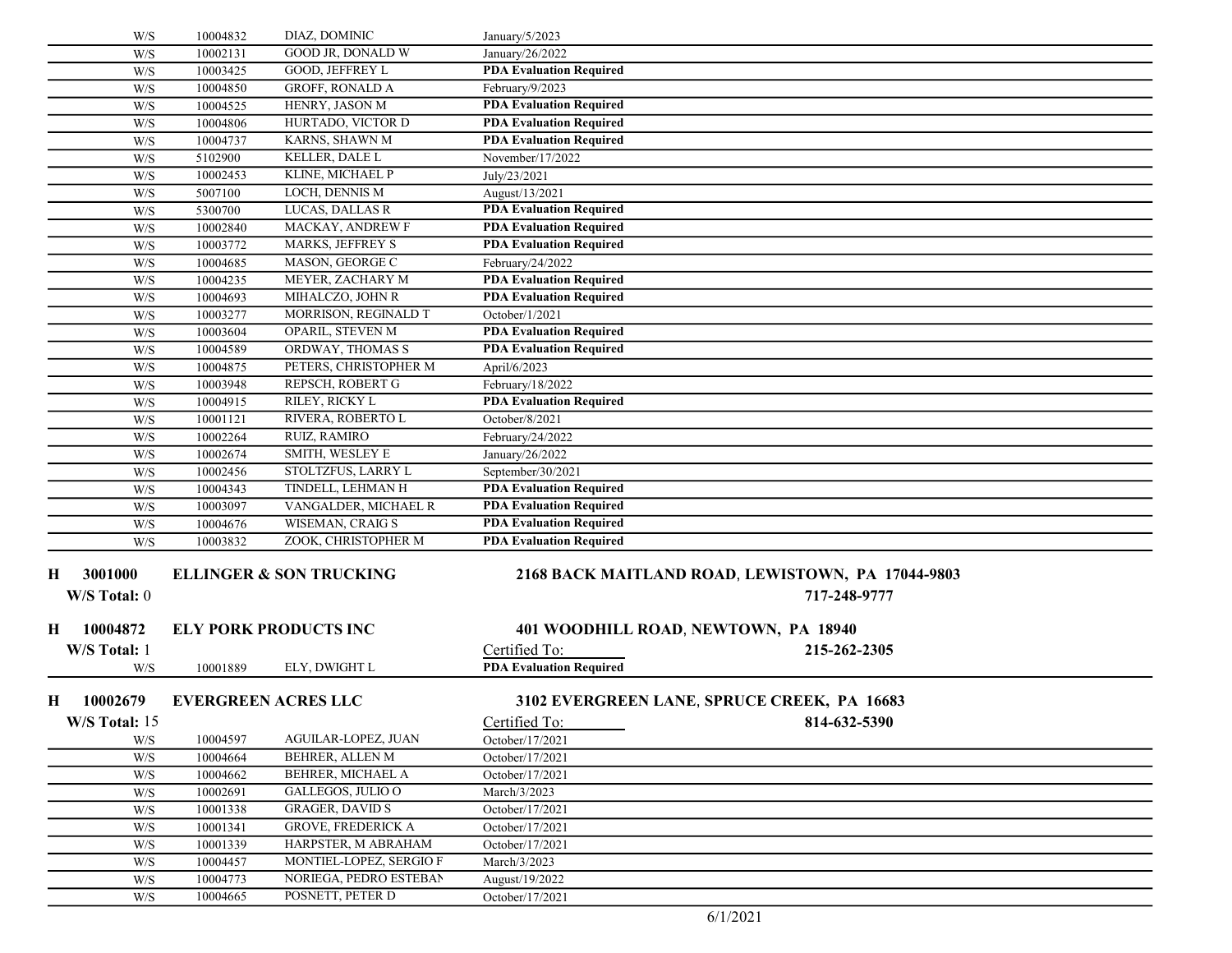| | | | |
|---|---|---|---|
| W/S | 10004832 | DIAZ, DOMINIC | January/5/2023 |
| W/S | 10002131 | GOOD JR, DONALD W | January/26/2022 |
| W/S | 10003425 | GOOD, JEFFREY L | **PDA Evaluation Required** |
| W/S | 10004850 | GROFF, RONALD A | February/9/2023 |
| W/S | 10004525 | HENRY, JASON M | **PDA Evaluation Required** |
| W/S | 10004806 | HURTADO, VICTOR D | **PDA Evaluation Required** |
| W/S | 10004737 | KARNS, SHAWN M | **PDA Evaluation Required** |
| W/S | 5102900 | KELLER, DALE L | November/17/2022 |
| W/S | 10002453 | KLINE, MICHAEL P | July/23/2021 |
| W/S | 5007100 | LOCH, DENNIS M | August/13/2021 |
| W/S | 5300700 | LUCAS, DALLAS R | **PDA Evaluation Required** |
| W/S | 10002840 | MACKAY, ANDREW F | **PDA Evaluation Required** |
| W/S | 10003772 | MARKS, JEFFREY S | **PDA Evaluation Required** |
| W/S | 10004685 | MASON, GEORGE C | February/24/2022 |
| W/S | 10004235 | MEYER, ZACHARY M | **PDA Evaluation Required** |
| W/S | 10004693 | MIHALCZO, JOHN R | **PDA Evaluation Required** |
| W/S | 10003277 | MORRISON, REGINALD T | October/1/2021 |
| W/S | 10003604 | OPARIL, STEVEN M | **PDA Evaluation Required** |
| W/S | 10004589 | ORDWAY, THOMAS S | **PDA Evaluation Required** |
| W/S | 10004875 | PETERS, CHRISTOPHER M | April/6/2023 |
| W/S | 10003948 | REPSCH, ROBERT G | February/18/2022 |
| W/S | 10004915 | RILEY, RICKY L | **PDA Evaluation Required** |
| W/S | 10001121 | RIVERA, ROBERTO L | October/8/2021 |
| W/S | 10002264 | RUIZ, RAMIRO | February/24/2022 |
| W/S | 10002674 | SMITH, WESLEY E | January/26/2022 |
| W/S | 10002456 | STOLTZFUS, LARRY L | September/30/2021 |
| W/S | 10004343 | TINDELL, LEHMAN H | **PDA Evaluation Required** |
| W/S | 10003097 | VANGALDER, MICHAEL R | **PDA Evaluation Required** |
| W/S | 10004676 | WISEMAN, CRAIG S | **PDA Evaluation Required** |
| W/S | 10003832 | ZOOK, CHRISTOPHER M | **PDA Evaluation Required** |

**H 3001000 ELLINGER & SON TRUCKING** — **2168 BACK MAITLAND ROAD, LEWISTOWN, PA 17044-9803**

**W/S Total:** 0 — **717-248-9777**

**H 10004872 ELY PORK PRODUCTS INC** — **401 WOODHILL ROAD, NEWTOWN, PA 18940**

**W/S Total:** 1 — Certified To: — **215-262-2305**

| | | | |
|---|---|---|---|
| W/S | 10001889 | ELY, DWIGHT L | **PDA Evaluation Required** |

**H 10002679 EVERGREEN ACRES LLC** — **3102 EVERGREEN LANE, SPRUCE CREEK, PA 16683**

**W/S Total:** 15 — Certified To: — **814-632-5390**

| | | | |
|---|---|---|---|
| W/S | 10004597 | AGUILAR-LOPEZ, JUAN | October/17/2021 |
| W/S | 10004664 | BEHRER, ALLEN M | October/17/2021 |
| W/S | 10004662 | BEHRER, MICHAEL A | October/17/2021 |
| W/S | 10002691 | GALLEGOS, JULIO O | March/3/2023 |
| W/S | 10001338 | GRAGER, DAVID S | October/17/2021 |
| W/S | 10001341 | GROVE, FREDERICK A | October/17/2021 |
| W/S | 10001339 | HARPSTER, M ABRAHAM | October/17/2021 |
| W/S | 10004457 | MONTIEL-LOPEZ, SERGIO F | March/3/2023 |
| W/S | 10004773 | NORIEGA, PEDRO ESTEBAN | August/19/2022 |
| W/S | 10004665 | POSNETT, PETER D | October/17/2021 |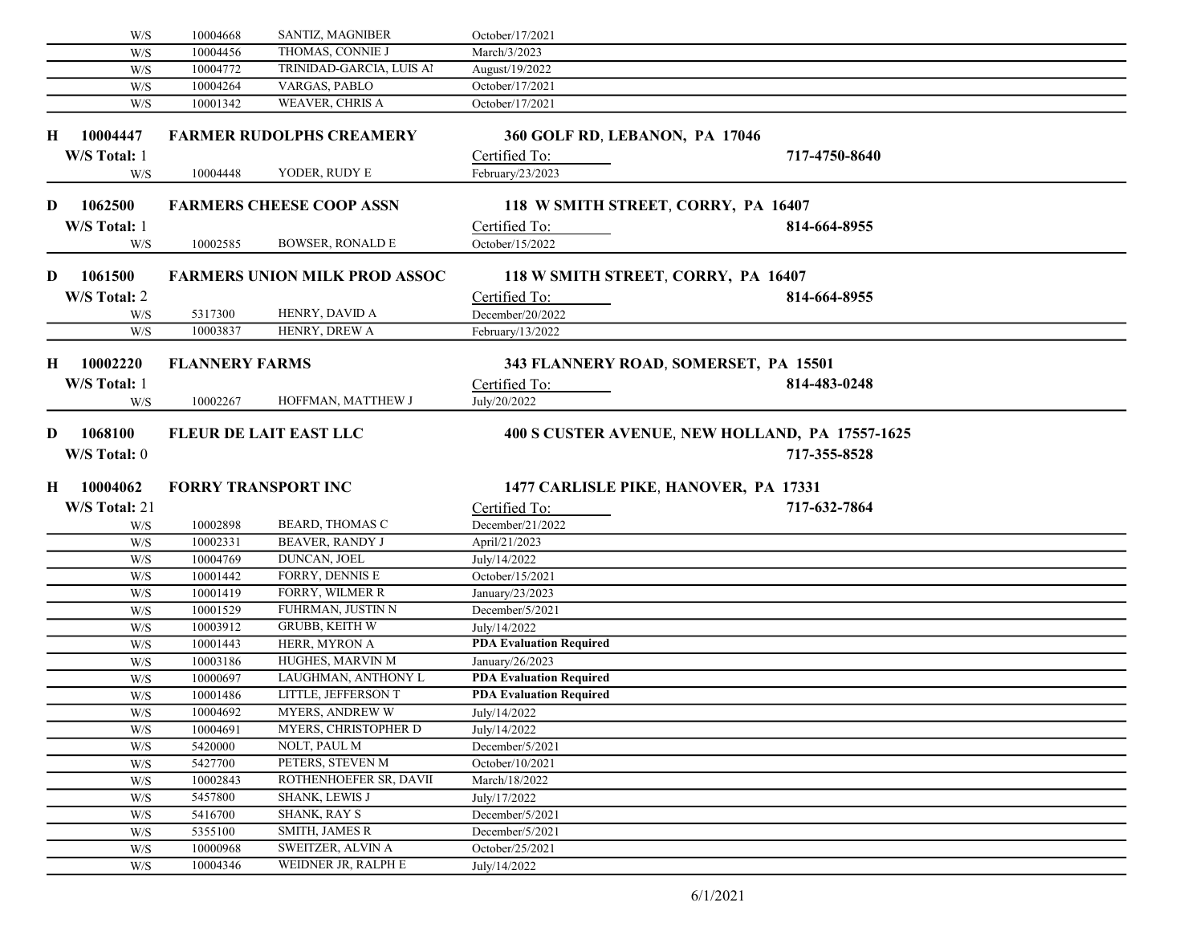| | | | |
|---|---|---|---|
| W/S | 10004668 | SANTIZ, MAGNIBER | October/17/2021 |
| W/S | 10004456 | THOMAS, CONNIE J | March/3/2023 |
| W/S | 10004772 | TRINIDAD-GARCIA, LUIS AI | August/19/2022 |
| W/S | 10004264 | VARGAS, PABLO | October/17/2021 |
| W/S | 10001342 | WEAVER, CHRIS A | October/17/2021 |

**H 10004447 FARMER RUDOLPHS CREAMERY** — **360 GOLF RD, LEBANON, PA 17046**

**W/S Total:** 1 — Certified To: — **717-4750-8640**

| | | | |
|---|---|---|---|
| W/S | 10004448 | YODER, RUDY E | February/23/2023 |

**D 1062500 FARMERS CHEESE COOP ASSN** — **118 W SMITH STREET, CORRY, PA 16407**

**W/S Total:** 1 — Certified To: — **814-664-8955**

| | | | |
|---|---|---|---|
| W/S | 10002585 | BOWSER, RONALD E | October/15/2022 |

**D 1061500 FARMERS UNION MILK PROD ASSOC** — **118 W SMITH STREET, CORRY, PA 16407**

**W/S Total:** 2 — Certified To: — **814-664-8955**

| | | | |
|---|---|---|---|
| W/S | 5317300 | HENRY, DAVID A | December/20/2022 |
| W/S | 10003837 | HENRY, DREW A | February/13/2022 |

**H 10002220 FLANNERY FARMS** — **343 FLANNERY ROAD, SOMERSET, PA 15501**

**W/S Total:** 1 — Certified To: — **814-483-0248**

| | | | |
|---|---|---|---|
| W/S | 10002267 | HOFFMAN, MATTHEW J | July/20/2022 |

**D 1068100 FLEUR DE LAIT EAST LLC** — **400 S CUSTER AVENUE, NEW HOLLAND, PA 17557-1625**

**W/S Total:** 0 — **717-355-8528**

**H 10004062 FORRY TRANSPORT INC** — **1477 CARLISLE PIKE, HANOVER, PA 17331**

**W/S Total:** 21 — Certified To: — **717-632-7864**

| | | | |
|---|---|---|---|
| W/S | 10002898 | BEARD, THOMAS C | December/21/2022 |
| W/S | 10002331 | BEAVER, RANDY J | April/21/2023 |
| W/S | 10004769 | DUNCAN, JOEL | July/14/2022 |
| W/S | 10001442 | FORRY, DENNIS E | October/15/2021 |
| W/S | 10001419 | FORRY, WILMER R | January/23/2023 |
| W/S | 10001529 | FUHRMAN, JUSTIN N | December/5/2021 |
| W/S | 10003912 | GRUBB, KEITH W | July/14/2022 |
| W/S | 10001443 | HERR, MYRON A | **PDA Evaluation Required** |
| W/S | 10003186 | HUGHES, MARVIN M | January/26/2023 |
| W/S | 10000697 | LAUGHMAN, ANTHONY L | **PDA Evaluation Required** |
| W/S | 10001486 | LITTLE, JEFFERSON T | **PDA Evaluation Required** |
| W/S | 10004692 | MYERS, ANDREW W | July/14/2022 |
| W/S | 10004691 | MYERS, CHRISTOPHER D | July/14/2022 |
| W/S | 5420000 | NOLT, PAUL M | December/5/2021 |
| W/S | 5427700 | PETERS, STEVEN M | October/10/2021 |
| W/S | 10002843 | ROTHENHOEFER SR, DAVII | March/18/2022 |
| W/S | 5457800 | SHANK, LEWIS J | July/17/2022 |
| W/S | 5416700 | SHANK, RAY S | December/5/2021 |
| W/S | 5355100 | SMITH, JAMES R | December/5/2021 |
| W/S | 10000968 | SWEITZER, ALVIN A | October/25/2021 |
| W/S | 10004346 | WEIDNER JR, RALPH E | July/14/2022 |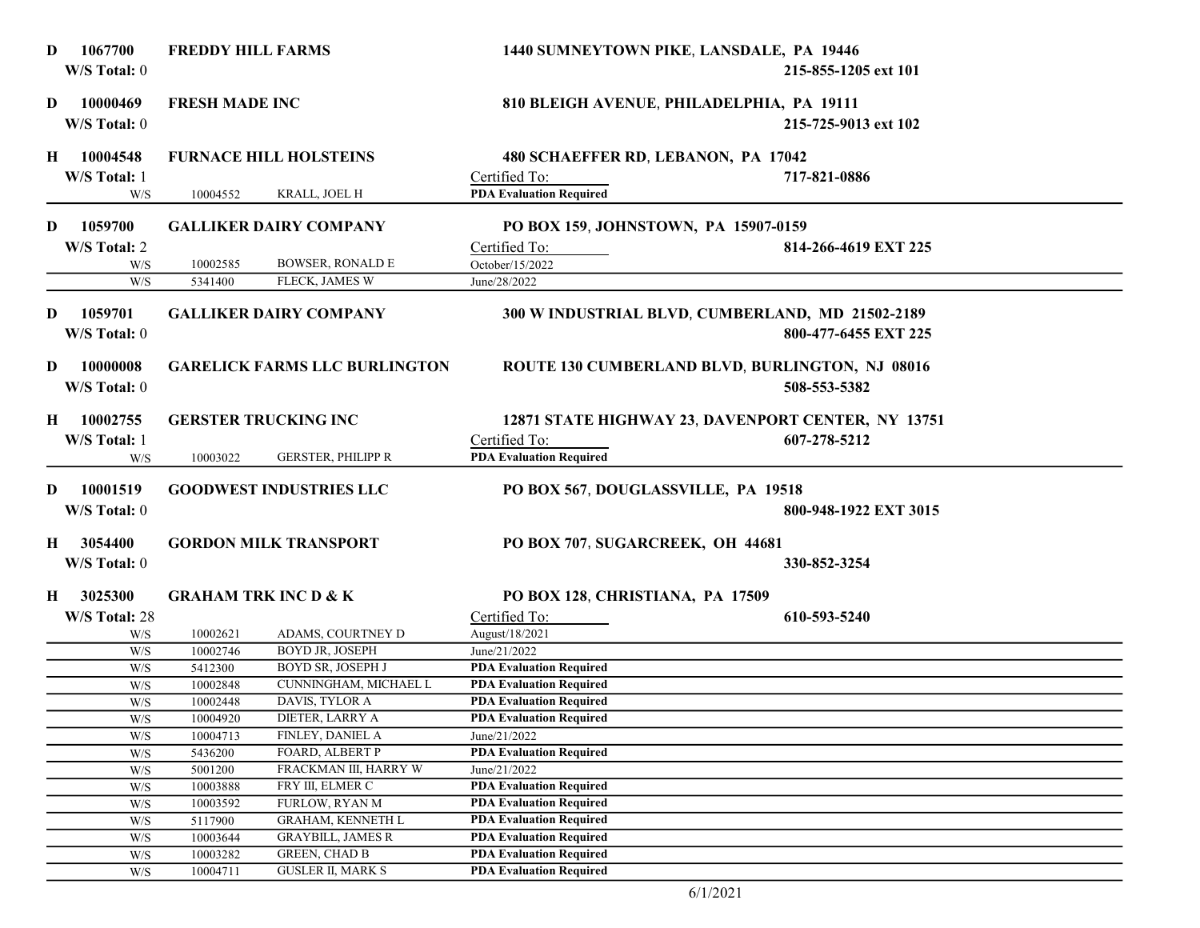**D 1067700 FREDDY HILL FARMS** — **1440 SUMNEYTOWN PIKE, LANSDALE, PA 19446**

W/S Total: 0 — **215-855-1205 ext 101**

**D 10000469 FRESH MADE INC** — **810 BLEIGH AVENUE, PHILADELPHIA, PA 19111**

W/S Total: 0 — **215-725-9013 ext 102**

**H 10004548 FURNACE HILL HOLSTEINS** — **480 SCHAEFFER RD, LEBANON, PA 17042**

W/S Total: 1 — **717-821-0886**

| | ID | Name | Certified To: |
|---|---|---|---|
| W/S | 10004552 | KRALL, JOEL H | **PDA Evaluation Required** |

**D 1059700 GALLIKER DAIRY COMPANY** — **PO BOX 159, JOHNSTOWN, PA 15907-0159**

W/S Total: 2 — **814-266-4619 EXT 225**

| | ID | Name | Certified To: |
|---|---|---|---|
| W/S | 10002585 | BOWSER, RONALD E | October/15/2022 |
| W/S | 5341400 | FLECK, JAMES W | June/28/2022 |

**D 1059701 GALLIKER DAIRY COMPANY** — **300 W INDUSTRIAL BLVD, CUMBERLAND, MD 21502-2189**

W/S Total: 0 — **800-477-6455 EXT 225**

**D 10000008 GARELICK FARMS LLC BURLINGTON** — **ROUTE 130 CUMBERLAND BLVD, BURLINGTON, NJ 08016**

W/S Total: 0 — **508-553-5382**

**H 10002755 GERSTER TRUCKING INC** — **12871 STATE HIGHWAY 23, DAVENPORT CENTER, NY 13751**

W/S Total: 1 — **607-278-5212**

| | ID | Name | Certified To: |
|---|---|---|---|
| W/S | 10003022 | GERSTER, PHILIPP R | **PDA Evaluation Required** |

**D 10001519 GOODWEST INDUSTRIES LLC** — **PO BOX 567, DOUGLASSVILLE, PA 19518**

W/S Total: 0 — **800-948-1922 EXT 3015**

**H 3054400 GORDON MILK TRANSPORT** — **PO BOX 707, SUGARCREEK, OH 44681**

W/S Total: 0 — **330-852-3254**

**H 3025300 GRAHAM TRK INC D & K** — **PO BOX 128, CHRISTIANA, PA 17509**

W/S Total: 28 — **610-593-5240**

| | ID | Name | Certified To: |
|---|---|---|---|
| W/S | 10002621 | ADAMS, COURTNEY D | August/18/2021 |
| W/S | 10002746 | BOYD JR, JOSEPH | June/21/2022 |
| W/S | 5412300 | BOYD SR, JOSEPH J | **PDA Evaluation Required** |
| W/S | 10002848 | CUNNINGHAM, MICHAEL L | **PDA Evaluation Required** |
| W/S | 10002448 | DAVIS, TYLOR A | **PDA Evaluation Required** |
| W/S | 10004920 | DIETER, LARRY A | **PDA Evaluation Required** |
| W/S | 10004713 | FINLEY, DANIEL A | June/21/2022 |
| W/S | 5436200 | FOARD, ALBERT P | **PDA Evaluation Required** |
| W/S | 5001200 | FRACKMAN III, HARRY W | June/21/2022 |
| W/S | 10003888 | FRY III, ELMER C | **PDA Evaluation Required** |
| W/S | 10003592 | FURLOW, RYAN M | **PDA Evaluation Required** |
| W/S | 5117900 | GRAHAM, KENNETH L | **PDA Evaluation Required** |
| W/S | 10003644 | GRAYBILL, JAMES R | **PDA Evaluation Required** |
| W/S | 10003282 | GREEN, CHAD B | **PDA Evaluation Required** |
| W/S | 10004711 | GUSLER II, MARK S | **PDA Evaluation Required** |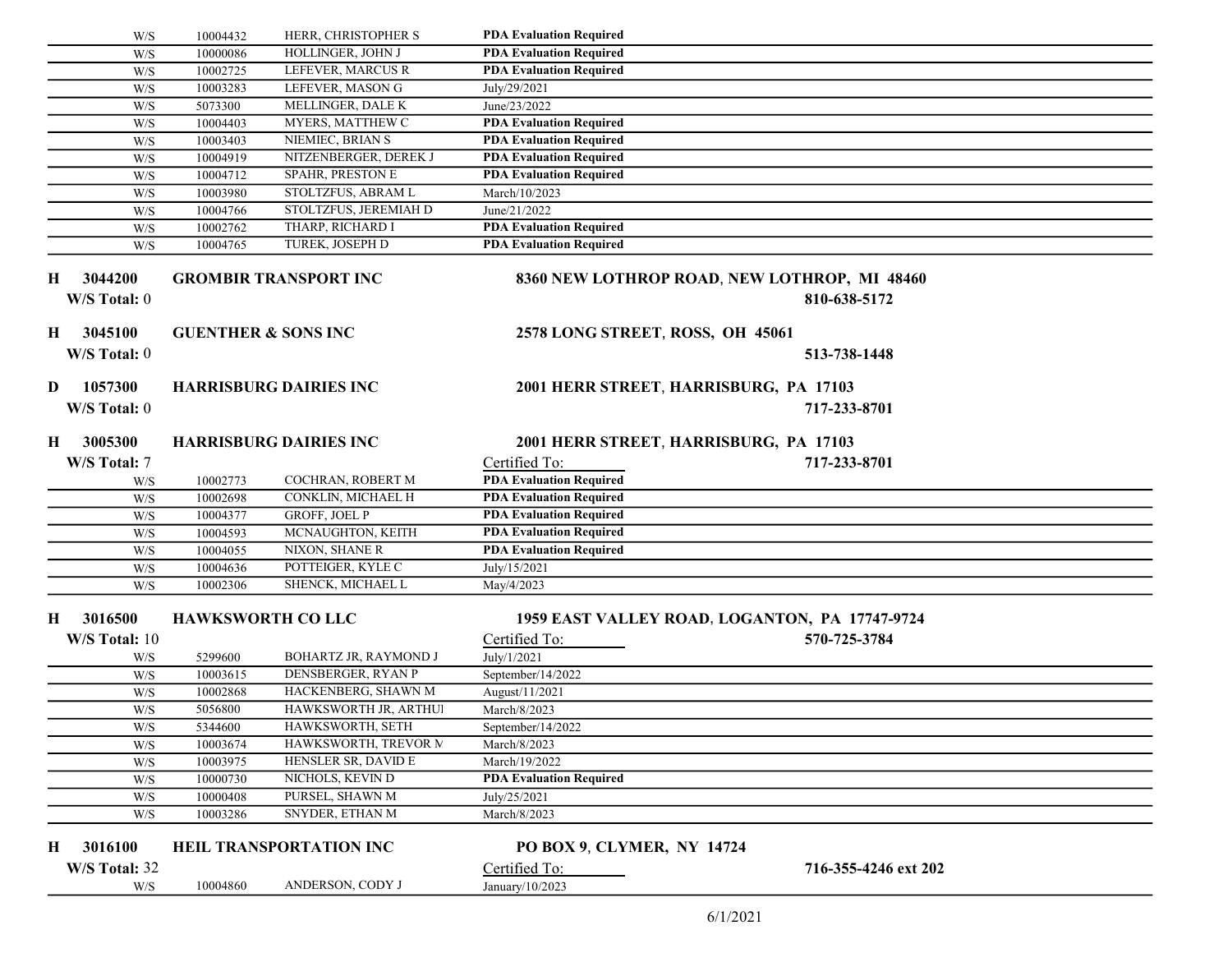| | | | |
|---|---|---|---|
| W/S | 10004432 | HERR, CHRISTOPHER S | **PDA Evaluation Required** |
| W/S | 10000086 | HOLLINGER, JOHN J | **PDA Evaluation Required** |
| W/S | 10002725 | LEFEVER, MARCUS R | **PDA Evaluation Required** |
| W/S | 10003283 | LEFEVER, MASON G | July/29/2021 |
| W/S | 5073300 | MELLINGER, DALE K | June/23/2022 |
| W/S | 10004403 | MYERS, MATTHEW C | **PDA Evaluation Required** |
| W/S | 10003403 | NIEMIEC, BRIAN S | **PDA Evaluation Required** |
| W/S | 10004919 | NITZENBERGER, DEREK J | **PDA Evaluation Required** |
| W/S | 10004712 | SPAHR, PRESTON E | **PDA Evaluation Required** |
| W/S | 10003980 | STOLTZFUS, ABRAM L | March/10/2023 |
| W/S | 10004766 | STOLTZFUS, JEREMIAH D | June/21/2022 |
| W/S | 10002762 | THARP, RICHARD I | **PDA Evaluation Required** |
| W/S | 10004765 | TUREK, JOSEPH D | **PDA Evaluation Required** |

**H 3044200 GROMBIR TRANSPORT INC** — **8360 NEW LOTHROP ROAD, NEW LOTHROP, MI 48460**
**W/S Total:** 0 — **810-638-5172**

**H 3045100 GUENTHER & SONS INC** — **2578 LONG STREET, ROSS, OH 45061**
**W/S Total:** 0 — **513-738-1448**

**D 1057300 HARRISBURG DAIRIES INC** — **2001 HERR STREET, HARRISBURG, PA 17103**
**W/S Total:** 0 — **717-233-8701**

**H 3005300 HARRISBURG DAIRIES INC** — **2001 HERR STREET, HARRISBURG, PA 17103**
**W/S Total:** 7 — **717-233-8701**

| | | | Certified To: |
|---|---|---|---|
| W/S | 10002773 | COCHRAN, ROBERT M | **PDA Evaluation Required** |
| W/S | 10002698 | CONKLIN, MICHAEL H | **PDA Evaluation Required** |
| W/S | 10004377 | GROFF, JOEL P | **PDA Evaluation Required** |
| W/S | 10004593 | MCNAUGHTON, KEITH | **PDA Evaluation Required** |
| W/S | 10004055 | NIXON, SHANE R | **PDA Evaluation Required** |
| W/S | 10004636 | POTTEIGER, KYLE C | July/15/2021 |
| W/S | 10002306 | SHENCK, MICHAEL L | May/4/2023 |

**H 3016500 HAWKSWORTH CO LLC** — **1959 EAST VALLEY ROAD, LOGANTON, PA 17747-9724**
**W/S Total:** 10 — **570-725-3784**

| | | | Certified To: |
|---|---|---|---|
| W/S | 5299600 | BOHARTZ JR, RAYMOND J | July/1/2021 |
| W/S | 10003615 | DENSBERGER, RYAN P | September/14/2022 |
| W/S | 10002868 | HACKENBERG, SHAWN M | August/11/2021 |
| W/S | 5056800 | HAWKSWORTH JR, ARTHUI | March/8/2023 |
| W/S | 5344600 | HAWKSWORTH, SETH | September/14/2022 |
| W/S | 10003674 | HAWKSWORTH, TREVOR M | March/8/2023 |
| W/S | 10003975 | HENSLER SR, DAVID E | March/19/2022 |
| W/S | 10000730 | NICHOLS, KEVIN D | **PDA Evaluation Required** |
| W/S | 10000408 | PURSEL, SHAWN M | July/25/2021 |
| W/S | 10003286 | SNYDER, ETHAN M | March/8/2023 |

**H 3016100 HEIL TRANSPORTATION INC** — **PO BOX 9, CLYMER, NY 14724**
**W/S Total:** 32 — **716-355-4246 ext 202**

| | | | Certified To: |
|---|---|---|---|
| W/S | 10004860 | ANDERSON, CODY J | January/10/2023 |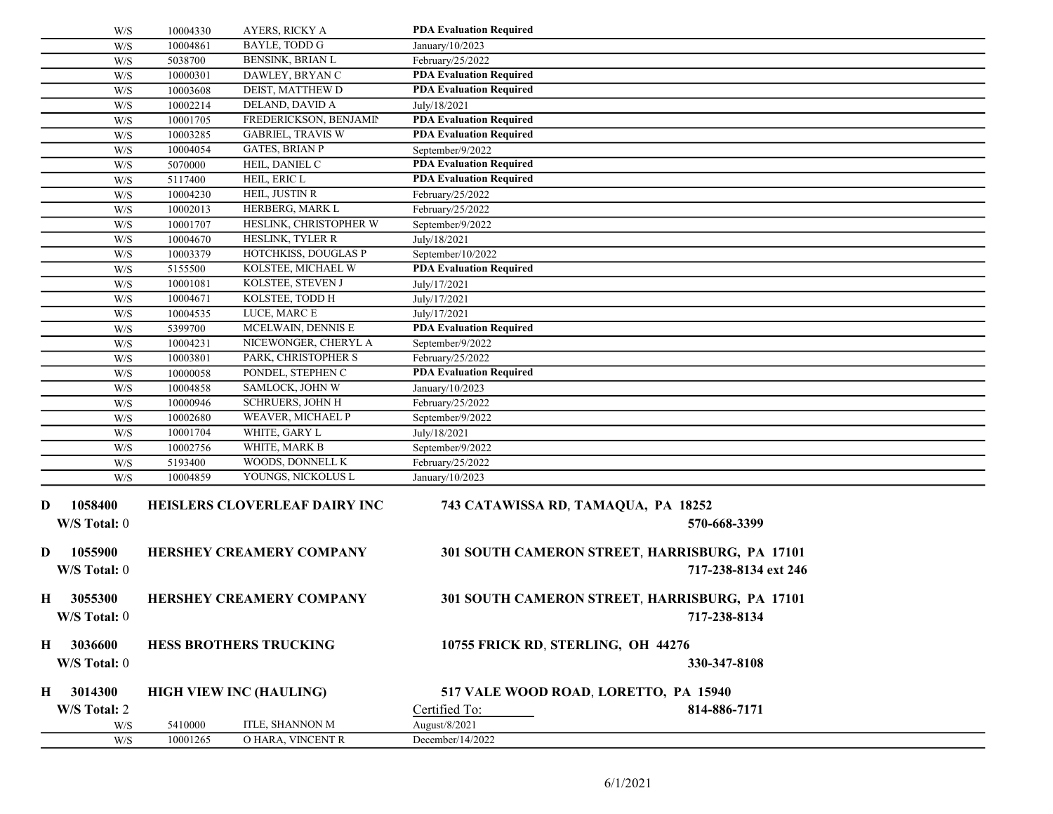| | | | |
|---|---|---|---|
| W/S | 10004330 | AYERS, RICKY A | **PDA Evaluation Required** |
| W/S | 10004861 | BAYLE, TODD G | January/10/2023 |
| W/S | 5038700 | BENSINK, BRIAN L | February/25/2022 |
| W/S | 10000301 | DAWLEY, BRYAN C | **PDA Evaluation Required** |
| W/S | 10003608 | DEIST, MATTHEW D | **PDA Evaluation Required** |
| W/S | 10002214 | DELAND, DAVID A | July/18/2021 |
| W/S | 10001705 | FREDERICKSON, BENJAMIN | **PDA Evaluation Required** |
| W/S | 10003285 | GABRIEL, TRAVIS W | **PDA Evaluation Required** |
| W/S | 10004054 | GATES, BRIAN P | September/9/2022 |
| W/S | 5070000 | HEIL, DANIEL C | **PDA Evaluation Required** |
| W/S | 5117400 | HEIL, ERIC L | **PDA Evaluation Required** |
| W/S | 10004230 | HEIL, JUSTIN R | February/25/2022 |
| W/S | 10002013 | HERBERG, MARK L | February/25/2022 |
| W/S | 10001707 | HESLINK, CHRISTOPHER W | September/9/2022 |
| W/S | 10004670 | HESLINK, TYLER R | July/18/2021 |
| W/S | 10003379 | HOTCHKISS, DOUGLAS P | September/10/2022 |
| W/S | 5155500 | KOLSTEE, MICHAEL W | **PDA Evaluation Required** |
| W/S | 10001081 | KOLSTEE, STEVEN J | July/17/2021 |
| W/S | 10004671 | KOLSTEE, TODD H | July/17/2021 |
| W/S | 10004535 | LUCE, MARC E | July/17/2021 |
| W/S | 5399700 | MCELWAIN, DENNIS E | **PDA Evaluation Required** |
| W/S | 10004231 | NICEWONGER, CHERYL A | September/9/2022 |
| W/S | 10003801 | PARK, CHRISTOPHER S | February/25/2022 |
| W/S | 10000058 | PONDEL, STEPHEN C | **PDA Evaluation Required** |
| W/S | 10004858 | SAMLOCK, JOHN W | January/10/2023 |
| W/S | 10000946 | SCHRUERS, JOHN H | February/25/2022 |
| W/S | 10002680 | WEAVER, MICHAEL P | September/9/2022 |
| W/S | 10001704 | WHITE, GARY L | July/18/2021 |
| W/S | 10002756 | WHITE, MARK B | September/9/2022 |
| W/S | 5193400 | WOODS, DONNELL K | February/25/2022 |
| W/S | 10004859 | YOUNGS, NICKOLUS L | January/10/2023 |

**D 1058400 HEISLERS CLOVERLEAF DAIRY INC** — **743 CATAWISSA RD, TAMAQUA, PA 18252**
**W/S Total:** 0 — **570-668-3399**

**D 1055900 HERSHEY CREAMERY COMPANY** — **301 SOUTH CAMERON STREET, HARRISBURG, PA 17101**
**W/S Total:** 0 — **717-238-8134 ext 246**

**H 3055300 HERSHEY CREAMERY COMPANY** — **301 SOUTH CAMERON STREET, HARRISBURG, PA 17101**
**W/S Total:** 0 — **717-238-8134**

**H 3036600 HESS BROTHERS TRUCKING** — **10755 FRICK RD, STERLING, OH 44276**
**W/S Total:** 0 — **330-347-8108**

**H 3014300 HIGH VIEW INC (HAULING)** — **517 VALE WOOD ROAD, LORETTO, PA 15940**
**W/S Total:** 2 — Certified To: — **814-886-7171**

| | | | |
|---|---|---|---|
| W/S | 5410000 | ITLE, SHANNON M | August/8/2021 |
| W/S | 10001265 | O HARA, VINCENT R | December/14/2022 |

6/1/2021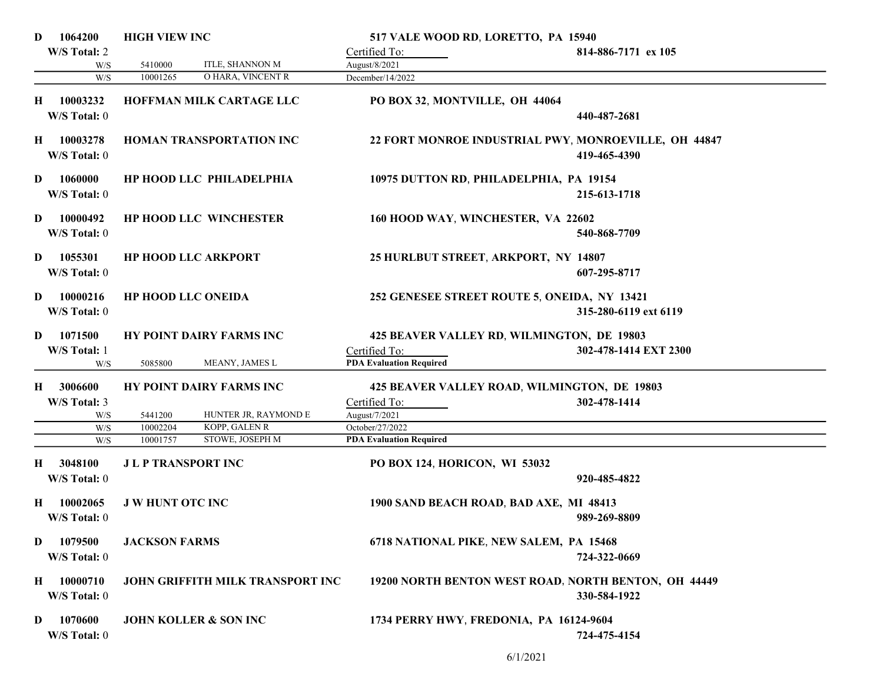**D 1064200 HIGH VIEW INC** — **517 VALE WOOD RD, LORETTO, PA 15940**

**W/S Total:** 2 — Certified To: — **814-886-7171 ex 105**

| | | | |
|---|---|---|---|
| W/S | 5410000 | ITLE, SHANNON M | August/8/2021 |
| W/S | 10001265 | O HARA, VINCENT R | December/14/2022 |

**H 10003232 HOFFMAN MILK CARTAGE LLC** — **PO BOX 32, MONTVILLE, OH 44064**

**W/S Total:** 0 — **440-487-2681**

**H 10003278 HOMAN TRANSPORTATION INC** — **22 FORT MONROE INDUSTRIAL PWY, MONROEVILLE, OH 44847**

**W/S Total:** 0 — **419-465-4390**

**D 1060000 HP HOOD LLC PHILADELPHIA** — **10975 DUTTON RD, PHILADELPHIA, PA 19154**

**W/S Total:** 0 — **215-613-1718**

**D 10000492 HP HOOD LLC WINCHESTER** — **160 HOOD WAY, WINCHESTER, VA 22602**

**W/S Total:** 0 — **540-868-7709**

**D 1055301 HP HOOD LLC ARKPORT** — **25 HURLBUT STREET, ARKPORT, NY 14807**

**W/S Total:** 0 — **607-295-8717**

**D 10000216 HP HOOD LLC ONEIDA** — **252 GENESEE STREET ROUTE 5, ONEIDA, NY 13421**

**W/S Total:** 0 — **315-280-6119 ext 6119**

**D 1071500 HY POINT DAIRY FARMS INC** — **425 BEAVER VALLEY RD, WILMINGTON, DE 19803**

**W/S Total:** 1 — Certified To: — **302-478-1414 EXT 2300**

| | | | |
|---|---|---|---|
| W/S | 5085800 | MEANY, JAMES L | **PDA Evaluation Required** |

**H 3006600 HY POINT DAIRY FARMS INC** — **425 BEAVER VALLEY ROAD, WILMINGTON, DE 19803**

**W/S Total:** 3 — Certified To: — **302-478-1414**

| | | | |
|---|---|---|---|
| W/S | 5441200 | HUNTER JR, RAYMOND E | August/7/2021 |
| W/S | 10002204 | KOPP, GALEN R | October/27/2022 |
| W/S | 10001757 | STOWE, JOSEPH M | **PDA Evaluation Required** |

**H 3048100 J L P TRANSPORT INC** — **PO BOX 124, HORICON, WI 53032**

**W/S Total:** 0 — **920-485-4822**

**H 10002065 J W HUNT OTC INC** — **1900 SAND BEACH ROAD, BAD AXE, MI 48413**

**W/S Total:** 0 — **989-269-8809**

**D 1079500 JACKSON FARMS** — **6718 NATIONAL PIKE, NEW SALEM, PA 15468**

**W/S Total:** 0 — **724-322-0669**

**H 10000710 JOHN GRIFFITH MILK TRANSPORT INC** — **19200 NORTH BENTON WEST ROAD, NORTH BENTON, OH 44449**

**W/S Total:** 0 — **330-584-1922**

**D 1070600 JOHN KOLLER & SON INC** — **1734 PERRY HWY, FREDONIA, PA 16124-9604**

**W/S Total:** 0 — **724-475-4154**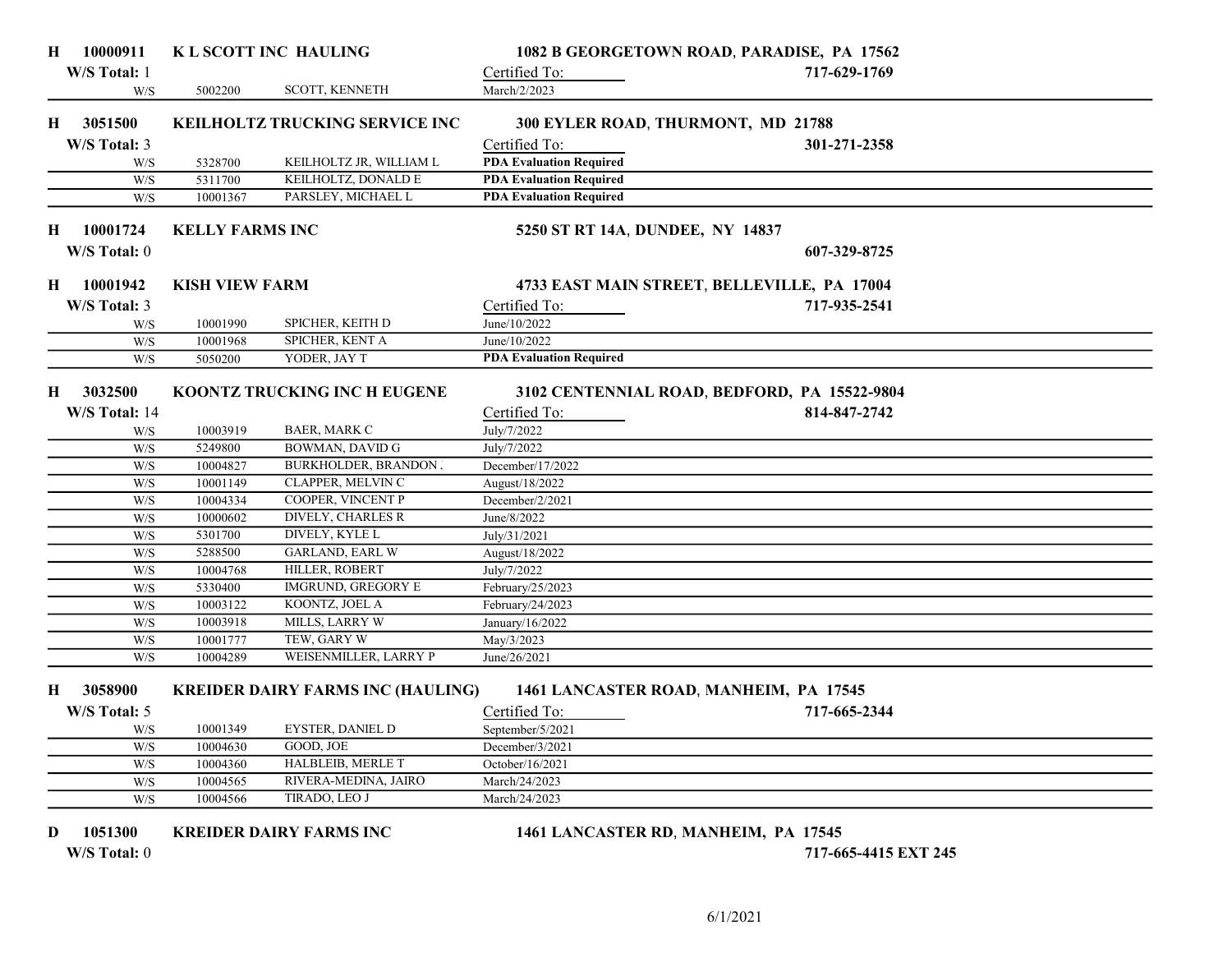**H 10000911 K L SCOTT INC HAULING** — **1082 B GEORGETOWN ROAD, PARADISE, PA 17562**

**W/S Total:** 1 — Certified To: — **717-629-1769**

| | | | |
|---|---|---|---|
| W/S | 5002200 | SCOTT, KENNETH | March/2/2023 |

**H 3051500 KEILHOLTZ TRUCKING SERVICE INC** — **300 EYLER ROAD, THURMONT, MD 21788**

**W/S Total:** 3 — Certified To: — **301-271-2358**

| | | | |
|---|---|---|---|
| W/S | 5328700 | KEILHOLTZ JR, WILLIAM L | **PDA Evaluation Required** |
| W/S | 5311700 | KEILHOLTZ, DONALD E | **PDA Evaluation Required** |
| W/S | 10001367 | PARSLEY, MICHAEL L | **PDA Evaluation Required** |

**H 10001724 KELLY FARMS INC** — **5250 ST RT 14A, DUNDEE, NY 14837**

**W/S Total:** 0 — **607-329-8725**

**H 10001942 KISH VIEW FARM** — **4733 EAST MAIN STREET, BELLEVILLE, PA 17004**

**W/S Total:** 3 — Certified To: — **717-935-2541**

| | | | |
|---|---|---|---|
| W/S | 10001990 | SPICHER, KEITH D | June/10/2022 |
| W/S | 10001968 | SPICHER, KENT A | June/10/2022 |
| W/S | 5050200 | YODER, JAY T | **PDA Evaluation Required** |

**H 3032500 KOONTZ TRUCKING INC H EUGENE** — **3102 CENTENNIAL ROAD, BEDFORD, PA 15522-9804**

**W/S Total:** 14 — Certified To: — **814-847-2742**

| | | | |
|---|---|---|---|
| W/S | 10003919 | BAER, MARK C | July/7/2022 |
| W/S | 5249800 | BOWMAN, DAVID G | July/7/2022 |
| W/S | 10004827 | BURKHOLDER, BRANDON . | December/17/2022 |
| W/S | 10001149 | CLAPPER, MELVIN C | August/18/2022 |
| W/S | 10004334 | COOPER, VINCENT P | December/2/2021 |
| W/S | 10000602 | DIVELY, CHARLES R | June/8/2022 |
| W/S | 5301700 | DIVELY, KYLE L | July/31/2021 |
| W/S | 5288500 | GARLAND, EARL W | August/18/2022 |
| W/S | 10004768 | HILLER, ROBERT | July/7/2022 |
| W/S | 5330400 | IMGRUND, GREGORY E | February/25/2023 |
| W/S | 10003122 | KOONTZ, JOEL A | February/24/2023 |
| W/S | 10003918 | MILLS, LARRY W | January/16/2022 |
| W/S | 10001777 | TEW, GARY W | May/3/2023 |
| W/S | 10004289 | WEISENMILLER, LARRY P | June/26/2021 |

**H 3058900 KREIDER DAIRY FARMS INC (HAULING)** — **1461 LANCASTER ROAD, MANHEIM, PA 17545**

**W/S Total:** 5 — Certified To: — **717-665-2344**

| | | | |
|---|---|---|---|
| W/S | 10001349 | EYSTER, DANIEL D | September/5/2021 |
| W/S | 10004630 | GOOD, JOE | December/3/2021 |
| W/S | 10004360 | HALBLEIB, MERLE T | October/16/2021 |
| W/S | 10004565 | RIVERA-MEDINA, JAIRO | March/24/2023 |
| W/S | 10004566 | TIRADO, LEO J | March/24/2023 |

**D 1051300 KREIDER DAIRY FARMS INC** — **1461 LANCASTER RD, MANHEIM, PA 17545**

**W/S Total:** 0 — **717-665-4415 EXT 245**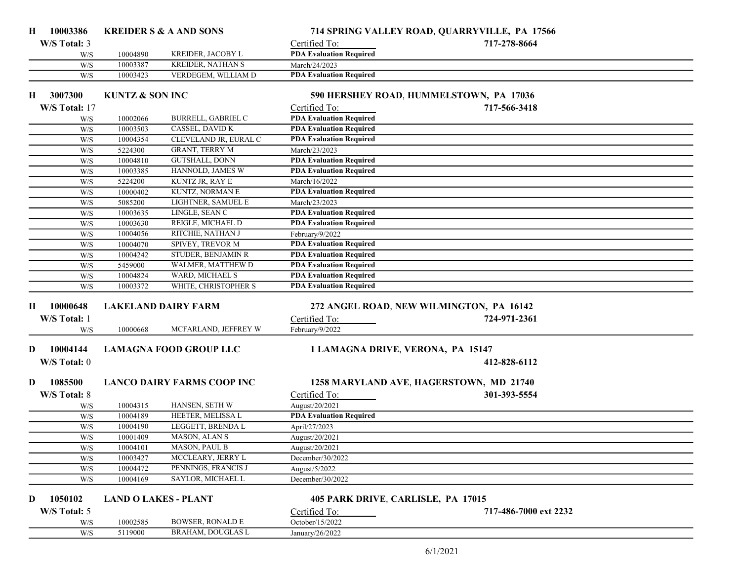**H 10003386 KREIDER S & A AND SONS** — **714 SPRING VALLEY ROAD, QUARRYVILLE, PA 17566**

W/S Total: 3 — **717-278-8664**

| | | | Certified To: |
|---|---|---|---|
| W/S | 10004890 | KREIDER, JACOBY L | **PDA Evaluation Required** |
| W/S | 10003387 | KREIDER, NATHAN S | March/24/2023 |
| W/S | 10003423 | VERDEGEM, WILLIAM D | **PDA Evaluation Required** |

**H 3007300 KUNTZ & SON INC** — **590 HERSHEY ROAD, HUMMELSTOWN, PA 17036**

W/S Total: 17 — **717-566-3418**

| | | | Certified To: |
|---|---|---|---|
| W/S | 10002066 | BURRELL, GABRIEL C | **PDA Evaluation Required** |
| W/S | 10003503 | CASSEL, DAVID K | **PDA Evaluation Required** |
| W/S | 10004354 | CLEVELAND JR, EURAL C | **PDA Evaluation Required** |
| W/S | 5224300 | GRANT, TERRY M | March/23/2023 |
| W/S | 10004810 | GUTSHALL, DONN | **PDA Evaluation Required** |
| W/S | 10003385 | HANNOLD, JAMES W | **PDA Evaluation Required** |
| W/S | 5224200 | KUNTZ JR, RAY E | March/16/2022 |
| W/S | 10000402 | KUNTZ, NORMAN E | **PDA Evaluation Required** |
| W/S | 5085200 | LIGHTNER, SAMUEL E | March/23/2023 |
| W/S | 10003635 | LINGLE, SEAN C | **PDA Evaluation Required** |
| W/S | 10003630 | REIGLE, MICHAEL D | **PDA Evaluation Required** |
| W/S | 10004056 | RITCHIE, NATHAN J | February/9/2022 |
| W/S | 10004070 | SPIVEY, TREVOR M | **PDA Evaluation Required** |
| W/S | 10004242 | STUDER, BENJAMIN R | **PDA Evaluation Required** |
| W/S | 5459000 | WALMER, MATTHEW D | **PDA Evaluation Required** |
| W/S | 10004824 | WARD, MICHAEL S | **PDA Evaluation Required** |
| W/S | 10003372 | WHITE, CHRISTOPHER S | **PDA Evaluation Required** |

**H 10000648 LAKELAND DAIRY FARM** — **272 ANGEL ROAD, NEW WILMINGTON, PA 16142**

W/S Total: 1 — **724-971-2361**

| | | | Certified To: |
|---|---|---|---|
| W/S | 10000668 | MCFARLAND, JEFFREY W | February/9/2022 |

**D 10004144 LAMAGNA FOOD GROUP LLC** — **1 LAMAGNA DRIVE, VERONA, PA 15147**

W/S Total: 0 — **412-828-6112**

**D 1085500 LANCO DAIRY FARMS COOP INC** — **1258 MARYLAND AVE, HAGERSTOWN, MD 21740**

W/S Total: 8 — **301-393-5554**

| | | | Certified To: |
|---|---|---|---|
| W/S | 10004315 | HANSEN, SETH W | August/20/2021 |
| W/S | 10004189 | HEETER, MELISSA L | **PDA Evaluation Required** |
| W/S | 10004190 | LEGGETT, BRENDA L | April/27/2023 |
| W/S | 10001409 | MASON, ALAN S | August/20/2021 |
| W/S | 10004101 | MASON, PAUL B | August/20/2021 |
| W/S | 10003427 | MCCLEARY, JERRY L | December/30/2022 |
| W/S | 10004472 | PENNINGS, FRANCIS J | August/5/2022 |
| W/S | 10004169 | SAYLOR, MICHAEL L | December/30/2022 |

**D 1050102 LAND O LAKES - PLANT** — **405 PARK DRIVE, CARLISLE, PA 17015**

W/S Total: 5 — **717-486-7000 ext 2232**

| | | | Certified To: |
|---|---|---|---|
| W/S | 10002585 | BOWSER, RONALD E | October/15/2022 |
| W/S | 5119000 | BRAHAM, DOUGLAS L | January/26/2022 |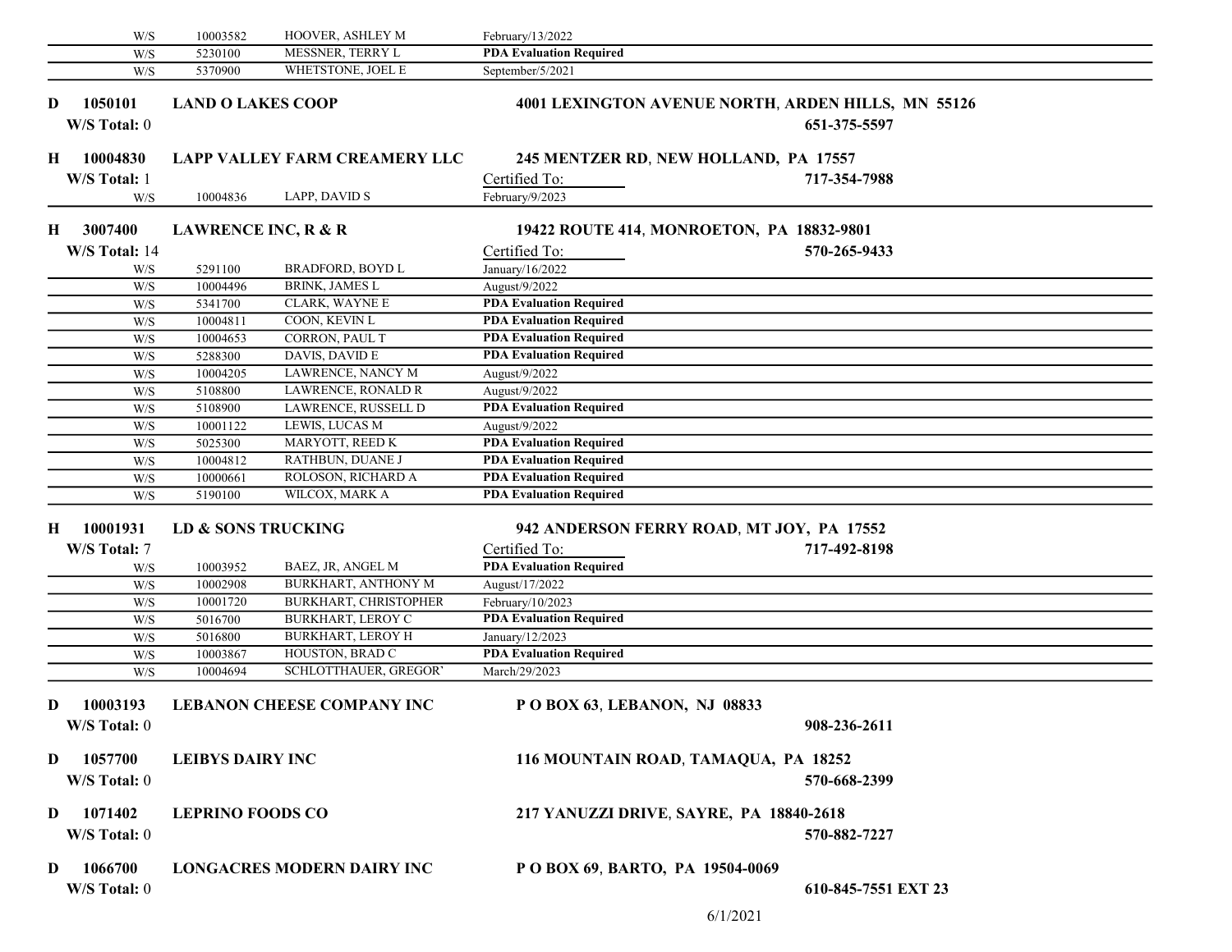| | | | |
|---|---|---|---|
| W/S | 10003582 | HOOVER, ASHLEY M | February/13/2022 |
| W/S | 5230100 | MESSNER, TERRY L | **PDA Evaluation Required** |
| W/S | 5370900 | WHETSTONE, JOEL E | September/5/2021 |

**D 1050101 LAND O LAKES COOP** — **4001 LEXINGTON AVENUE NORTH, ARDEN HILLS, MN 55126**

**W/S Total:** 0 — **651-375-5597**

**H 10004830 LAPP VALLEY FARM CREAMERY LLC** — **245 MENTZER RD, NEW HOLLAND, PA 17557**

**W/S Total:** 1 — Certified To: — **717-354-7988**

| | | | |
|---|---|---|---|
| W/S | 10004836 | LAPP, DAVID S | February/9/2023 |

**H 3007400 LAWRENCE INC, R & R** — **19422 ROUTE 414, MONROETON, PA 18832-9801**

**W/S Total:** 14 — Certified To: — **570-265-9433**

| | | | |
|---|---|---|---|
| W/S | 5291100 | BRADFORD, BOYD L | January/16/2022 |
| W/S | 10004496 | BRINK, JAMES L | August/9/2022 |
| W/S | 5341700 | CLARK, WAYNE E | **PDA Evaluation Required** |
| W/S | 10004811 | COON, KEVIN L | **PDA Evaluation Required** |
| W/S | 10004653 | CORRON, PAUL T | **PDA Evaluation Required** |
| W/S | 5288300 | DAVIS, DAVID E | **PDA Evaluation Required** |
| W/S | 10004205 | LAWRENCE, NANCY M | August/9/2022 |
| W/S | 5108800 | LAWRENCE, RONALD R | August/9/2022 |
| W/S | 5108900 | LAWRENCE, RUSSELL D | **PDA Evaluation Required** |
| W/S | 10001122 | LEWIS, LUCAS M | August/9/2022 |
| W/S | 5025300 | MARYOTT, REED K | **PDA Evaluation Required** |
| W/S | 10004812 | RATHBUN, DUANE J | **PDA Evaluation Required** |
| W/S | 10000661 | ROLOSON, RICHARD A | **PDA Evaluation Required** |
| W/S | 5190100 | WILCOX, MARK A | **PDA Evaluation Required** |

**H 10001931 LD & SONS TRUCKING** — **942 ANDERSON FERRY ROAD, MT JOY, PA 17552**

**W/S Total:** 7 — Certified To: — **717-492-8198**

| | | | |
|---|---|---|---|
| W/S | 10003952 | BAEZ, JR, ANGEL M | **PDA Evaluation Required** |
| W/S | 10002908 | BURKHART, ANTHONY M | August/17/2022 |
| W/S | 10001720 | BURKHART, CHRISTOPHER | February/10/2023 |
| W/S | 5016700 | BURKHART, LEROY C | **PDA Evaluation Required** |
| W/S | 5016800 | BURKHART, LEROY H | January/12/2023 |
| W/S | 10003867 | HOUSTON, BRAD C | **PDA Evaluation Required** |
| W/S | 10004694 | SCHLOTTHAUER, GREGOR' | March/29/2023 |

**D 10003193 LEBANON CHEESE COMPANY INC** — **P O BOX 63, LEBANON, NJ 08833**

**W/S Total:** 0 — **908-236-2611**

**D 1057700 LEIBYS DAIRY INC** — **116 MOUNTAIN ROAD, TAMAQUA, PA 18252**

**W/S Total:** 0 — **570-668-2399**

**D 1071402 LEPRINO FOODS CO** — **217 YANUZZI DRIVE, SAYRE, PA 18840-2618**

**W/S Total:** 0 — **570-882-7227**

**D 1066700 LONGACRES MODERN DAIRY INC** — **P O BOX 69, BARTO, PA 19504-0069**

**W/S Total:** 0 — **610-845-7551 EXT 23**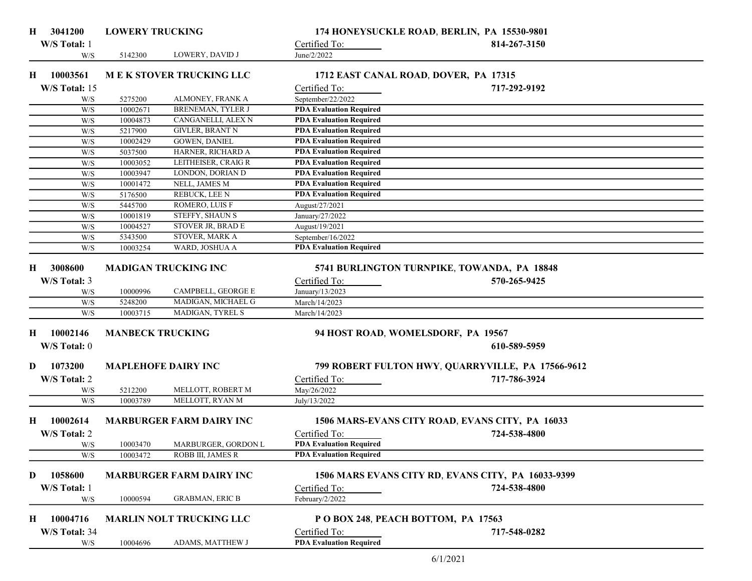**H 3041200 LOWERY TRUCKING** — **174 HONEYSUCKLE ROAD, BERLIN, PA 15530-9801**

W/S Total: 1 — 814-267-3150

| | | | Certified To: |
|---|---|---|---|
| W/S | 5142300 | LOWERY, DAVID J | June/2/2022 |

**H 10003561 M E K STOVER TRUCKING LLC** — **1712 EAST CANAL ROAD, DOVER, PA 17315**

W/S Total: 15 — 717-292-9192

| | | | Certified To: |
|---|---|---|---|
| W/S | 5275200 | ALMONEY, FRANK A | September/22/2022 |
| W/S | 10002671 | BRENEMAN, TYLER J | **PDA Evaluation Required** |
| W/S | 10004873 | CANGANELLI, ALEX N | **PDA Evaluation Required** |
| W/S | 5217900 | GIVLER, BRANT N | **PDA Evaluation Required** |
| W/S | 10002429 | GOWEN, DANIEL | **PDA Evaluation Required** |
| W/S | 5037500 | HARNER, RICHARD A | **PDA Evaluation Required** |
| W/S | 10003052 | LEITHEISER, CRAIG R | **PDA Evaluation Required** |
| W/S | 10003947 | LONDON, DORIAN D | **PDA Evaluation Required** |
| W/S | 10001472 | NELL, JAMES M | **PDA Evaluation Required** |
| W/S | 5176500 | REBUCK, LEE N | **PDA Evaluation Required** |
| W/S | 5445700 | ROMERO, LUIS F | August/27/2021 |
| W/S | 10001819 | STEFFY, SHAUN S | January/27/2022 |
| W/S | 10004527 | STOVER JR, BRAD E | August/19/2021 |
| W/S | 5343500 | STOVER, MARK A | September/16/2022 |
| W/S | 10003254 | WARD, JOSHUA A | **PDA Evaluation Required** |

**H 3008600 MADIGAN TRUCKING INC** — **5741 BURLINGTON TURNPIKE, TOWANDA, PA 18848**

W/S Total: 3 — 570-265-9425

| | | | Certified To: |
|---|---|---|---|
| W/S | 10000996 | CAMPBELL, GEORGE E | January/13/2023 |
| W/S | 5248200 | MADIGAN, MICHAEL G | March/14/2023 |
| W/S | 10003715 | MADIGAN, TYREL S | March/14/2023 |

**H 10002146 MANBECK TRUCKING** — **94 HOST ROAD, WOMELSDORF, PA 19567**

W/S Total: 0 — 610-589-5959

**D 1073200 MAPLEHOFE DAIRY INC** — **799 ROBERT FULTON HWY, QUARRYVILLE, PA 17566-9612**

W/S Total: 2 — 717-786-3924

| | | | Certified To: |
|---|---|---|---|
| W/S | 5212200 | MELLOTT, ROBERT M | May/26/2022 |
| W/S | 10003789 | MELLOTT, RYAN M | July/13/2022 |

**H 10002614 MARBURGER FARM DAIRY INC** — **1506 MARS-EVANS CITY ROAD, EVANS CITY, PA 16033**

W/S Total: 2 — 724-538-4800

| | | | Certified To: |
|---|---|---|---|
| W/S | 10003470 | MARBURGER, GORDON L | **PDA Evaluation Required** |
| W/S | 10003472 | ROBB III, JAMES R | **PDA Evaluation Required** |

**D 1058600 MARBURGER FARM DAIRY INC** — **1506 MARS EVANS CITY RD, EVANS CITY, PA 16033-9399**

W/S Total: 1 — 724-538-4800

| | | | Certified To: |
|---|---|---|---|
| W/S | 10000594 | GRABMAN, ERIC B | February/2/2022 |

**H 10004716 MARLIN NOLT TRUCKING LLC** — **P O BOX 248, PEACH BOTTOM, PA 17563**

W/S Total: 34 — 717-548-0282

| | | | Certified To: |
|---|---|---|---|
| W/S | 10004696 | ADAMS, MATTHEW J | **PDA Evaluation Required** |

6/1/2021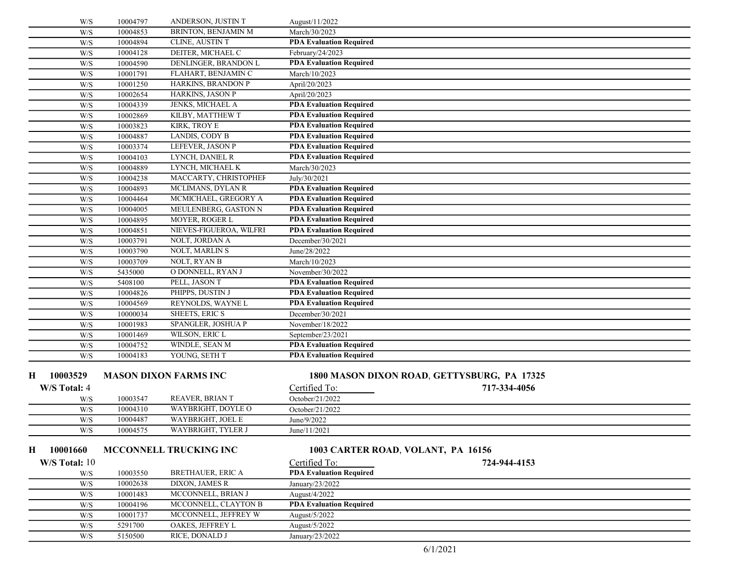| | | | |
|---|---|---|---|
| W/S | 10004797 | ANDERSON, JUSTIN T | August/11/2022 |
| W/S | 10004853 | BRINTON, BENJAMIN M | March/30/2023 |
| W/S | 10004894 | CLINE, AUSTIN T | **PDA Evaluation Required** |
| W/S | 10004128 | DEITER, MICHAEL C | February/24/2023 |
| W/S | 10004590 | DENLINGER, BRANDON L | **PDA Evaluation Required** |
| W/S | 10001791 | FLAHART, BENJAMIN C | March/10/2023 |
| W/S | 10001250 | HARKINS, BRANDON P | April/20/2023 |
| W/S | 10002654 | HARKINS, JASON P | April/20/2023 |
| W/S | 10004339 | JENKS, MICHAEL A | **PDA Evaluation Required** |
| W/S | 10002869 | KILBY, MATTHEW T | **PDA Evaluation Required** |
| W/S | 10003823 | KIRK, TROY E | **PDA Evaluation Required** |
| W/S | 10004887 | LANDIS, CODY B | **PDA Evaluation Required** |
| W/S | 10003374 | LEFEVER, JASON P | **PDA Evaluation Required** |
| W/S | 10004103 | LYNCH, DANIEL R | **PDA Evaluation Required** |
| W/S | 10004889 | LYNCH, MICHAEL K | March/30/2023 |
| W/S | 10004238 | MACCARTY, CHRISTOPHEF | July/30/2021 |
| W/S | 10004893 | MCLIMANS, DYLAN R | **PDA Evaluation Required** |
| W/S | 10004464 | MCMICHAEL, GREGORY A | **PDA Evaluation Required** |
| W/S | 10004005 | MEULENBERG, GASTON N | **PDA Evaluation Required** |
| W/S | 10004895 | MOYER, ROGER L | **PDA Evaluation Required** |
| W/S | 10004851 | NIEVES-FIGUEROA, WILFRI | **PDA Evaluation Required** |
| W/S | 10003791 | NOLT, JORDAN A | December/30/2021 |
| W/S | 10003790 | NOLT, MARLIN S | June/28/2022 |
| W/S | 10003709 | NOLT, RYAN B | March/10/2023 |
| W/S | 5435000 | O DONNELL, RYAN J | November/30/2022 |
| W/S | 5408100 | PELL, JASON T | **PDA Evaluation Required** |
| W/S | 10004826 | PHIPPS, DUSTIN J | **PDA Evaluation Required** |
| W/S | 10004569 | REYNOLDS, WAYNE L | **PDA Evaluation Required** |
| W/S | 10000034 | SHEETS, ERIC S | December/30/2021 |
| W/S | 10001983 | SPANGLER, JOSHUA P | November/18/2022 |
| W/S | 10001469 | WILSON, ERIC L | September/23/2021 |
| W/S | 10004752 | WINDLE, SEAN M | **PDA Evaluation Required** |
| W/S | 10004183 | YOUNG, SETH T | **PDA Evaluation Required** |

**H 10003529 MASON DIXON FARMS INC** — **1800 MASON DIXON ROAD, GETTYSBURG, PA 17325**

**W/S Total:** 4 — Certified To: — **717-334-4056**

| | | | |
|---|---|---|---|
| W/S | 10003547 | REAVER, BRIAN T | October/21/2022 |
| W/S | 10004310 | WAYBRIGHT, DOYLE O | October/21/2022 |
| W/S | 10004487 | WAYBRIGHT, JOEL E | June/9/2022 |
| W/S | 10004575 | WAYBRIGHT, TYLER J | June/11/2021 |

**H 10001660 MCCONNELL TRUCKING INC** — **1003 CARTER ROAD, VOLANT, PA 16156**

**W/S Total:** 10 — Certified To: — **724-944-4153**

| | | | |
|---|---|---|---|
| W/S | 10003550 | BRETHAUER, ERIC A | **PDA Evaluation Required** |
| W/S | 10002638 | DIXON, JAMES R | January/23/2022 |
| W/S | 10001483 | MCCONNELL, BRIAN J | August/4/2022 |
| W/S | 10004196 | MCCONNELL, CLAYTON B | **PDA Evaluation Required** |
| W/S | 10001737 | MCCONNELL, JEFFREY W | August/5/2022 |
| W/S | 5291700 | OAKES, JEFFREY L | August/5/2022 |
| W/S | 5150500 | RICE, DONALD J | January/23/2022 |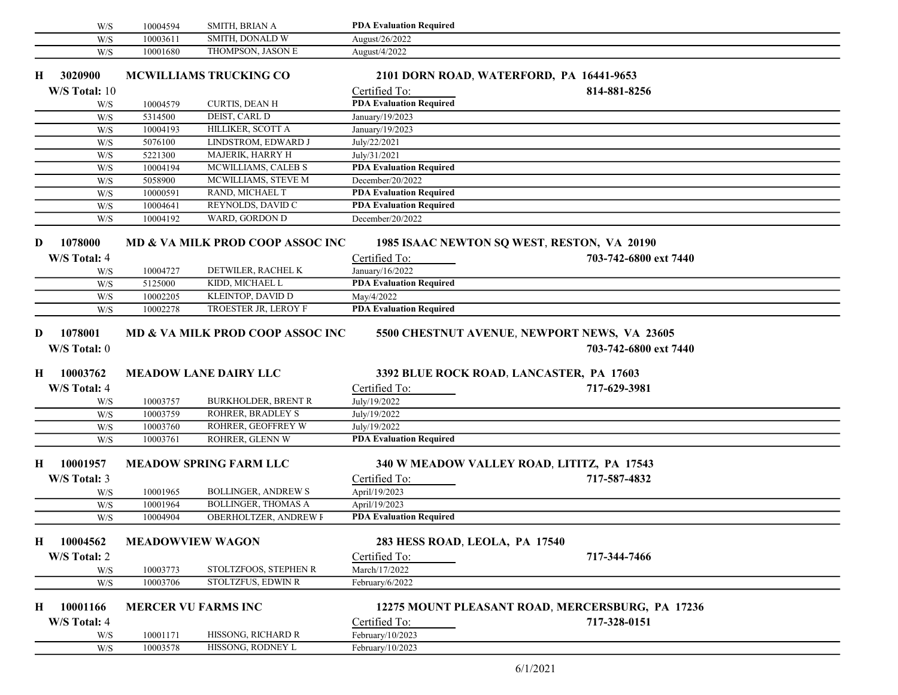| | | | |
|---|---|---|---|
| W/S | 10004594 | SMITH, BRIAN A | **PDA Evaluation Required** |
| W/S | 10003611 | SMITH, DONALD W | August/26/2022 |
| W/S | 10001680 | THOMPSON, JASON E | August/4/2022 |

**H 3020900 MCWILLIAMS TRUCKING CO — 2101 DORN ROAD, WATERFORD, PA 16441-9653**

**W/S Total:** 10 — Certified To: — **814-881-8256**

| | | | |
|---|---|---|---|
| W/S | 10004579 | CURTIS, DEAN H | **PDA Evaluation Required** |
| W/S | 5314500 | DEIST, CARL D | January/19/2023 |
| W/S | 10004193 | HILLIKER, SCOTT A | January/19/2023 |
| W/S | 5076100 | LINDSTROM, EDWARD J | July/22/2021 |
| W/S | 5221300 | MAJERIK, HARRY H | July/31/2021 |
| W/S | 10004194 | MCWILLIAMS, CALEB S | **PDA Evaluation Required** |
| W/S | 5058900 | MCWILLIAMS, STEVE M | December/20/2022 |
| W/S | 10000591 | RAND, MICHAEL T | **PDA Evaluation Required** |
| W/S | 10004641 | REYNOLDS, DAVID C | **PDA Evaluation Required** |
| W/S | 10004192 | WARD, GORDON D | December/20/2022 |

**D 1078000 MD & VA MILK PROD COOP ASSOC INC — 1985 ISAAC NEWTON SQ WEST, RESTON, VA 20190**

**W/S Total:** 4 — Certified To: — **703-742-6800 ext 7440**

| | | | |
|---|---|---|---|
| W/S | 10004727 | DETWILER, RACHEL K | January/16/2022 |
| W/S | 5125000 | KIDD, MICHAEL L | **PDA Evaluation Required** |
| W/S | 10002205 | KLEINTOP, DAVID D | May/4/2022 |
| W/S | 10002278 | TROESTER JR, LEROY F | **PDA Evaluation Required** |

**D 1078001 MD & VA MILK PROD COOP ASSOC INC — 5500 CHESTNUT AVENUE, NEWPORT NEWS, VA 23605**

**W/S Total:** 0 — **703-742-6800 ext 7440**

**H 10003762 MEADOW LANE DAIRY LLC — 3392 BLUE ROCK ROAD, LANCASTER, PA 17603**

**W/S Total:** 4 — Certified To: — **717-629-3981**

| | | | |
|---|---|---|---|
| W/S | 10003757 | BURKHOLDER, BRENT R | July/19/2022 |
| W/S | 10003759 | ROHRER, BRADLEY S | July/19/2022 |
| W/S | 10003760 | ROHRER, GEOFFREY W | July/19/2022 |
| W/S | 10003761 | ROHRER, GLENN W | **PDA Evaluation Required** |

**H 10001957 MEADOW SPRING FARM LLC — 340 W MEADOW VALLEY ROAD, LITITZ, PA 17543**

**W/S Total:** 3 — Certified To: — **717-587-4832**

| | | | |
|---|---|---|---|
| W/S | 10001965 | BOLLINGER, ANDREW S | April/19/2023 |
| W/S | 10001964 | BOLLINGER, THOMAS A | April/19/2023 |
| W/S | 10004904 | OBERHOLTZER, ANDREW F | **PDA Evaluation Required** |

**H 10004562 MEADOWVIEW WAGON — 283 HESS ROAD, LEOLA, PA 17540**

**W/S Total:** 2 — Certified To: — **717-344-7466**

| | | | |
|---|---|---|---|
| W/S | 10003773 | STOLTZFOOS, STEPHEN R | March/17/2022 |
| W/S | 10003706 | STOLTZFUS, EDWIN R | February/6/2022 |

**H 10001166 MERCER VU FARMS INC — 12275 MOUNT PLEASANT ROAD, MERCERSBURG, PA 17236**

**W/S Total:** 4 — Certified To: — **717-328-0151**

| | | | |
|---|---|---|---|
| W/S | 10001171 | HISSONG, RICHARD R | February/10/2023 |
| W/S | 10003578 | HISSONG, RODNEY L | February/10/2023 |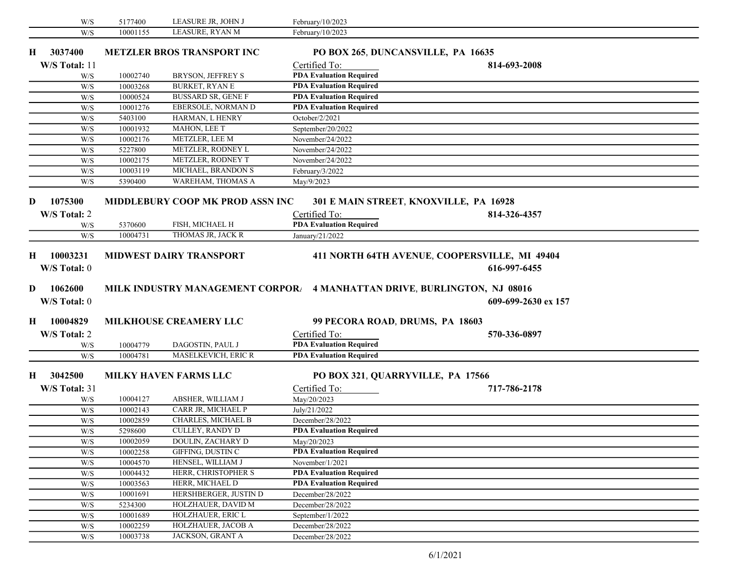| | | | |
|---|---|---|---|
| W/S | 5177400 | LEASURE JR, JOHN J | February/10/2023 |
| W/S | 10001155 | LEASURE, RYAN M | February/10/2023 |

**H 3037400 METZLER BROS TRANSPORT INC PO BOX 265, DUNCANSVILLE, PA 16635**

**W/S Total:** 11 Certified To: **814-693-2008**

| | | | |
|---|---|---|---|
| W/S | 10002740 | BRYSON, JEFFREY S | **PDA Evaluation Required** |
| W/S | 10003268 | BURKET, RYAN E | **PDA Evaluation Required** |
| W/S | 10000524 | BUSSARD SR, GENE F | **PDA Evaluation Required** |
| W/S | 10001276 | EBERSOLE, NORMAN D | **PDA Evaluation Required** |
| W/S | 5403100 | HARMAN, L HENRY | October/2/2021 |
| W/S | 10001932 | MAHON, LEE T | September/20/2022 |
| W/S | 10002176 | METZLER, LEE M | November/24/2022 |
| W/S | 5227800 | METZLER, RODNEY L | November/24/2022 |
| W/S | 10002175 | METZLER, RODNEY T | November/24/2022 |
| W/S | 10003119 | MICHAEL, BRANDON S | February/3/2022 |
| W/S | 5390400 | WAREHAM, THOMAS A | May/9/2023 |

**D 1075300 MIDDLEBURY COOP MK PROD ASSN INC 301 E MAIN STREET, KNOXVILLE, PA 16928**

**W/S Total:** 2 Certified To: **814-326-4357**

| | | | |
|---|---|---|---|
| W/S | 5370600 | FISH, MICHAEL H | **PDA Evaluation Required** |
| W/S | 10004731 | THOMAS JR, JACK R | January/21/2022 |

**H 10003231 MIDWEST DAIRY TRANSPORT 411 NORTH 64TH AVENUE, COOPERSVILLE, MI 49404**

**W/S Total:** 0 **616-997-6455**

**D 1062600 MILK INDUSTRY MANAGEMENT CORPOR/ 4 MANHATTAN DRIVE, BURLINGTON, NJ 08016**

**W/S Total:** 0 **609-699-2630 ex 157**

**H 10004829 MILKHOUSE CREAMERY LLC 99 PECORA ROAD, DRUMS, PA 18603**

**W/S Total:** 2 Certified To: **570-336-0897**

| | | | |
|---|---|---|---|
| W/S | 10004779 | DAGOSTIN, PAUL J | **PDA Evaluation Required** |
| W/S | 10004781 | MASELKEVICH, ERIC R | **PDA Evaluation Required** |

**H 3042500 MILKY HAVEN FARMS LLC PO BOX 321, QUARRYVILLE, PA 17566**

**W/S Total:** 31 Certified To: **717-786-2178**

| | | | |
|---|---|---|---|
| W/S | 10004127 | ABSHER, WILLIAM J | May/20/2023 |
| W/S | 10002143 | CARR JR, MICHAEL P | July/21/2022 |
| W/S | 10002859 | CHARLES, MICHAEL B | December/28/2022 |
| W/S | 5298600 | CULLEY, RANDY D | **PDA Evaluation Required** |
| W/S | 10002059 | DOULIN, ZACHARY D | May/20/2023 |
| W/S | 10002258 | GIFFING, DUSTIN C | **PDA Evaluation Required** |
| W/S | 10004570 | HENSEL, WILLIAM J | November/1/2021 |
| W/S | 10004432 | HERR, CHRISTOPHER S | **PDA Evaluation Required** |
| W/S | 10003563 | HERR, MICHAEL D | **PDA Evaluation Required** |
| W/S | 10001691 | HERSHBERGER, JUSTIN D | December/28/2022 |
| W/S | 5234300 | HOLZHAUER, DAVID M | December/28/2022 |
| W/S | 10001689 | HOLZHAUER, ERIC L | September/1/2022 |
| W/S | 10002259 | HOLZHAUER, JACOB A | December/28/2022 |
| W/S | 10003738 | JACKSON, GRANT A | December/28/2022 |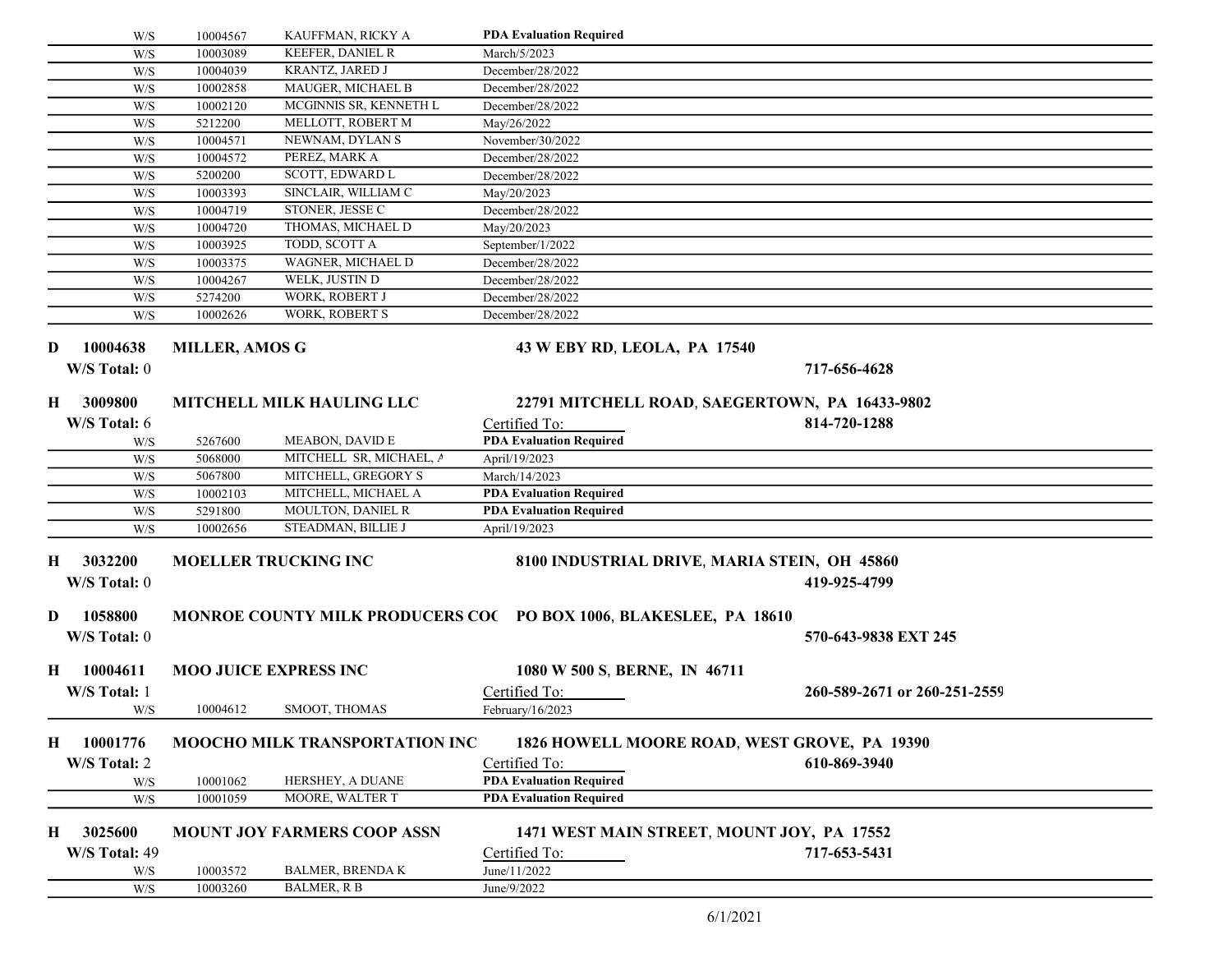| | | | |
|---|---|---|---|
| W/S | 10004567 | KAUFFMAN, RICKY A | **PDA Evaluation Required** |
| W/S | 10003089 | KEEFER, DANIEL R | March/5/2023 |
| W/S | 10004039 | KRANTZ, JARED J | December/28/2022 |
| W/S | 10002858 | MAUGER, MICHAEL B | December/28/2022 |
| W/S | 10002120 | MCGINNIS SR, KENNETH L | December/28/2022 |
| W/S | 5212200 | MELLOTT, ROBERT M | May/26/2022 |
| W/S | 10004571 | NEWNAM, DYLAN S | November/30/2022 |
| W/S | 10004572 | PEREZ, MARK A | December/28/2022 |
| W/S | 5200200 | SCOTT, EDWARD L | December/28/2022 |
| W/S | 10003393 | SINCLAIR, WILLIAM C | May/20/2023 |
| W/S | 10004719 | STONER, JESSE C | December/28/2022 |
| W/S | 10004720 | THOMAS, MICHAEL D | May/20/2023 |
| W/S | 10003925 | TODD, SCOTT A | September/1/2022 |
| W/S | 10003375 | WAGNER, MICHAEL D | December/28/2022 |
| W/S | 10004267 | WELK, JUSTIN D | December/28/2022 |
| W/S | 5274200 | WORK, ROBERT J | December/28/2022 |
| W/S | 10002626 | WORK, ROBERT S | December/28/2022 |

**D 10004638 MILLER, AMOS G — 43 W EBY RD, LEOLA, PA 17540**
W/S Total: 0 — **717-656-4628**

**H 3009800 MITCHELL MILK HAULING LLC — 22791 MITCHELL ROAD, SAEGERTOWN, PA 16433-9802**
W/S Total: 6 — Certified To: — **814-720-1288**

| | | | |
|---|---|---|---|
| W/S | 5267600 | MEABON, DAVID E | **PDA Evaluation Required** |
| W/S | 5068000 | MITCHELL SR, MICHAEL, A | April/19/2023 |
| W/S | 5067800 | MITCHELL, GREGORY S | March/14/2023 |
| W/S | 10002103 | MITCHELL, MICHAEL A | **PDA Evaluation Required** |
| W/S | 5291800 | MOULTON, DANIEL R | **PDA Evaluation Required** |
| W/S | 10002656 | STEADMAN, BILLIE J | April/19/2023 |

**H 3032200 MOELLER TRUCKING INC — 8100 INDUSTRIAL DRIVE, MARIA STEIN, OH 45860**
W/S Total: 0 — **419-925-4799**

**D 1058800 MONROE COUNTY MILK PRODUCERS COC — PO BOX 1006, BLAKESLEE, PA 18610**
W/S Total: 0 — **570-643-9838 EXT 245**

**H 10004611 MOO JUICE EXPRESS INC — 1080 W 500 S, BERNE, IN 46711**
W/S Total: 1 — Certified To: — **260-589-2671 or 260-251-2559**

| | | | |
|---|---|---|---|
| W/S | 10004612 | SMOOT, THOMAS | February/16/2023 |

**H 10001776 MOOCHO MILK TRANSPORTATION INC — 1826 HOWELL MOORE ROAD, WEST GROVE, PA 19390**
W/S Total: 2 — Certified To: — **610-869-3940**

| | | | |
|---|---|---|---|
| W/S | 10001062 | HERSHEY, A DUANE | **PDA Evaluation Required** |
| W/S | 10001059 | MOORE, WALTER T | **PDA Evaluation Required** |

**H 3025600 MOUNT JOY FARMERS COOP ASSN — 1471 WEST MAIN STREET, MOUNT JOY, PA 17552**
W/S Total: 49 — Certified To: — **717-653-5431**

| | | | |
|---|---|---|---|
| W/S | 10003572 | BALMER, BRENDA K | June/11/2022 |
| W/S | 10003260 | BALMER, R B | June/9/2022 |

6/1/2021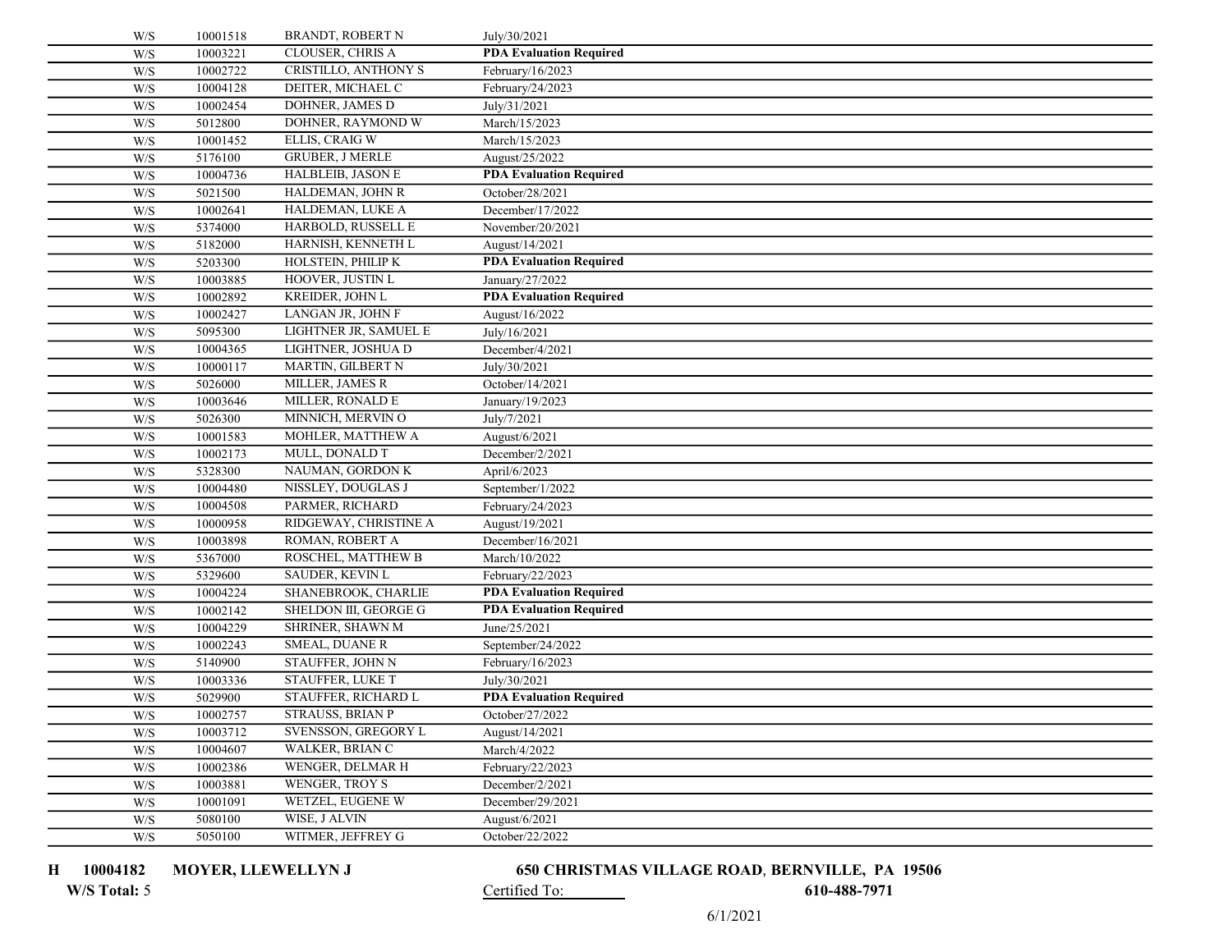| | | | |
|---|---|---|---|
| W/S | 10001518 | BRANDT, ROBERT N | July/30/2021 |
| W/S | 10003221 | CLOUSER, CHRIS A | **PDA Evaluation Required** |
| W/S | 10002722 | CRISTILLO, ANTHONY S | February/16/2023 |
| W/S | 10004128 | DEITER, MICHAEL C | February/24/2023 |
| W/S | 10002454 | DOHNER, JAMES D | July/31/2021 |
| W/S | 5012800 | DOHNER, RAYMOND W | March/15/2023 |
| W/S | 10001452 | ELLIS, CRAIG W | March/15/2023 |
| W/S | 5176100 | GRUBER, J MERLE | August/25/2022 |
| W/S | 10004736 | HALBLEIB, JASON E | **PDA Evaluation Required** |
| W/S | 5021500 | HALDEMAN, JOHN R | October/28/2021 |
| W/S | 10002641 | HALDEMAN, LUKE A | December/17/2022 |
| W/S | 5374000 | HARBOLD, RUSSELL E | November/20/2021 |
| W/S | 5182000 | HARNISH, KENNETH L | August/14/2021 |
| W/S | 5203300 | HOLSTEIN, PHILIP K | **PDA Evaluation Required** |
| W/S | 10003885 | HOOVER, JUSTIN L | January/27/2022 |
| W/S | 10002892 | KREIDER, JOHN L | **PDA Evaluation Required** |
| W/S | 10002427 | LANGAN JR, JOHN F | August/16/2022 |
| W/S | 5095300 | LIGHTNER JR, SAMUEL E | July/16/2021 |
| W/S | 10004365 | LIGHTNER, JOSHUA D | December/4/2021 |
| W/S | 10000117 | MARTIN, GILBERT N | July/30/2021 |
| W/S | 5026000 | MILLER, JAMES R | October/14/2021 |
| W/S | 10003646 | MILLER, RONALD E | January/19/2023 |
| W/S | 5026300 | MINNICH, MERVIN O | July/7/2021 |
| W/S | 10001583 | MOHLER, MATTHEW A | August/6/2021 |
| W/S | 10002173 | MULL, DONALD T | December/2/2021 |
| W/S | 5328300 | NAUMAN, GORDON K | April/6/2023 |
| W/S | 10004480 | NISSLEY, DOUGLAS J | September/1/2022 |
| W/S | 10004508 | PARMER, RICHARD | February/24/2023 |
| W/S | 10000958 | RIDGEWAY, CHRISTINE A | August/19/2021 |
| W/S | 10003898 | ROMAN, ROBERT A | December/16/2021 |
| W/S | 5367000 | ROSCHEL, MATTHEW B | March/10/2022 |
| W/S | 5329600 | SAUDER, KEVIN L | February/22/2023 |
| W/S | 10004224 | SHANEBROOK, CHARLIE | **PDA Evaluation Required** |
| W/S | 10002142 | SHELDON III, GEORGE G | **PDA Evaluation Required** |
| W/S | 10004229 | SHRINER, SHAWN M | June/25/2021 |
| W/S | 10002243 | SMEAL, DUANE R | September/24/2022 |
| W/S | 5140900 | STAUFFER, JOHN N | February/16/2023 |
| W/S | 10003336 | STAUFFER, LUKE T | July/30/2021 |
| W/S | 5029900 | STAUFFER, RICHARD L | **PDA Evaluation Required** |
| W/S | 10002757 | STRAUSS, BRIAN P | October/27/2022 |
| W/S | 10003712 | SVENSSON, GREGORY L | August/14/2021 |
| W/S | 10004607 | WALKER, BRIAN C | March/4/2022 |
| W/S | 10002386 | WENGER, DELMAR H | February/22/2023 |
| W/S | 10003881 | WENGER, TROY S | December/2/2021 |
| W/S | 10001091 | WETZEL, EUGENE W | December/29/2021 |
| W/S | 5080100 | WISE, J ALVIN | August/6/2021 |
| W/S | 5050100 | WITMER, JEFFREY G | October/22/2022 |

**H 10004182 MOYER, LLEWELLYN J** **650 CHRISTMAS VILLAGE ROAD, BERNVILLE, PA 19506**

**W/S Total:** 5 Certified To: **610-488-7971**

6/1/2021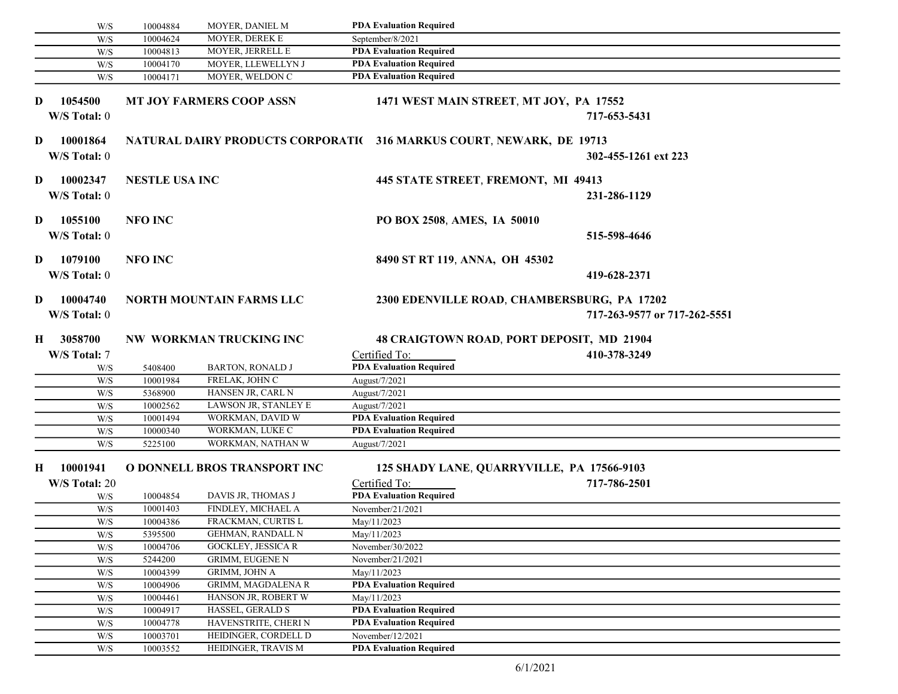| | | | |
|---|---|---|---|
| W/S | 10004884 | MOYER, DANIEL M | **PDA Evaluation Required** |
| W/S | 10004624 | MOYER, DEREK E | September/8/2021 |
| W/S | 10004813 | MOYER, JERRELL E | **PDA Evaluation Required** |
| W/S | 10004170 | MOYER, LLEWELLYN J | **PDA Evaluation Required** |
| W/S | 10004171 | MOYER, WELDON C | **PDA Evaluation Required** |

**D 1054500 MT JOY FARMERS COOP ASSN** **1471 WEST MAIN STREET, MT JOY, PA 17552**
**W/S Total:** 0 **717-653-5431**

**D 10001864 NATURAL DAIRY PRODUCTS CORPORATI(** **316 MARKUS COURT, NEWARK, DE 19713**
**W/S Total:** 0 **302-455-1261 ext 223**

**D 10002347 NESTLE USA INC** **445 STATE STREET, FREMONT, MI 49413**
**W/S Total:** 0 **231-286-1129**

**D 1055100 NFO INC** **PO BOX 2508, AMES, IA 50010**
**W/S Total:** 0 **515-598-4646**

**D 1079100 NFO INC** **8490 ST RT 119, ANNA, OH 45302**
**W/S Total:** 0 **419-628-2371**

**D 10004740 NORTH MOUNTAIN FARMS LLC** **2300 EDENVILLE ROAD, CHAMBERSBURG, PA 17202**
**W/S Total:** 0 **717-263-9577 or 717-262-5551**

**H 3058700 NW WORKMAN TRUCKING INC** **48 CRAIGTOWN ROAD, PORT DEPOSIT, MD 21904**
**W/S Total:** 7 **410-378-3249**

| | | | Certified To: |
|---|---|---|---|
| W/S | 5408400 | BARTON, RONALD J | **PDA Evaluation Required** |
| W/S | 10001984 | FRELAK, JOHN C | August/7/2021 |
| W/S | 5368900 | HANSEN JR, CARL N | August/7/2021 |
| W/S | 10002562 | LAWSON JR, STANLEY E | August/7/2021 |
| W/S | 10001494 | WORKMAN, DAVID W | **PDA Evaluation Required** |
| W/S | 10000340 | WORKMAN, LUKE C | **PDA Evaluation Required** |
| W/S | 5225100 | WORKMAN, NATHAN W | August/7/2021 |

**H 10001941 O DONNELL BROS TRANSPORT INC** **125 SHADY LANE, QUARRYVILLE, PA 17566-9103**
**W/S Total:** 20 **717-786-2501**

| | | | Certified To: |
|---|---|---|---|
| W/S | 10004854 | DAVIS JR, THOMAS J | **PDA Evaluation Required** |
| W/S | 10001403 | FINDLEY, MICHAEL A | November/21/2021 |
| W/S | 10004386 | FRACKMAN, CURTIS L | May/11/2023 |
| W/S | 5395500 | GEHMAN, RANDALL N | May/11/2023 |
| W/S | 10004706 | GOCKLEY, JESSICA R | November/30/2022 |
| W/S | 5244200 | GRIMM, EUGENE N | November/21/2021 |
| W/S | 10004399 | GRIMM, JOHN A | May/11/2023 |
| W/S | 10004906 | GRIMM, MAGDALENA R | **PDA Evaluation Required** |
| W/S | 10004461 | HANSON JR, ROBERT W | May/11/2023 |
| W/S | 10004917 | HASSEL, GERALD S | **PDA Evaluation Required** |
| W/S | 10004778 | HAVENSTRITE, CHERI N | **PDA Evaluation Required** |
| W/S | 10003701 | HEIDINGER, CORDELL D | November/12/2021 |
| W/S | 10003552 | HEIDINGER, TRAVIS M | **PDA Evaluation Required** |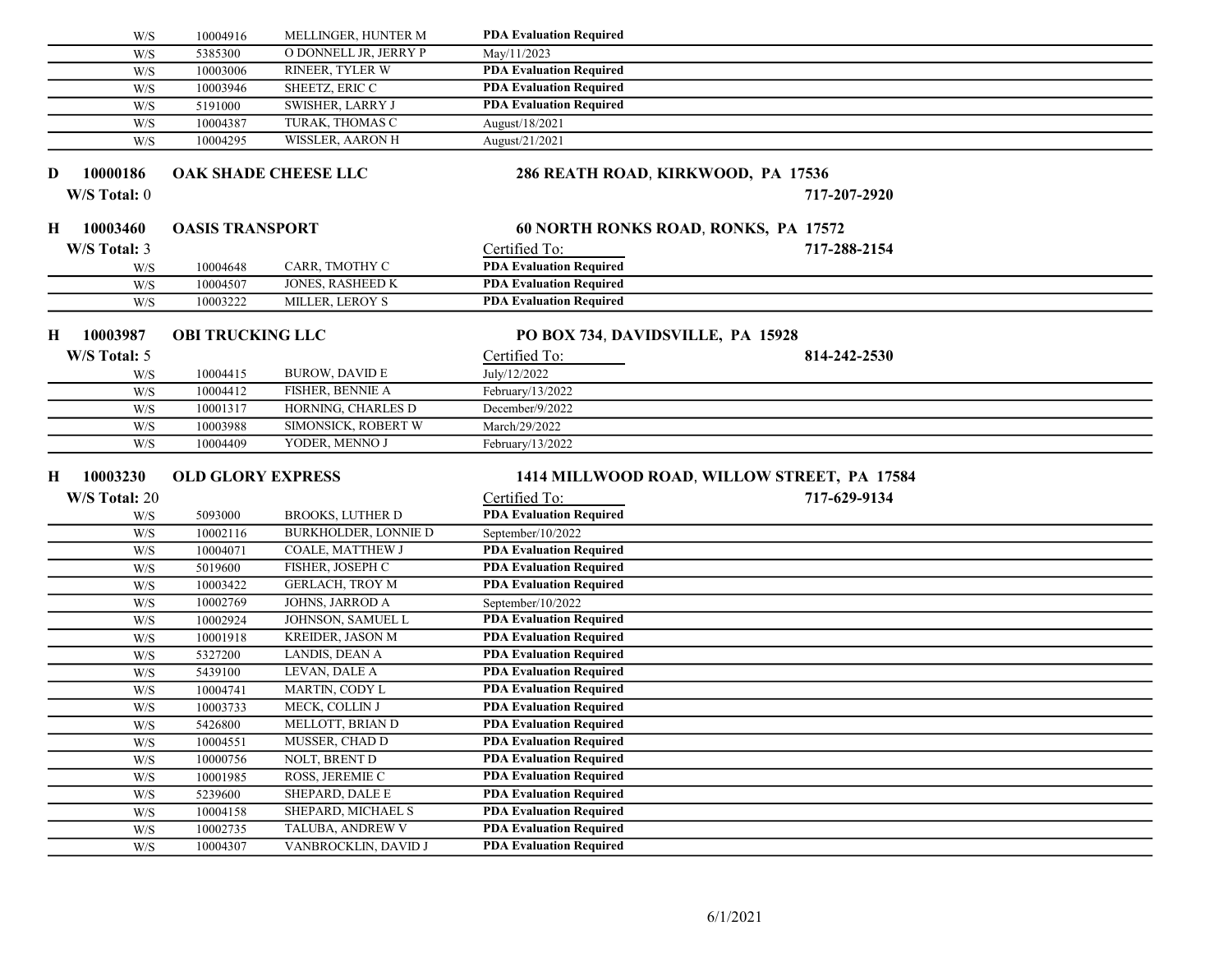| | | | |
|---|---|---|---|
| W/S | 10004916 | MELLINGER, HUNTER M | **PDA Evaluation Required** |
| W/S | 5385300 | O DONNELL JR, JERRY P | May/11/2023 |
| W/S | 10003006 | RINEER, TYLER W | **PDA Evaluation Required** |
| W/S | 10003946 | SHEETZ, ERIC C | **PDA Evaluation Required** |
| W/S | 5191000 | SWISHER, LARRY J | **PDA Evaluation Required** |
| W/S | 10004387 | TURAK, THOMAS C | August/18/2021 |
| W/S | 10004295 | WISSLER, AARON H | August/21/2021 |

**D 10000186 OAK SHADE CHEESE LLC** — **286 REATH ROAD, KIRKWOOD, PA 17536**

**W/S Total:** 0 — **717-207-2920**

**H 10003460 OASIS TRANSPORT** — **60 NORTH RONKS ROAD, RONKS, PA 17572**

**W/S Total:** 3 — **717-288-2154**

| | | | Certified To: |
|---|---|---|---|
| W/S | 10004648 | CARR, TMOTHY C | **PDA Evaluation Required** |
| W/S | 10004507 | JONES, RASHEED K | **PDA Evaluation Required** |
| W/S | 10003222 | MILLER, LEROY S | **PDA Evaluation Required** |

**H 10003987 OBI TRUCKING LLC** — **PO BOX 734, DAVIDSVILLE, PA 15928**

**W/S Total:** 5 — **814-242-2530**

| | | | Certified To: |
|---|---|---|---|
| W/S | 10004415 | BUROW, DAVID E | July/12/2022 |
| W/S | 10004412 | FISHER, BENNIE A | February/13/2022 |
| W/S | 10001317 | HORNING, CHARLES D | December/9/2022 |
| W/S | 10003988 | SIMONSICK, ROBERT W | March/29/2022 |
| W/S | 10004409 | YODER, MENNO J | February/13/2022 |

**H 10003230 OLD GLORY EXPRESS** — **1414 MILLWOOD ROAD, WILLOW STREET, PA 17584**

**W/S Total:** 20 — **717-629-9134**

| | | | Certified To: |
|---|---|---|---|
| W/S | 5093000 | BROOKS, LUTHER D | **PDA Evaluation Required** |
| W/S | 10002116 | BURKHOLDER, LONNIE D | September/10/2022 |
| W/S | 10004071 | COALE, MATTHEW J | **PDA Evaluation Required** |
| W/S | 5019600 | FISHER, JOSEPH C | **PDA Evaluation Required** |
| W/S | 10003422 | GERLACH, TROY M | **PDA Evaluation Required** |
| W/S | 10002769 | JOHNS, JARROD A | September/10/2022 |
| W/S | 10002924 | JOHNSON, SAMUEL L | **PDA Evaluation Required** |
| W/S | 10001918 | KREIDER, JASON M | **PDA Evaluation Required** |
| W/S | 5327200 | LANDIS, DEAN A | **PDA Evaluation Required** |
| W/S | 5439100 | LEVAN, DALE A | **PDA Evaluation Required** |
| W/S | 10004741 | MARTIN, CODY L | **PDA Evaluation Required** |
| W/S | 10003733 | MECK, COLLIN J | **PDA Evaluation Required** |
| W/S | 5426800 | MELLOTT, BRIAN D | **PDA Evaluation Required** |
| W/S | 10004551 | MUSSER, CHAD D | **PDA Evaluation Required** |
| W/S | 10000756 | NOLT, BRENT D | **PDA Evaluation Required** |
| W/S | 10001985 | ROSS, JEREMIE C | **PDA Evaluation Required** |
| W/S | 5239600 | SHEPARD, DALE E | **PDA Evaluation Required** |
| W/S | 10004158 | SHEPARD, MICHAEL S | **PDA Evaluation Required** |
| W/S | 10002735 | TALUBA, ANDREW V | **PDA Evaluation Required** |
| W/S | 10004307 | VANBROCKLIN, DAVID J | **PDA Evaluation Required** |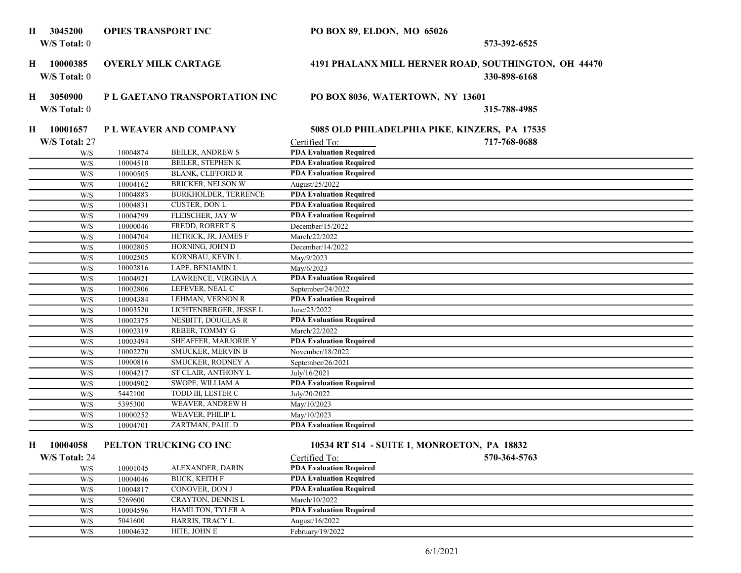**H 3045200 OPIES TRANSPORT INC** **PO BOX 89, ELDON, MO 65026**
W/S Total: 0 **573-392-6525**

**H 10000385 OVERLY MILK CARTAGE** **4191 PHALANX MILL HERNER ROAD, SOUTHINGTON, OH 44470**
W/S Total: 0 **330-898-6168**

**H 3050900 P L GAETANO TRANSPORTATION INC** **PO BOX 8036, WATERTOWN, NY 13601**
W/S Total: 0 **315-788-4985**

**H 10001657 P L WEAVER AND COMPANY** **5085 OLD PHILADELPHIA PIKE, KINZERS, PA 17535**
W/S Total: 27 **717-768-0688**

| | | | Certified To: |
|---|---|---|---|
| W/S | 10004874 | BEILER, ANDREW S | **PDA Evaluation Required** |
| W/S | 10004510 | BEILER, STEPHEN K | **PDA Evaluation Required** |
| W/S | 10000505 | BLANK, CLIFFORD R | **PDA Evaluation Required** |
| W/S | 10004162 | BRICKER, NELSON W | August/25/2022 |
| W/S | 10004883 | BURKHOLDER, TERRENCE | **PDA Evaluation Required** |
| W/S | 10004831 | CUSTER, DON L | **PDA Evaluation Required** |
| W/S | 10004799 | FLEISCHER, JAY W | **PDA Evaluation Required** |
| W/S | 10000046 | FREDD, ROBERT S | December/15/2022 |
| W/S | 10004704 | HETRICK, JR, JAMES F | March/22/2022 |
| W/S | 10002805 | HORNING, JOHN D | December/14/2022 |
| W/S | 10002505 | KORNBAU, KEVIN L | May/9/2023 |
| W/S | 10002816 | LAPE, BENJAMIN L | May/6/2023 |
| W/S | 10004921 | LAWRENCE, VIRGINIA A | **PDA Evaluation Required** |
| W/S | 10002806 | LEFEVER, NEAL C | September/24/2022 |
| W/S | 10004384 | LEHMAN, VERNON R | **PDA Evaluation Required** |
| W/S | 10003520 | LICHTENBERGER, JESSE L | June/23/2022 |
| W/S | 10002375 | NESBITT, DOUGLAS R | **PDA Evaluation Required** |
| W/S | 10002319 | REBER, TOMMY G | March/22/2022 |
| W/S | 10003494 | SHEAFFER, MARJORIE Y | **PDA Evaluation Required** |
| W/S | 10002270 | SMUCKER, MERVIN B | November/18/2022 |
| W/S | 10000816 | SMUCKER, RODNEY A | September/26/2021 |
| W/S | 10004217 | ST CLAIR, ANTHONY L | July/16/2021 |
| W/S | 10004902 | SWOPE, WILLIAM A | **PDA Evaluation Required** |
| W/S | 5442100 | TODD III, LESTER C | July/20/2022 |
| W/S | 5395300 | WEAVER, ANDREW H | May/10/2023 |
| W/S | 10000252 | WEAVER, PHILIP L | May/10/2023 |
| W/S | 10004701 | ZARTMAN, PAUL D | **PDA Evaluation Required** |

**H 10004058 PELTON TRUCKING CO INC** **10534 RT 514 - SUITE 1, MONROETON, PA 18832**
W/S Total: 24 **570-364-5763**

| | | | Certified To: |
|---|---|---|---|
| W/S | 10001045 | ALEXANDER, DARIN | **PDA Evaluation Required** |
| W/S | 10004046 | BUCK, KEITH F | **PDA Evaluation Required** |
| W/S | 10004817 | CONOVER, DON J | **PDA Evaluation Required** |
| W/S | 5269600 | CRAYTON, DENNIS L | March/10/2022 |
| W/S | 10004596 | HAMILTON, TYLER A | **PDA Evaluation Required** |
| W/S | 5041600 | HARRIS, TRACY L | August/16/2022 |
| W/S | 10004632 | HITE, JOHN E | February/19/2022 |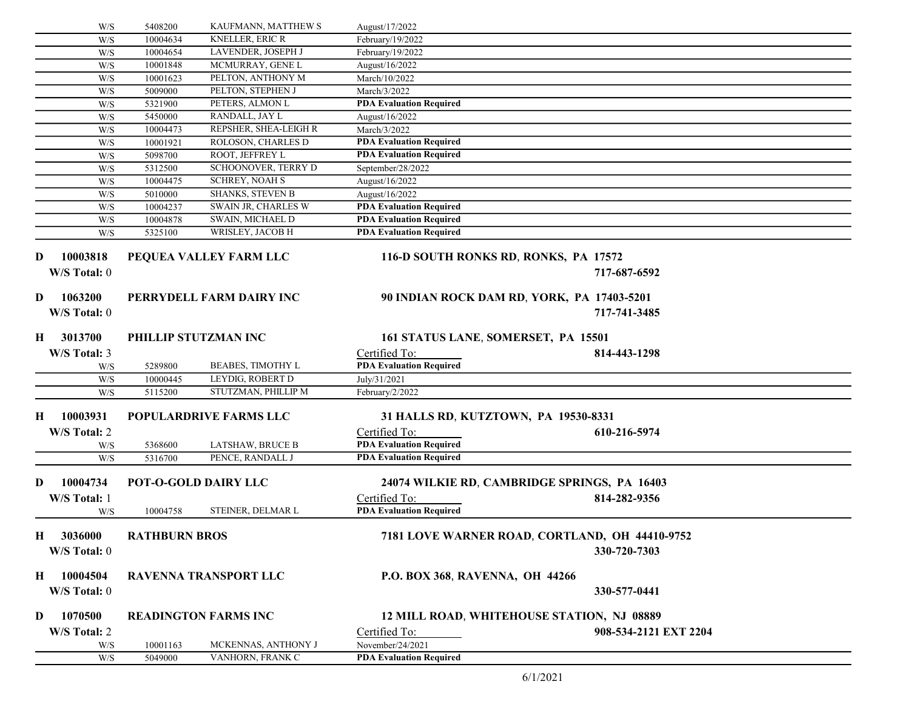| | | | |
|---|---|---|---|
| W/S | 5408200 | KAUFMANN, MATTHEW S | August/17/2022 |
| W/S | 10004634 | KNELLER, ERIC R | February/19/2022 |
| W/S | 10004654 | LAVENDER, JOSEPH J | February/19/2022 |
| W/S | 10001848 | MCMURRAY, GENE L | August/16/2022 |
| W/S | 10001623 | PELTON, ANTHONY M | March/10/2022 |
| W/S | 5009000 | PELTON, STEPHEN J | March/3/2022 |
| W/S | 5321900 | PETERS, ALMON L | **PDA Evaluation Required** |
| W/S | 5450000 | RANDALL, JAY L | August/16/2022 |
| W/S | 10004473 | REPSHER, SHEA-LEIGH R | March/3/2022 |
| W/S | 10001921 | ROLOSON, CHARLES D | **PDA Evaluation Required** |
| W/S | 5098700 | ROOT, JEFFREY L | **PDA Evaluation Required** |
| W/S | 5312500 | SCHOONOVER, TERRY D | September/28/2022 |
| W/S | 10004475 | SCHREY, NOAH S | August/16/2022 |
| W/S | 5010000 | SHANKS, STEVEN B | August/16/2022 |
| W/S | 10004237 | SWAIN JR, CHARLES W | **PDA Evaluation Required** |
| W/S | 10004878 | SWAIN, MICHAEL D | **PDA Evaluation Required** |
| W/S | 5325100 | WRISLEY, JACOB H | **PDA Evaluation Required** |

**D 10003818 PEQUEA VALLEY FARM LLC** — **116-D SOUTH RONKS RD, RONKS, PA 17572**
W/S Total: 0 — **717-687-6592**

**D 1063200 PERRYDELL FARM DAIRY INC** — **90 INDIAN ROCK DAM RD, YORK, PA 17403-5201**
W/S Total: 0 — **717-741-3485**

**H 3013700 PHILLIP STUTZMAN INC** — **161 STATUS LANE, SOMERSET, PA 15501**
W/S Total: 3 — Certified To: — **814-443-1298**

| | | | |
|---|---|---|---|
| W/S | 5289800 | BEABES, TIMOTHY L | **PDA Evaluation Required** |
| W/S | 10000445 | LEYDIG, ROBERT D | July/31/2021 |
| W/S | 5115200 | STUTZMAN, PHILLIP M | February/2/2022 |

**H 10003931 POPULARDRIVE FARMS LLC** — **31 HALLS RD, KUTZTOWN, PA 19530-8331**
W/S Total: 2 — Certified To: — **610-216-5974**

| | | | |
|---|---|---|---|
| W/S | 5368600 | LATSHAW, BRUCE B | **PDA Evaluation Required** |
| W/S | 5316700 | PENCE, RANDALL J | **PDA Evaluation Required** |

**D 10004734 POT-O-GOLD DAIRY LLC** — **24074 WILKIE RD, CAMBRIDGE SPRINGS, PA 16403**
W/S Total: 1 — Certified To: — **814-282-9356**

| | | | |
|---|---|---|---|
| W/S | 10004758 | STEINER, DELMAR L | **PDA Evaluation Required** |

**H 3036000 RATHBURN BROS** — **7181 LOVE WARNER ROAD, CORTLAND, OH 44410-9752**
W/S Total: 0 — **330-720-7303**

**H 10004504 RAVENNA TRANSPORT LLC** — **P.O. BOX 368, RAVENNA, OH 44266**
W/S Total: 0 — **330-577-0441**

**D 1070500 READINGTON FARMS INC** — **12 MILL ROAD, WHITEHOUSE STATION, NJ 08889**
W/S Total: 2 — Certified To: — **908-534-2121 EXT 2204**

| | | | |
|---|---|---|---|
| W/S | 10001163 | MCKENNAS, ANTHONY J | November/24/2021 |
| W/S | 5049000 | VANHORN, FRANK C | **PDA Evaluation Required** |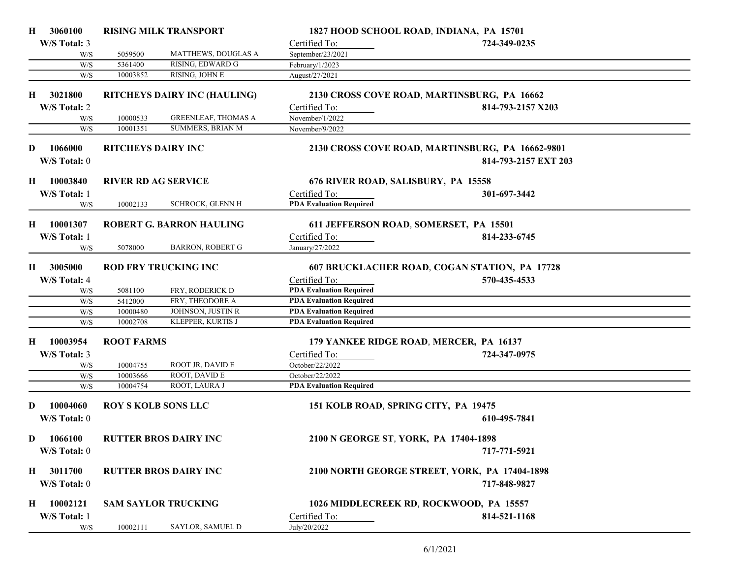**H 3060100 RISING MILK TRANSPORT** — **1827 HOOD SCHOOL ROAD, INDIANA, PA 15701**

**W/S Total:** 3 — Certified To: — **724-349-0235**

| | | | Certified To |
|---|---|---|---|
| W/S | 5059500 | MATTHEWS, DOUGLAS A | September/23/2021 |
| W/S | 5361400 | RISING, EDWARD G | February/1/2023 |
| W/S | 10003852 | RISING, JOHN E | August/27/2021 |

**H 3021800 RITCHEYS DAIRY INC (HAULING)** — **2130 CROSS COVE ROAD, MARTINSBURG, PA 16662**

**W/S Total:** 2 — Certified To: — **814-793-2157 X203**

| | | | Certified To |
|---|---|---|---|
| W/S | 10000533 | GREENLEAF, THOMAS A | November/1/2022 |
| W/S | 10001351 | SUMMERS, BRIAN M | November/9/2022 |

**D 1066000 RITCHEYS DAIRY INC** — **2130 CROSS COVE ROAD, MARTINSBURG, PA 16662-9801**

**W/S Total:** 0 — **814-793-2157 EXT 203**

**H 10003840 RIVER RD AG SERVICE** — **676 RIVER ROAD, SALISBURY, PA 15558**

**W/S Total:** 1 — Certified To: — **301-697-3442**

| | | | Certified To |
|---|---|---|---|
| W/S | 10002133 | SCHROCK, GLENN H | **PDA Evaluation Required** |

**H 10001307 ROBERT G. BARRON HAULING** — **611 JEFFERSON ROAD, SOMERSET, PA 15501**

**W/S Total:** 1 — Certified To: — **814-233-6745**

| | | | Certified To |
|---|---|---|---|
| W/S | 5078000 | BARRON, ROBERT G | January/27/2022 |

**H 3005000 ROD FRY TRUCKING INC** — **607 BRUCKLACHER ROAD, COGAN STATION, PA 17728**

**W/S Total:** 4 — Certified To: — **570-435-4533**

| | | | Certified To |
|---|---|---|---|
| W/S | 5081100 | FRY, RODERICK D | **PDA Evaluation Required** |
| W/S | 5412000 | FRY, THEODORE A | **PDA Evaluation Required** |
| W/S | 10000480 | JOHNSON, JUSTIN R | **PDA Evaluation Required** |
| W/S | 10002708 | KLEPPER, KURTIS J | **PDA Evaluation Required** |

**H 10003954 ROOT FARMS** — **179 YANKEE RIDGE ROAD, MERCER, PA 16137**

**W/S Total:** 3 — Certified To: — **724-347-0975**

| | | | Certified To |
|---|---|---|---|
| W/S | 10004755 | ROOT JR, DAVID E | October/22/2022 |
| W/S | 10003666 | ROOT, DAVID E | October/22/2022 |
| W/S | 10004754 | ROOT, LAURA J | **PDA Evaluation Required** |

**D 10004060 ROY S KOLB SONS LLC** — **151 KOLB ROAD, SPRING CITY, PA 19475**

**W/S Total:** 0 — **610-495-7841**

**D 1066100 RUTTER BROS DAIRY INC** — **2100 N GEORGE ST, YORK, PA 17404-1898**

**W/S Total:** 0 — **717-771-5921**

**H 3011700 RUTTER BROS DAIRY INC** — **2100 NORTH GEORGE STREET, YORK, PA 17404-1898**

**W/S Total:** 0 — **717-848-9827**

**H 10002121 SAM SAYLOR TRUCKING** — **1026 MIDDLECREEK RD, ROCKWOOD, PA 15557**

**W/S Total:** 1 — Certified To: — **814-521-1168**

| | | | Certified To |
|---|---|---|---|
| W/S | 10002111 | SAYLOR, SAMUEL D | July/20/2022 |

6/1/2021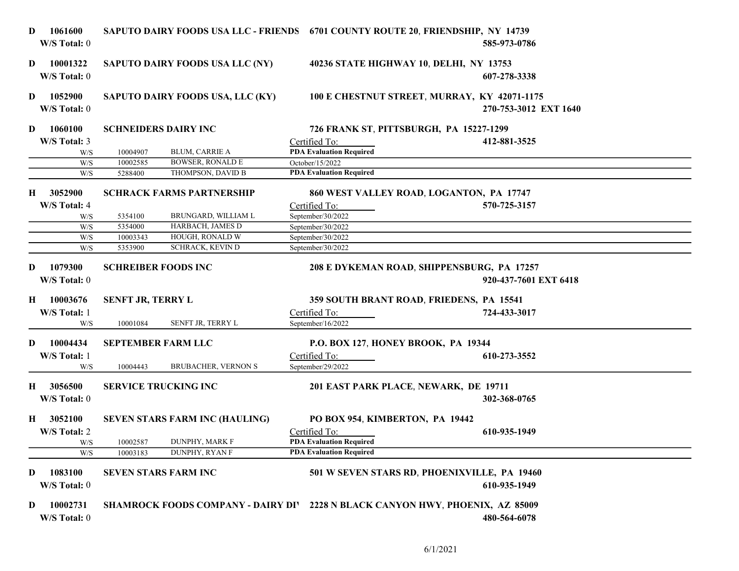**D 1061600** SAPUTO DAIRY FOODS USA LLC - FRIENDS 6701 COUNTY ROUTE 20, FRIENDSHIP, NY 14739
W/S Total: 0 585-973-0786

**D 10001322** SAPUTO DAIRY FOODS USA LLC (NY) 40236 STATE HIGHWAY 10, DELHI, NY 13753
W/S Total: 0 607-278-3338

**D 1052900** SAPUTO DAIRY FOODS USA, LLC (KY) 100 E CHESTNUT STREET, MURRAY, KY 42071-1175
W/S Total: 0 270-753-3012 EXT 1640

**D 1060100** SCHNEIDERS DAIRY INC 726 FRANK ST, PITTSBURGH, PA 15227-1299
W/S Total: 3 412-881-3525

| | ID | Name | Certified To: |
|---|---|---|---|
| W/S | 10004907 | BLUM, CARRIE A | PDA Evaluation Required |
| W/S | 10002585 | BOWSER, RONALD E | October/15/2022 |
| W/S | 5288400 | THOMPSON, DAVID B | PDA Evaluation Required |

**H 3052900** SCHRACK FARMS PARTNERSHIP 860 WEST VALLEY ROAD, LOGANTON, PA 17747
W/S Total: 4 570-725-3157

| | ID | Name | Certified To: |
|---|---|---|---|
| W/S | 5354100 | BRUNGARD, WILLIAM L | September/30/2022 |
| W/S | 5354000 | HARBACH, JAMES D | September/30/2022 |
| W/S | 10003343 | HOUGH, RONALD W | September/30/2022 |
| W/S | 5353900 | SCHRACK, KEVIN D | September/30/2022 |

**D 1079300** SCHREIBER FOODS INC 208 E DYKEMAN ROAD, SHIPPENSBURG, PA 17257
W/S Total: 0 920-437-7601 EXT 6418

**H 10003676** SENFT JR, TERRY L 359 SOUTH BRANT ROAD, FRIEDENS, PA 15541
W/S Total: 1 724-433-3017

| | ID | Name | Certified To: |
|---|---|---|---|
| W/S | 10001084 | SENFT JR, TERRY L | September/16/2022 |

**D 10004434** SEPTEMBER FARM LLC P.O. BOX 127, HONEY BROOK, PA 19344
W/S Total: 1 610-273-3552

| | ID | Name | Certified To: |
|---|---|---|---|
| W/S | 10004443 | BRUBACHER, VERNON S | September/29/2022 |

**H 3056500** SERVICE TRUCKING INC 201 EAST PARK PLACE, NEWARK, DE 19711
W/S Total: 0 302-368-0765

**H 3052100** SEVEN STARS FARM INC (HAULING) PO BOX 954, KIMBERTON, PA 19442
W/S Total: 2 610-935-1949

| | ID | Name | Certified To: |
|---|---|---|---|
| W/S | 10002587 | DUNPHY, MARK F | PDA Evaluation Required |
| W/S | 10003183 | DUNPHY, RYAN F | PDA Evaluation Required |

**D 1083100** SEVEN STARS FARM INC 501 W SEVEN STARS RD, PHOENIXVILLE, PA 19460
W/S Total: 0 610-935-1949

**D 10002731** SHAMROCK FOODS COMPANY - DAIRY DI\ 2228 N BLACK CANYON HWY, PHOENIX, AZ 85009
W/S Total: 0 480-564-6078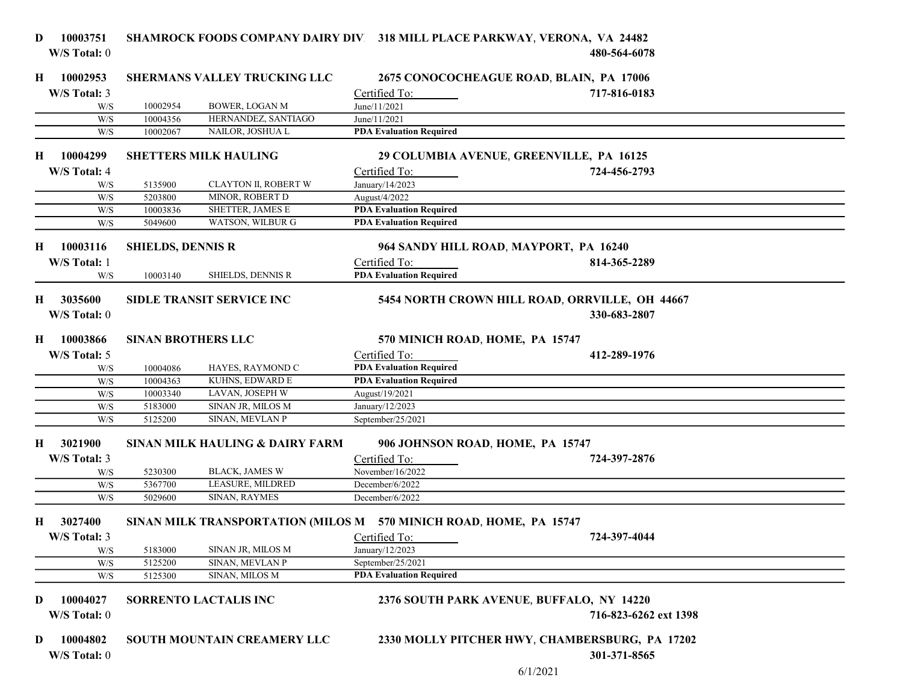**D 10003751 SHAMROCK FOODS COMPANY DAIRY DIV. 318 MILL PLACE PARKWAY, VERONA, VA 24482**
**W/S Total: 0** **480-564-6078**

**H 10002953 SHERMANS VALLEY TRUCKING LLC 2675 CONOCOCHEAGUE ROAD, BLAIN, PA 17006**
**W/S Total: 3** **717-816-0183**

| | | | Certified To: |
|---|---|---|---|
| W/S | 10002954 | BOWER, LOGAN M | June/11/2021 |
| W/S | 10004356 | HERNANDEZ, SANTIAGO | June/11/2021 |
| W/S | 10002067 | NAILOR, JOSHUA L | **PDA Evaluation Required** |

**H 10004299 SHETTERS MILK HAULING 29 COLUMBIA AVENUE, GREENVILLE, PA 16125**
**W/S Total: 4** **724-456-2793**

| | | | Certified To: |
|---|---|---|---|
| W/S | 5135900 | CLAYTON II, ROBERT W | January/14/2023 |
| W/S | 5203800 | MINOR, ROBERT D | August/4/2022 |
| W/S | 10003836 | SHETTER, JAMES E | **PDA Evaluation Required** |
| W/S | 5049600 | WATSON, WILBUR G | **PDA Evaluation Required** |

**H 10003116 SHIELDS, DENNIS R 964 SANDY HILL ROAD, MAYPORT, PA 16240**
**W/S Total: 1** **814-365-2289**

| | | | Certified To: |
|---|---|---|---|
| W/S | 10003140 | SHIELDS, DENNIS R | **PDA Evaluation Required** |

**H 3035600 SIDLE TRANSIT SERVICE INC 5454 NORTH CROWN HILL ROAD, ORRVILLE, OH 44667**
**W/S Total: 0** **330-683-2807**

**H 10003866 SINAN BROTHERS LLC 570 MINICH ROAD, HOME, PA 15747**
**W/S Total: 5** **412-289-1976**

| | | | Certified To: |
|---|---|---|---|
| W/S | 10004086 | HAYES, RAYMOND C | **PDA Evaluation Required** |
| W/S | 10004363 | KUHNS, EDWARD E | **PDA Evaluation Required** |
| W/S | 10003340 | LAVAN, JOSEPH W | August/19/2021 |
| W/S | 5183000 | SINAN JR, MILOS M | January/12/2023 |
| W/S | 5125200 | SINAN, MEVLAN P | September/25/2021 |

**H 3021900 SINAN MILK HAULING & DAIRY FARM 906 JOHNSON ROAD, HOME, PA 15747**
**W/S Total: 3** **724-397-2876**

| | | | Certified To: |
|---|---|---|---|
| W/S | 5230300 | BLACK, JAMES W | November/16/2022 |
| W/S | 5367700 | LEASURE, MILDRED | December/6/2022 |
| W/S | 5029600 | SINAN, RAYMES | December/6/2022 |

**H 3027400 SINAN MILK TRANSPORTATION (MILOS M 570 MINICH ROAD, HOME, PA 15747**
**W/S Total: 3** **724-397-4044**

| | | | Certified To: |
|---|---|---|---|
| W/S | 5183000 | SINAN JR, MILOS M | January/12/2023 |
| W/S | 5125200 | SINAN, MEVLAN P | September/25/2021 |
| W/S | 5125300 | SINAN, MILOS M | **PDA Evaluation Required** |

**D 10004027 SORRENTO LACTALIS INC 2376 SOUTH PARK AVENUE, BUFFALO, NY 14220**
**W/S Total: 0** **716-823-6262 ext 1398**

**D 10004802 SOUTH MOUNTAIN CREAMERY LLC 2330 MOLLY PITCHER HWY, CHAMBERSBURG, PA 17202**
**W/S Total: 0** **301-371-8565**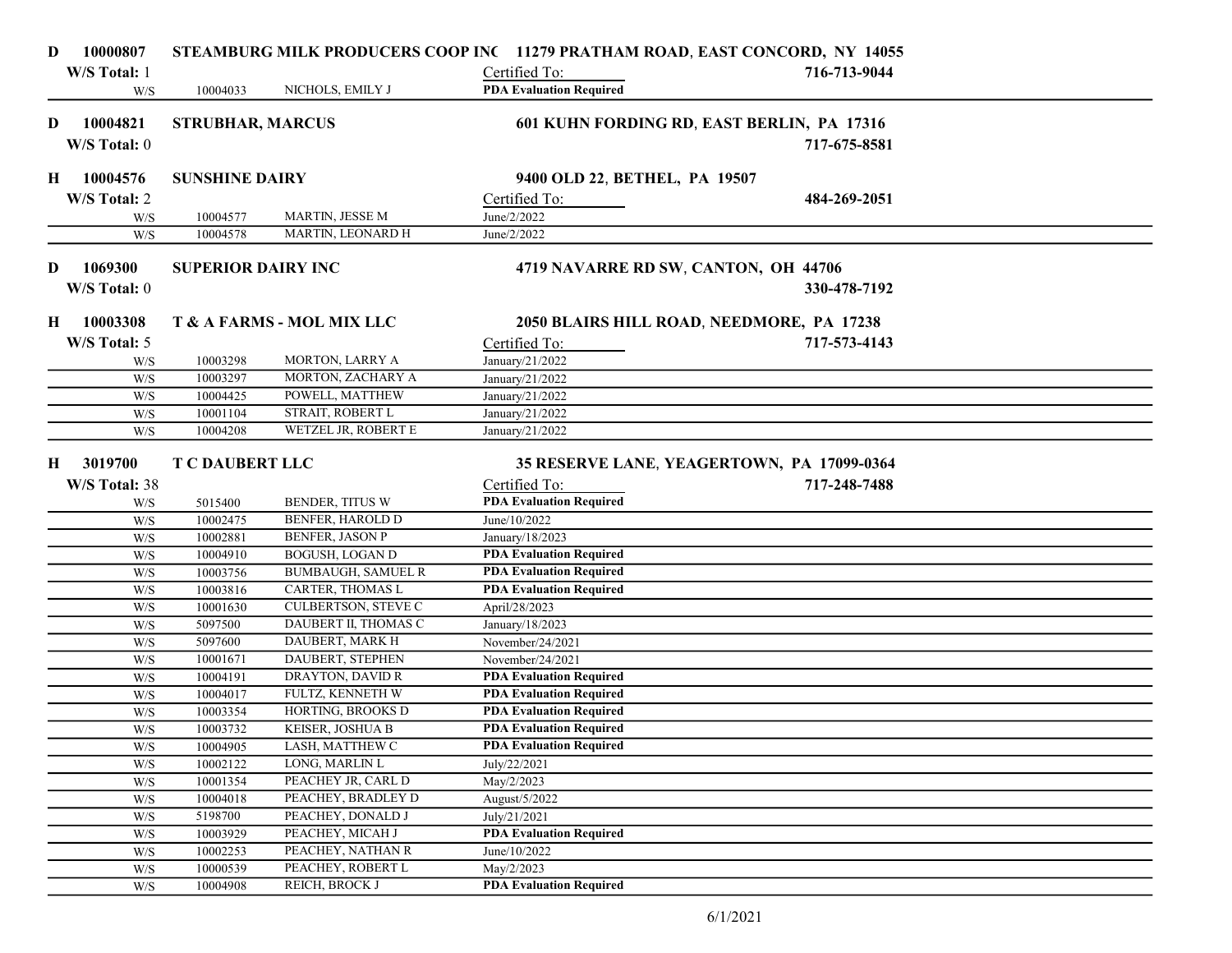**D 10000807 STEAMBURG MILK PRODUCERS COOP INC 11279 PRATHAM ROAD, EAST CONCORD, NY 14055**

**W/S Total:** 1

716-713-9044

| | | | Certified To: |
|---|---|---|---|
| W/S | 10004033 | NICHOLS, EMILY J | **PDA Evaluation Required** |

**D 10004821 STRUBHAR, MARCUS 601 KUHN FORDING RD, EAST BERLIN, PA 17316**

**W/S Total:** 0

717-675-8581

**H 10004576 SUNSHINE DAIRY 9400 OLD 22, BETHEL, PA 19507**

**W/S Total:** 2

484-269-2051

| | | | Certified To: |
|---|---|---|---|
| W/S | 10004577 | MARTIN, JESSE M | June/2/2022 |
| W/S | 10004578 | MARTIN, LEONARD H | June/2/2022 |

**D 1069300 SUPERIOR DAIRY INC 4719 NAVARRE RD SW, CANTON, OH 44706**

**W/S Total:** 0

330-478-7192

**H 10003308 T & A FARMS - MOL MIX LLC 2050 BLAIRS HILL ROAD, NEEDMORE, PA 17238**

**W/S Total:** 5

717-573-4143

| | | | Certified To: |
|---|---|---|---|
| W/S | 10003298 | MORTON, LARRY A | January/21/2022 |
| W/S | 10003297 | MORTON, ZACHARY A | January/21/2022 |
| W/S | 10004425 | POWELL, MATTHEW | January/21/2022 |
| W/S | 10001104 | STRAIT, ROBERT L | January/21/2022 |
| W/S | 10004208 | WETZEL JR, ROBERT E | January/21/2022 |

**H 3019700 T C DAUBERT LLC 35 RESERVE LANE, YEAGERTOWN, PA 17099-0364**

**W/S Total:** 38

717-248-7488

| | | | Certified To: |
|---|---|---|---|
| W/S | 5015400 | BENDER, TITUS W | **PDA Evaluation Required** |
| W/S | 10002475 | BENFER, HAROLD D | June/10/2022 |
| W/S | 10002881 | BENFER, JASON P | January/18/2023 |
| W/S | 10004910 | BOGUSH, LOGAN D | **PDA Evaluation Required** |
| W/S | 10003756 | BUMBAUGH, SAMUEL R | **PDA Evaluation Required** |
| W/S | 10003816 | CARTER, THOMAS L | **PDA Evaluation Required** |
| W/S | 10001630 | CULBERTSON, STEVE C | April/28/2023 |
| W/S | 5097500 | DAUBERT II, THOMAS C | January/18/2023 |
| W/S | 5097600 | DAUBERT, MARK H | November/24/2021 |
| W/S | 10001671 | DAUBERT, STEPHEN | November/24/2021 |
| W/S | 10004191 | DRAYTON, DAVID R | **PDA Evaluation Required** |
| W/S | 10004017 | FULTZ, KENNETH W | **PDA Evaluation Required** |
| W/S | 10003354 | HORTING, BROOKS D | **PDA Evaluation Required** |
| W/S | 10003732 | KEISER, JOSHUA B | **PDA Evaluation Required** |
| W/S | 10004905 | LASH, MATTHEW C | **PDA Evaluation Required** |
| W/S | 10002122 | LONG, MARLIN L | July/22/2021 |
| W/S | 10001354 | PEACHEY JR, CARL D | May/2/2023 |
| W/S | 10004018 | PEACHEY, BRADLEY D | August/5/2022 |
| W/S | 5198700 | PEACHEY, DONALD J | July/21/2021 |
| W/S | 10003929 | PEACHEY, MICAH J | **PDA Evaluation Required** |
| W/S | 10002253 | PEACHEY, NATHAN R | June/10/2022 |
| W/S | 10000539 | PEACHEY, ROBERT L | May/2/2023 |
| W/S | 10004908 | REICH, BROCK J | **PDA Evaluation Required** |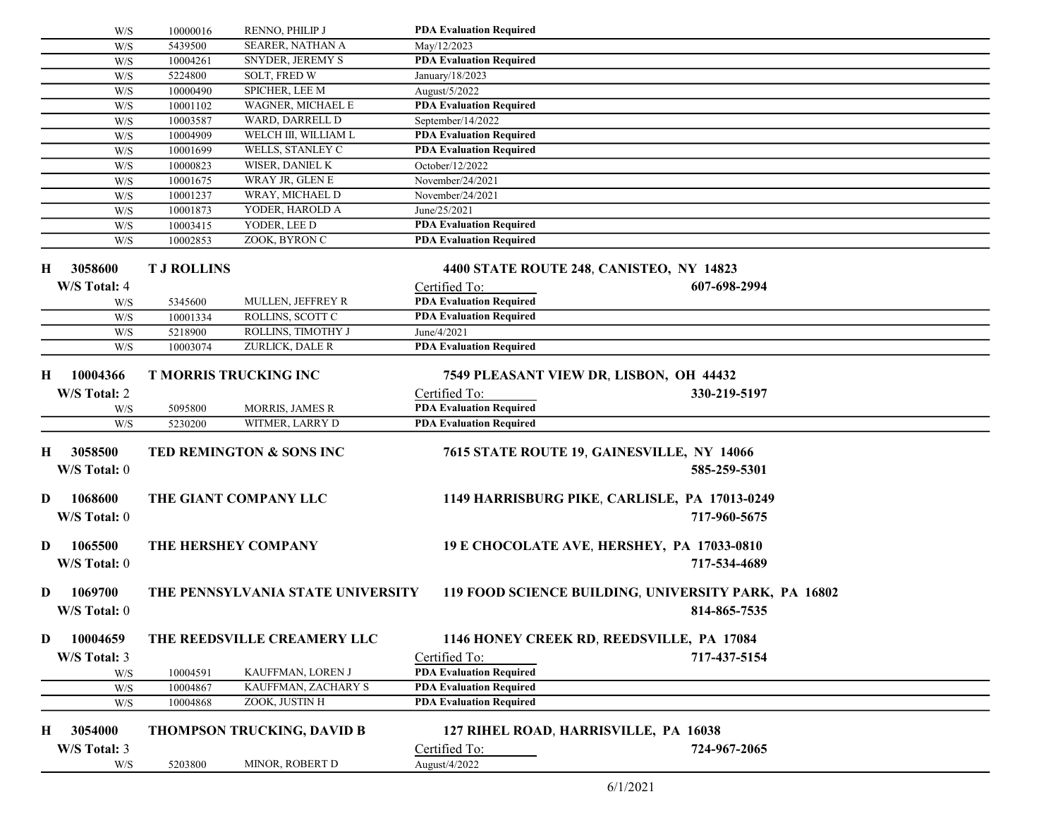| | | | |
|---|---|---|---|
| W/S | 10000016 | RENNO, PHILIP J | **PDA Evaluation Required** |
| W/S | 5439500 | SEARER, NATHAN A | May/12/2023 |
| W/S | 10004261 | SNYDER, JEREMY S | **PDA Evaluation Required** |
| W/S | 5224800 | SOLT, FRED W | January/18/2023 |
| W/S | 10000490 | SPICHER, LEE M | August/5/2022 |
| W/S | 10001102 | WAGNER, MICHAEL E | **PDA Evaluation Required** |
| W/S | 10003587 | WARD, DARRELL D | September/14/2022 |
| W/S | 10004909 | WELCH III, WILLIAM L | **PDA Evaluation Required** |
| W/S | 10001699 | WELLS, STANLEY C | **PDA Evaluation Required** |
| W/S | 10000823 | WISER, DANIEL K | October/12/2022 |
| W/S | 10001675 | WRAY JR, GLEN E | November/24/2021 |
| W/S | 10001237 | WRAY, MICHAEL D | November/24/2021 |
| W/S | 10001873 | YODER, HAROLD A | June/25/2021 |
| W/S | 10003415 | YODER, LEE D | **PDA Evaluation Required** |
| W/S | 10002853 | ZOOK, BYRON C | **PDA Evaluation Required** |

**H 3058600 T J ROLLINS** — **4400 STATE ROUTE 248, CANISTEO, NY 14823**

W/S Total: 4 — Certified To: — **607-698-2994**

| | | | |
|---|---|---|---|
| W/S | 5345600 | MULLEN, JEFFREY R | **PDA Evaluation Required** |
| W/S | 10001334 | ROLLINS, SCOTT C | **PDA Evaluation Required** |
| W/S | 5218900 | ROLLINS, TIMOTHY J | June/4/2021 |
| W/S | 10003074 | ZURLICK, DALE R | **PDA Evaluation Required** |

**H 10004366 T MORRIS TRUCKING INC** — **7549 PLEASANT VIEW DR, LISBON, OH 44432**

W/S Total: 2 — Certified To: — **330-219-5197**

| | | | |
|---|---|---|---|
| W/S | 5095800 | MORRIS, JAMES R | **PDA Evaluation Required** |
| W/S | 5230200 | WITMER, LARRY D | **PDA Evaluation Required** |

**H 3058500 TED REMINGTON & SONS INC** — **7615 STATE ROUTE 19, GAINESVILLE, NY 14066**

W/S Total: 0 — **585-259-5301**

**D 1068600 THE GIANT COMPANY LLC** — **1149 HARRISBURG PIKE, CARLISLE, PA 17013-0249**

W/S Total: 0 — **717-960-5675**

**D 1065500 THE HERSHEY COMPANY** — **19 E CHOCOLATE AVE, HERSHEY, PA 17033-0810**

W/S Total: 0 — **717-534-4689**

**D 1069700 THE PENNSYLVANIA STATE UNIVERSITY** — **119 FOOD SCIENCE BUILDING, UNIVERSITY PARK, PA 16802**

W/S Total: 0 — **814-865-7535**

**D 10004659 THE REEDSVILLE CREAMERY LLC** — **1146 HONEY CREEK RD, REEDSVILLE, PA 17084**

W/S Total: 3 — Certified To: — **717-437-5154**

| | | | |
|---|---|---|---|
| W/S | 10004591 | KAUFFMAN, LOREN J | **PDA Evaluation Required** |
| W/S | 10004867 | KAUFFMAN, ZACHARY S | **PDA Evaluation Required** |
| W/S | 10004868 | ZOOK, JUSTIN H | **PDA Evaluation Required** |

**H 3054000 THOMPSON TRUCKING, DAVID B** — **127 RIHEL ROAD, HARRISVILLE, PA 16038**

W/S Total: 3 — Certified To: — **724-967-2065**

| | | | |
|---|---|---|---|
| W/S | 5203800 | MINOR, ROBERT D | August/4/2022 |

6/1/2021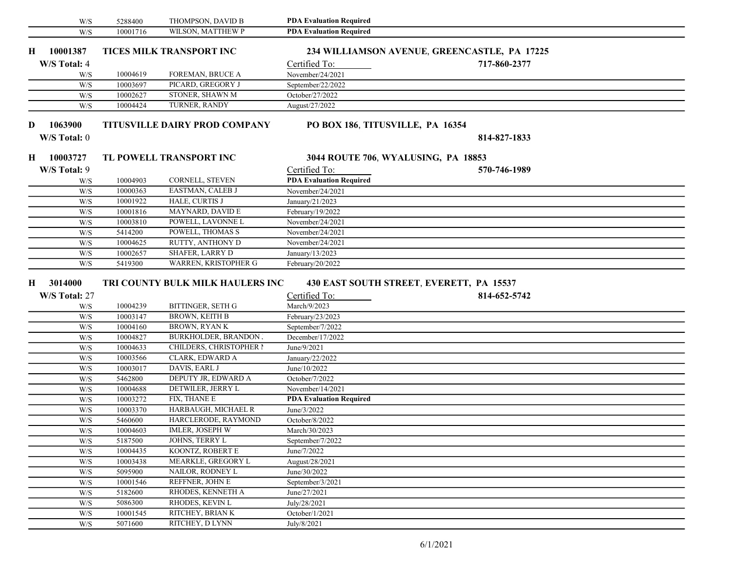| W/S | 5288400 | THOMPSON, DAVID B | **PDA Evaluation Required** |
|---|---|---|---|
| W/S | 10001716 | WILSON, MATTHEW P | **PDA Evaluation Required** |

**H 10001387 TICES MILK TRANSPORT INC — 234 WILLIAMSON AVENUE, GREENCASTLE, PA 17225**

**W/S Total:** 4 — 717-860-2377

| | | | Certified To: |
|---|---|---|---|
| W/S | 10004619 | FOREMAN, BRUCE A | November/24/2021 |
| W/S | 10003697 | PICARD, GREGORY J | September/22/2022 |
| W/S | 10002627 | STONER, SHAWN M | October/27/2022 |
| W/S | 10004424 | TURNER, RANDY | August/27/2022 |

**D 1063900 TITUSVILLE DAIRY PROD COMPANY — PO BOX 186, TITUSVILLE, PA 16354**

**W/S Total:** 0 — 814-827-1833

**H 10003727 TL POWELL TRANSPORT INC — 3044 ROUTE 706, WYALUSING, PA 18853**

**W/S Total:** 9 — 570-746-1989

| | | | Certified To: |
|---|---|---|---|
| W/S | 10004903 | CORNELL, STEVEN | **PDA Evaluation Required** |
| W/S | 10000363 | EASTMAN, CALEB J | November/24/2021 |
| W/S | 10001922 | HALE, CURTIS J | January/21/2023 |
| W/S | 10001816 | MAYNARD, DAVID E | February/19/2022 |
| W/S | 10003810 | POWELL, LAVONNE L | November/24/2021 |
| W/S | 5414200 | POWELL, THOMAS S | November/24/2021 |
| W/S | 10004625 | RUTTY, ANTHONY D | November/24/2021 |
| W/S | 10002657 | SHAFER, LARRY D | January/13/2023 |
| W/S | 5419300 | WARREN, KRISTOPHER G | February/20/2022 |

**H 3014000 TRI COUNTY BULK MILK HAULERS INC — 430 EAST SOUTH STREET, EVERETT, PA 15537**

**W/S Total:** 27 — 814-652-5742

| | | | Certified To: |
|---|---|---|---|
| W/S | 10004239 | BITTINGER, SETH G | March/9/2023 |
| W/S | 10003147 | BROWN, KEITH B | February/23/2023 |
| W/S | 10004160 | BROWN, RYAN K | September/7/2022 |
| W/S | 10004827 | BURKHOLDER, BRANDON . | December/17/2022 |
| W/S | 10004633 | CHILDERS, CHRISTOPHER M | June/9/2021 |
| W/S | 10003566 | CLARK, EDWARD A | January/22/2022 |
| W/S | 10003017 | DAVIS, EARL J | June/10/2022 |
| W/S | 5462800 | DEPUTY JR, EDWARD A | October/7/2022 |
| W/S | 10004688 | DETWILER, JERRY L | November/14/2021 |
| W/S | 10003272 | FIX, THANE E | **PDA Evaluation Required** |
| W/S | 10003370 | HARBAUGH, MICHAEL R | June/3/2022 |
| W/S | 5460600 | HARCLERODE, RAYMOND | October/8/2022 |
| W/S | 10004603 | IMLER, JOSEPH W | March/30/2023 |
| W/S | 5187500 | JOHNS, TERRY L | September/7/2022 |
| W/S | 10004435 | KOONTZ, ROBERT E | June/7/2022 |
| W/S | 10003438 | MEARKLE, GREGORY L | August/28/2021 |
| W/S | 5095900 | NAILOR, RODNEY L | June/30/2022 |
| W/S | 10001546 | REFFNER, JOHN E | September/3/2021 |
| W/S | 5182600 | RHODES, KENNETH A | June/27/2021 |
| W/S | 5086300 | RHODES, KEVIN L | July/28/2021 |
| W/S | 10001545 | RITCHEY, BRIAN K | October/1/2021 |
| W/S | 5071600 | RITCHEY, D LYNN | July/8/2021 |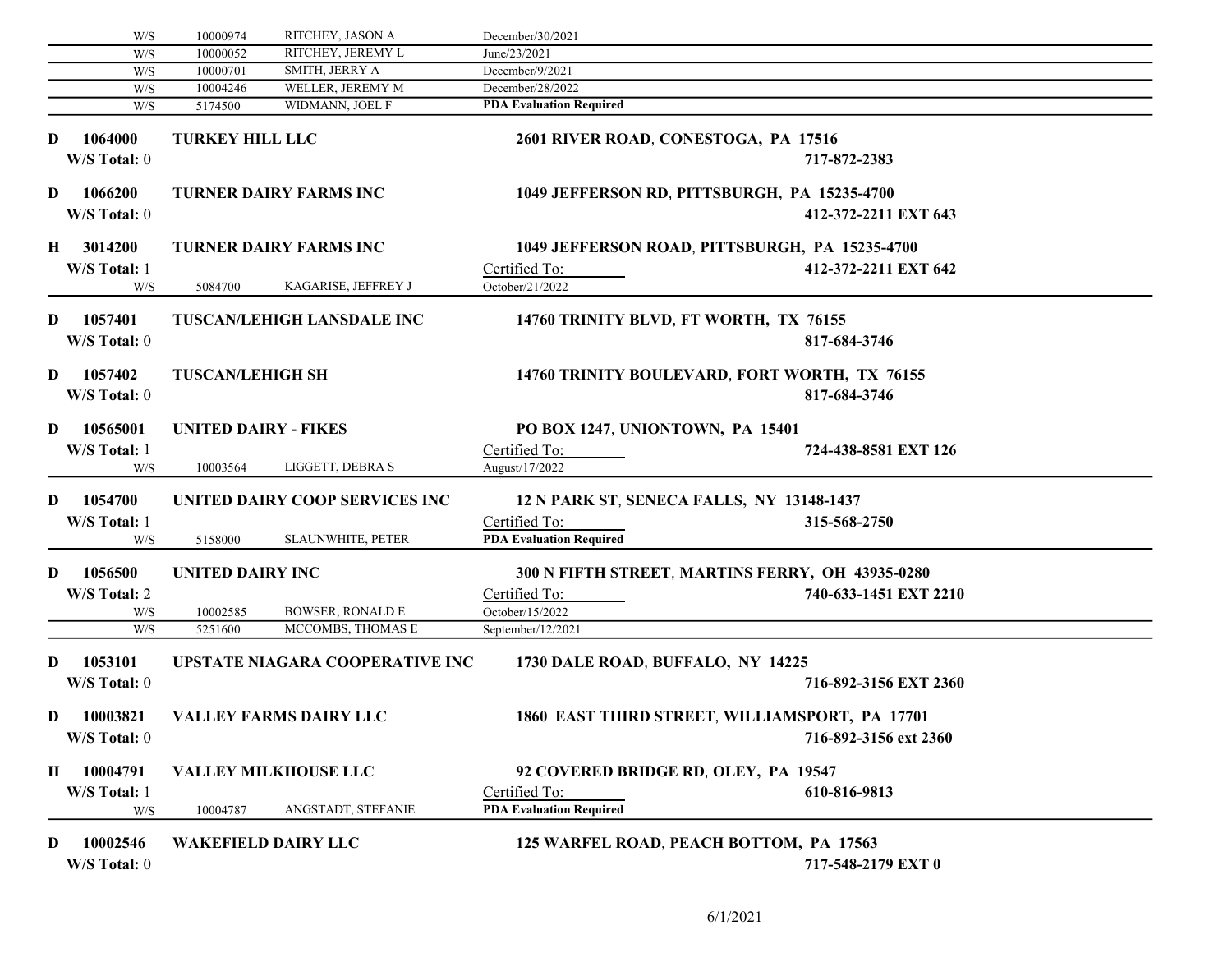| | | | |
|---|---|---|---|
| W/S | 10000974 | RITCHEY, JASON A | December/30/2021 |
| W/S | 10000052 | RITCHEY, JEREMY L | June/23/2021 |
| W/S | 10000701 | SMITH, JERRY A | December/9/2021 |
| W/S | 10004246 | WELLER, JEREMY M | December/28/2022 |
| W/S | 5174500 | WIDMANN, JOEL F | **PDA Evaluation Required** |

**D 1064000 TURKEY HILL LLC** — **2601 RIVER ROAD, CONESTOGA, PA 17516**
W/S Total: 0 — **717-872-2383**

**D 1066200 TURNER DAIRY FARMS INC** — **1049 JEFFERSON RD, PITTSBURGH, PA 15235-4700**
W/S Total: 0 — **412-372-2211 EXT 643**

**H 3014200 TURNER DAIRY FARMS INC** — **1049 JEFFERSON ROAD, PITTSBURGH, PA 15235-4700**
W/S Total: 1 — Certified To: — **412-372-2211 EXT 642**

| | | | |
|---|---|---|---|
| W/S | 5084700 | KAGARISE, JEFFREY J | October/21/2022 |

**D 1057401 TUSCAN/LEHIGH LANSDALE INC** — **14760 TRINITY BLVD, FT WORTH, TX 76155**
W/S Total: 0 — **817-684-3746**

**D 1057402 TUSCAN/LEHIGH SH** — **14760 TRINITY BOULEVARD, FORT WORTH, TX 76155**
W/S Total: 0 — **817-684-3746**

**D 10565001 UNITED DAIRY - FIKES** — **PO BOX 1247, UNIONTOWN, PA 15401**
W/S Total: 1 — Certified To: — **724-438-8581 EXT 126**

| | | | |
|---|---|---|---|
| W/S | 10003564 | LIGGETT, DEBRA S | August/17/2022 |

**D 1054700 UNITED DAIRY COOP SERVICES INC** — **12 N PARK ST, SENECA FALLS, NY 13148-1437**
W/S Total: 1 — Certified To: — **315-568-2750**

| | | | |
|---|---|---|---|
| W/S | 5158000 | SLAUNWHITE, PETER | **PDA Evaluation Required** |

**D 1056500 UNITED DAIRY INC** — **300 N FIFTH STREET, MARTINS FERRY, OH 43935-0280**
W/S Total: 2 — Certified To: — **740-633-1451 EXT 2210**

| | | | |
|---|---|---|---|
| W/S | 10002585 | BOWSER, RONALD E | October/15/2022 |
| W/S | 5251600 | MCCOMBS, THOMAS E | September/12/2021 |

**D 1053101 UPSTATE NIAGARA COOPERATIVE INC** — **1730 DALE ROAD, BUFFALO, NY 14225**
W/S Total: 0 — **716-892-3156 EXT 2360**

**D 10003821 VALLEY FARMS DAIRY LLC** — **1860 EAST THIRD STREET, WILLIAMSPORT, PA 17701**
W/S Total: 0 — **716-892-3156 ext 2360**

**H 10004791 VALLEY MILKHOUSE LLC** — **92 COVERED BRIDGE RD, OLEY, PA 19547**
W/S Total: 1 — Certified To: — **610-816-9813**

| | | | |
|---|---|---|---|
| W/S | 10004787 | ANGSTADT, STEFANIE | **PDA Evaluation Required** |

**D 10002546 WAKEFIELD DAIRY LLC** — **125 WARFEL ROAD, PEACH BOTTOM, PA 17563**
W/S Total: 0 — **717-548-2179 EXT 0**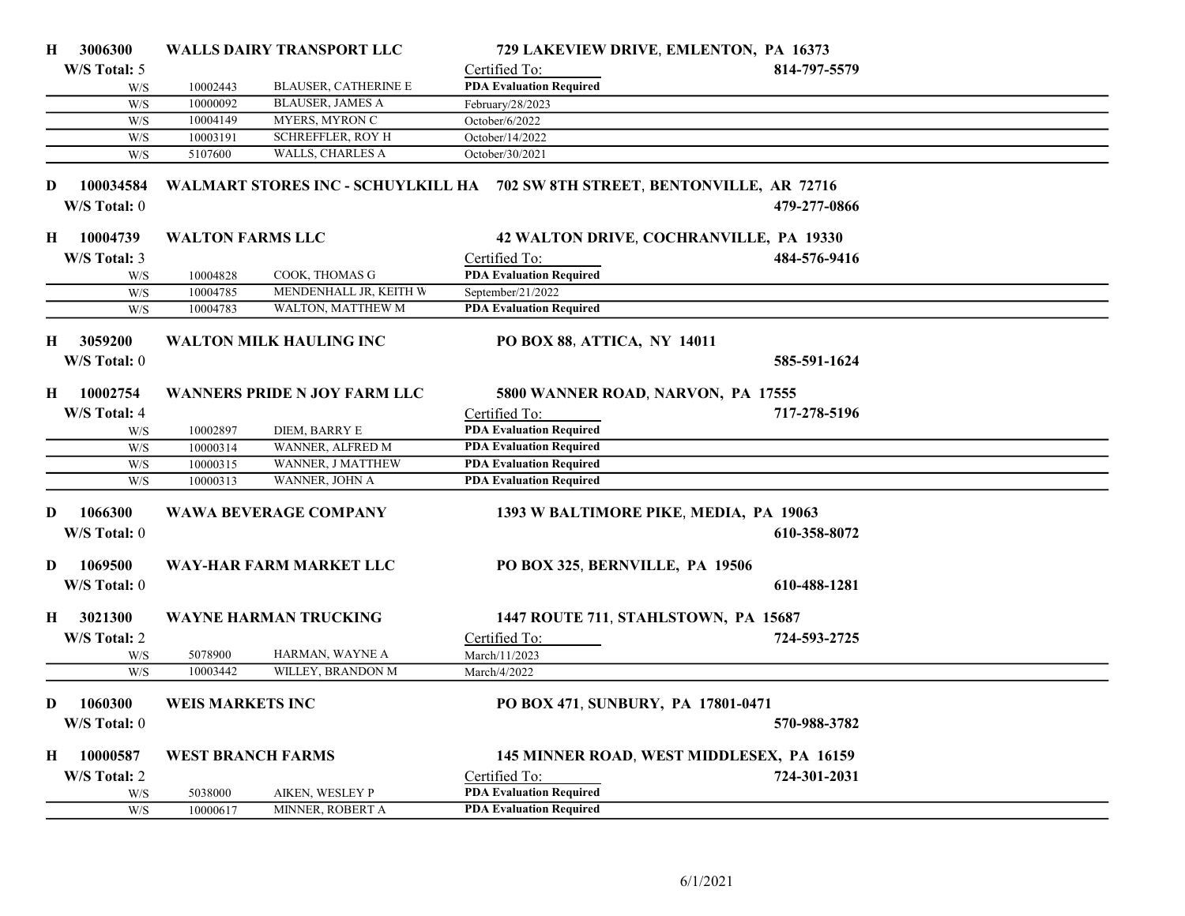**H 3006300 WALLS DAIRY TRANSPORT LLC** — **729 LAKEVIEW DRIVE, EMLENTON, PA 16373** — **814-797-5579**

W/S Total: 5

| | | | Certified To: |
|---|---|---|---|
| W/S | 10002443 | BLAUSER, CATHERINE E | **PDA Evaluation Required** |
| W/S | 10000092 | BLAUSER, JAMES A | February/28/2023 |
| W/S | 10004149 | MYERS, MYRON C | October/6/2022 |
| W/S | 10003191 | SCHREFFLER, ROY H | October/14/2022 |
| W/S | 5107600 | WALLS, CHARLES A | October/30/2021 |

**D 100034584 WALMART STORES INC - SCHUYLKILL HA** — **702 SW 8TH STREET, BENTONVILLE, AR 72716** — **479-277-0866**

W/S Total: 0

**H 10004739 WALTON FARMS LLC** — **42 WALTON DRIVE, COCHRANVILLE, PA 19330** — **484-576-9416**

W/S Total: 3

| | | | Certified To: |
|---|---|---|---|
| W/S | 10004828 | COOK, THOMAS G | **PDA Evaluation Required** |
| W/S | 10004785 | MENDENHALL JR, KEITH W | September/21/2022 |
| W/S | 10004783 | WALTON, MATTHEW M | **PDA Evaluation Required** |

**H 3059200 WALTON MILK HAULING INC** — **PO BOX 88, ATTICA, NY 14011** — **585-591-1624**

W/S Total: 0

**H 10002754 WANNERS PRIDE N JOY FARM LLC** — **5800 WANNER ROAD, NARVON, PA 17555** — **717-278-5196**

W/S Total: 4

| | | | Certified To: |
|---|---|---|---|
| W/S | 10002897 | DIEM, BARRY E | **PDA Evaluation Required** |
| W/S | 10000314 | WANNER, ALFRED M | **PDA Evaluation Required** |
| W/S | 10000315 | WANNER, J MATTHEW | **PDA Evaluation Required** |
| W/S | 10000313 | WANNER, JOHN A | **PDA Evaluation Required** |

**D 1066300 WAWA BEVERAGE COMPANY** — **1393 W BALTIMORE PIKE, MEDIA, PA 19063** — **610-358-8072**

W/S Total: 0

**D 1069500 WAY-HAR FARM MARKET LLC** — **PO BOX 325, BERNVILLE, PA 19506** — **610-488-1281**

W/S Total: 0

**H 3021300 WAYNE HARMAN TRUCKING** — **1447 ROUTE 711, STAHLSTOWN, PA 15687** — **724-593-2725**

W/S Total: 2

| | | | Certified To: |
|---|---|---|---|
| W/S | 5078900 | HARMAN, WAYNE A | March/11/2023 |
| W/S | 10003442 | WILLEY, BRANDON M | March/4/2022 |

**D 1060300 WEIS MARKETS INC** — **PO BOX 471, SUNBURY, PA 17801-0471** — **570-988-3782**

W/S Total: 0

**H 10000587 WEST BRANCH FARMS** — **145 MINNER ROAD, WEST MIDDLESEX, PA 16159** — **724-301-2031**

W/S Total: 2

| | | | Certified To: |
|---|---|---|---|
| W/S | 5038000 | AIKEN, WESLEY P | **PDA Evaluation Required** |
| W/S | 10000617 | MINNER, ROBERT A | **PDA Evaluation Required** |

6/1/2021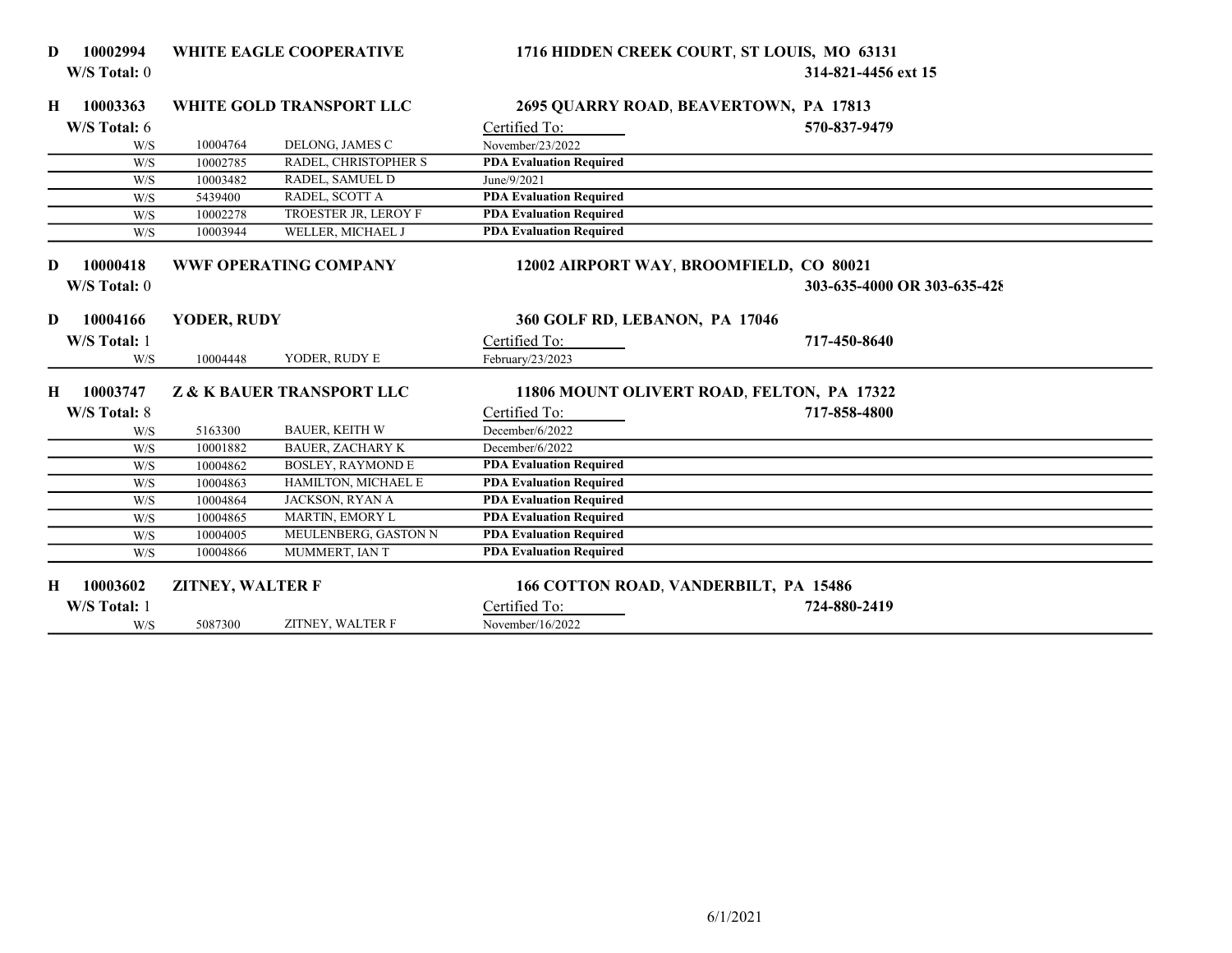**D 10002994 WHITE EAGLE COOPERATIVE** — **1716 HIDDEN CREEK COURT, ST LOUIS, MO 63131**

**W/S Total:** 0 — **314-821-4456 ext 15**

**H 10003363 WHITE GOLD TRANSPORT LLC** — **2695 QUARRY ROAD, BEAVERTOWN, PA 17813**

**W/S Total:** 6 — **570-837-9479**

| | | | Certified To: |
|---|---|---|---|
| W/S | 10004764 | DELONG, JAMES C | November/23/2022 |
| W/S | 10002785 | RADEL, CHRISTOPHER S | **PDA Evaluation Required** |
| W/S | 10003482 | RADEL, SAMUEL D | June/9/2021 |
| W/S | 5439400 | RADEL, SCOTT A | **PDA Evaluation Required** |
| W/S | 10002278 | TROESTER JR, LEROY F | **PDA Evaluation Required** |
| W/S | 10003944 | WELLER, MICHAEL J | **PDA Evaluation Required** |

**D 10000418 WWF OPERATING COMPANY** — **12002 AIRPORT WAY, BROOMFIELD, CO 80021**

**W/S Total:** 0 — **303-635-4000 OR 303-635-428**

**D 10004166 YODER, RUDY** — **360 GOLF RD, LEBANON, PA 17046**

**W/S Total:** 1 — **717-450-8640**

| | | | Certified To: |
|---|---|---|---|
| W/S | 10004448 | YODER, RUDY E | February/23/2023 |

**H 10003747 Z & K BAUER TRANSPORT LLC** — **11806 MOUNT OLIVERT ROAD, FELTON, PA 17322**

**W/S Total:** 8 — **717-858-4800**

| | | | Certified To: |
|---|---|---|---|
| W/S | 5163300 | BAUER, KEITH W | December/6/2022 |
| W/S | 10001882 | BAUER, ZACHARY K | December/6/2022 |
| W/S | 10004862 | BOSLEY, RAYMOND E | **PDA Evaluation Required** |
| W/S | 10004863 | HAMILTON, MICHAEL E | **PDA Evaluation Required** |
| W/S | 10004864 | JACKSON, RYAN A | **PDA Evaluation Required** |
| W/S | 10004865 | MARTIN, EMORY L | **PDA Evaluation Required** |
| W/S | 10004005 | MEULENBERG, GASTON N | **PDA Evaluation Required** |
| W/S | 10004866 | MUMMERT, IAN T | **PDA Evaluation Required** |

**H 10003602 ZITNEY, WALTER F** — **166 COTTON ROAD, VANDERBILT, PA 15486**

**W/S Total:** 1 — **724-880-2419**

| | | | Certified To: |
|---|---|---|---|
| W/S | 5087300 | ZITNEY, WALTER F | November/16/2022 |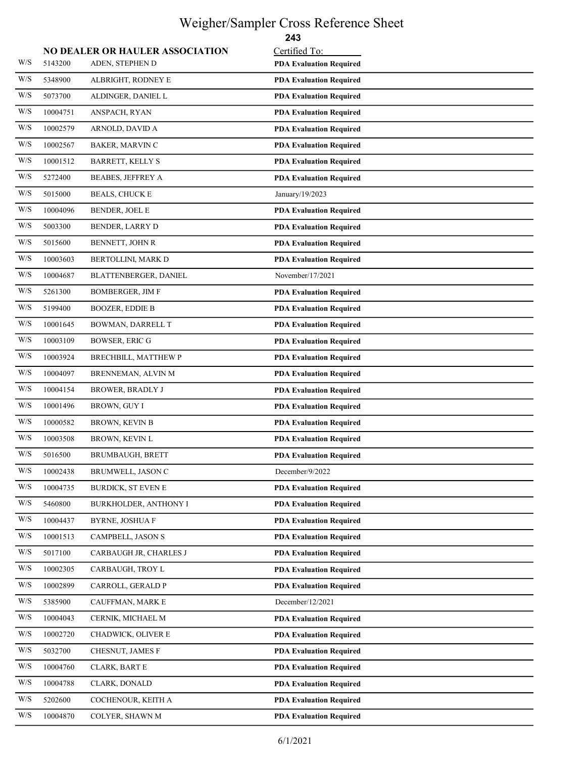# Weigher/Sampler Cross Reference Sheet

**243**

| | NO DEALER OR HAULER ASSOCIATION | | Certified To: |
|---|---|---|---|
| W/S | 5143200 | ADEN, STEPHEN D | **PDA Evaluation Required** |
| W/S | 5348900 | ALBRIGHT, RODNEY E | **PDA Evaluation Required** |
| W/S | 5073700 | ALDINGER, DANIEL L | **PDA Evaluation Required** |
| W/S | 10004751 | ANSPACH, RYAN | **PDA Evaluation Required** |
| W/S | 10002579 | ARNOLD, DAVID A | **PDA Evaluation Required** |
| W/S | 10002567 | BAKER, MARVIN C | **PDA Evaluation Required** |
| W/S | 10001512 | BARRETT, KELLY S | **PDA Evaluation Required** |
| W/S | 5272400 | BEABES, JEFFREY A | **PDA Evaluation Required** |
| W/S | 5015000 | BEALS, CHUCK E | January/19/2023 |
| W/S | 10004096 | BENDER, JOEL E | **PDA Evaluation Required** |
| W/S | 5003300 | BENDER, LARRY D | **PDA Evaluation Required** |
| W/S | 5015600 | BENNETT, JOHN R | **PDA Evaluation Required** |
| W/S | 10003603 | BERTOLLINI, MARK D | **PDA Evaluation Required** |
| W/S | 10004687 | BLATTENBERGER, DANIEL | November/17/2021 |
| W/S | 5261300 | BOMBERGER, JIM F | **PDA Evaluation Required** |
| W/S | 5199400 | BOOZER, EDDIE B | **PDA Evaluation Required** |
| W/S | 10001645 | BOWMAN, DARRELL T | **PDA Evaluation Required** |
| W/S | 10003109 | BOWSER, ERIC G | **PDA Evaluation Required** |
| W/S | 10003924 | BRECHBILL, MATTHEW P | **PDA Evaluation Required** |
| W/S | 10004097 | BRENNEMAN, ALVIN M | **PDA Evaluation Required** |
| W/S | 10004154 | BROWER, BRADLY J | **PDA Evaluation Required** |
| W/S | 10001496 | BROWN, GUY I | **PDA Evaluation Required** |
| W/S | 10000582 | BROWN, KEVIN B | **PDA Evaluation Required** |
| W/S | 10003508 | BROWN, KEVIN L | **PDA Evaluation Required** |
| W/S | 5016500 | BRUMBAUGH, BRETT | **PDA Evaluation Required** |
| W/S | 10002438 | BRUMWELL, JASON C | December/9/2022 |
| W/S | 10004735 | BURDICK, ST EVEN E | **PDA Evaluation Required** |
| W/S | 5460800 | BURKHOLDER, ANTHONY I | **PDA Evaluation Required** |
| W/S | 10004437 | BYRNE, JOSHUA F | **PDA Evaluation Required** |
| W/S | 10001513 | CAMPBELL, JASON S | **PDA Evaluation Required** |
| W/S | 5017100 | CARBAUGH JR, CHARLES J | **PDA Evaluation Required** |
| W/S | 10002305 | CARBAUGH, TROY L | **PDA Evaluation Required** |
| W/S | 10002899 | CARROLL, GERALD P | **PDA Evaluation Required** |
| W/S | 5385900 | CAUFFMAN, MARK E | December/12/2021 |
| W/S | 10004043 | CERNIK, MICHAEL M | **PDA Evaluation Required** |
| W/S | 10002720 | CHADWICK, OLIVER E | **PDA Evaluation Required** |
| W/S | 5032700 | CHESNUT, JAMES F | **PDA Evaluation Required** |
| W/S | 10004760 | CLARK, BART E | **PDA Evaluation Required** |
| W/S | 10004788 | CLARK, DONALD | **PDA Evaluation Required** |
| W/S | 5202600 | COCHENOUR, KEITH A | **PDA Evaluation Required** |
| W/S | 10004870 | COLYER, SHAWN M | **PDA Evaluation Required** |

6/1/2021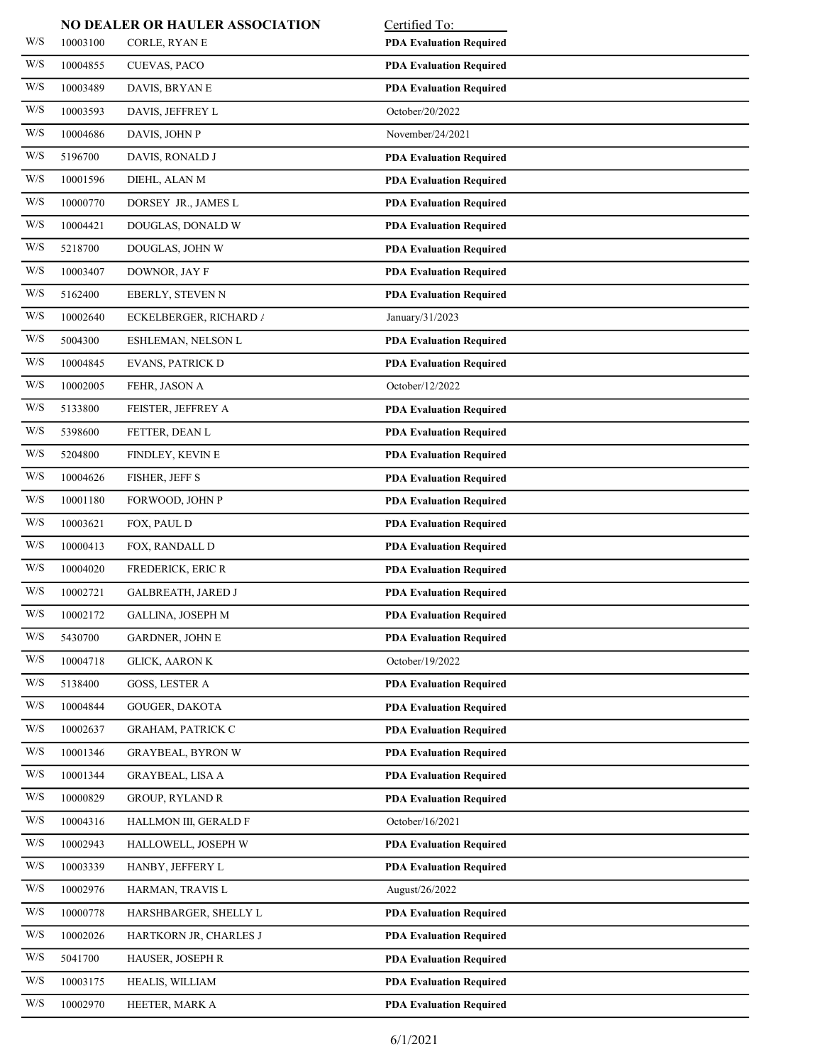| | | **NO DEALER OR HAULER ASSOCIATION** | Certified To: |
|---|---|---|---|
| W/S | 10003100 | CORLE, RYAN E | **PDA Evaluation Required** |
| W/S | 10004855 | CUEVAS, PACO | **PDA Evaluation Required** |
| W/S | 10003489 | DAVIS, BRYAN E | **PDA Evaluation Required** |
| W/S | 10003593 | DAVIS, JEFFREY L | October/20/2022 |
| W/S | 10004686 | DAVIS, JOHN P | November/24/2021 |
| W/S | 5196700 | DAVIS, RONALD J | **PDA Evaluation Required** |
| W/S | 10001596 | DIEHL, ALAN M | **PDA Evaluation Required** |
| W/S | 10000770 | DORSEY JR., JAMES L | **PDA Evaluation Required** |
| W/S | 10004421 | DOUGLAS, DONALD W | **PDA Evaluation Required** |
| W/S | 5218700 | DOUGLAS, JOHN W | **PDA Evaluation Required** |
| W/S | 10003407 | DOWNOR, JAY F | **PDA Evaluation Required** |
| W/S | 5162400 | EBERLY, STEVEN N | **PDA Evaluation Required** |
| W/S | 10002640 | ECKELBERGER, RICHARD / | January/31/2023 |
| W/S | 5004300 | ESHLEMAN, NELSON L | **PDA Evaluation Required** |
| W/S | 10004845 | EVANS, PATRICK D | **PDA Evaluation Required** |
| W/S | 10002005 | FEHR, JASON A | October/12/2022 |
| W/S | 5133800 | FEISTER, JEFFREY A | **PDA Evaluation Required** |
| W/S | 5398600 | FETTER, DEAN L | **PDA Evaluation Required** |
| W/S | 5204800 | FINDLEY, KEVIN E | **PDA Evaluation Required** |
| W/S | 10004626 | FISHER, JEFF S | **PDA Evaluation Required** |
| W/S | 10001180 | FORWOOD, JOHN P | **PDA Evaluation Required** |
| W/S | 10003621 | FOX, PAUL D | **PDA Evaluation Required** |
| W/S | 10000413 | FOX, RANDALL D | **PDA Evaluation Required** |
| W/S | 10004020 | FREDERICK, ERIC R | **PDA Evaluation Required** |
| W/S | 10002721 | GALBREATH, JARED J | **PDA Evaluation Required** |
| W/S | 10002172 | GALLINA, JOSEPH M | **PDA Evaluation Required** |
| W/S | 5430700 | GARDNER, JOHN E | **PDA Evaluation Required** |
| W/S | 10004718 | GLICK, AARON K | October/19/2022 |
| W/S | 5138400 | GOSS, LESTER A | **PDA Evaluation Required** |
| W/S | 10004844 | GOUGER, DAKOTA | **PDA Evaluation Required** |
| W/S | 10002637 | GRAHAM, PATRICK C | **PDA Evaluation Required** |
| W/S | 10001346 | GRAYBEAL, BYRON W | **PDA Evaluation Required** |
| W/S | 10001344 | GRAYBEAL, LISA A | **PDA Evaluation Required** |
| W/S | 10000829 | GROUP, RYLAND R | **PDA Evaluation Required** |
| W/S | 10004316 | HALLMON III, GERALD F | October/16/2021 |
| W/S | 10002943 | HALLOWELL, JOSEPH W | **PDA Evaluation Required** |
| W/S | 10003339 | HANBY, JEFFERY L | **PDA Evaluation Required** |
| W/S | 10002976 | HARMAN, TRAVIS L | August/26/2022 |
| W/S | 10000778 | HARSHBARGER, SHELLY L | **PDA Evaluation Required** |
| W/S | 10002026 | HARTKORN JR, CHARLES J | **PDA Evaluation Required** |
| W/S | 5041700 | HAUSER, JOSEPH R | **PDA Evaluation Required** |
| W/S | 10003175 | HEALIS, WILLIAM | **PDA Evaluation Required** |
| W/S | 10002970 | HEETER, MARK A | **PDA Evaluation Required** |

6/1/2021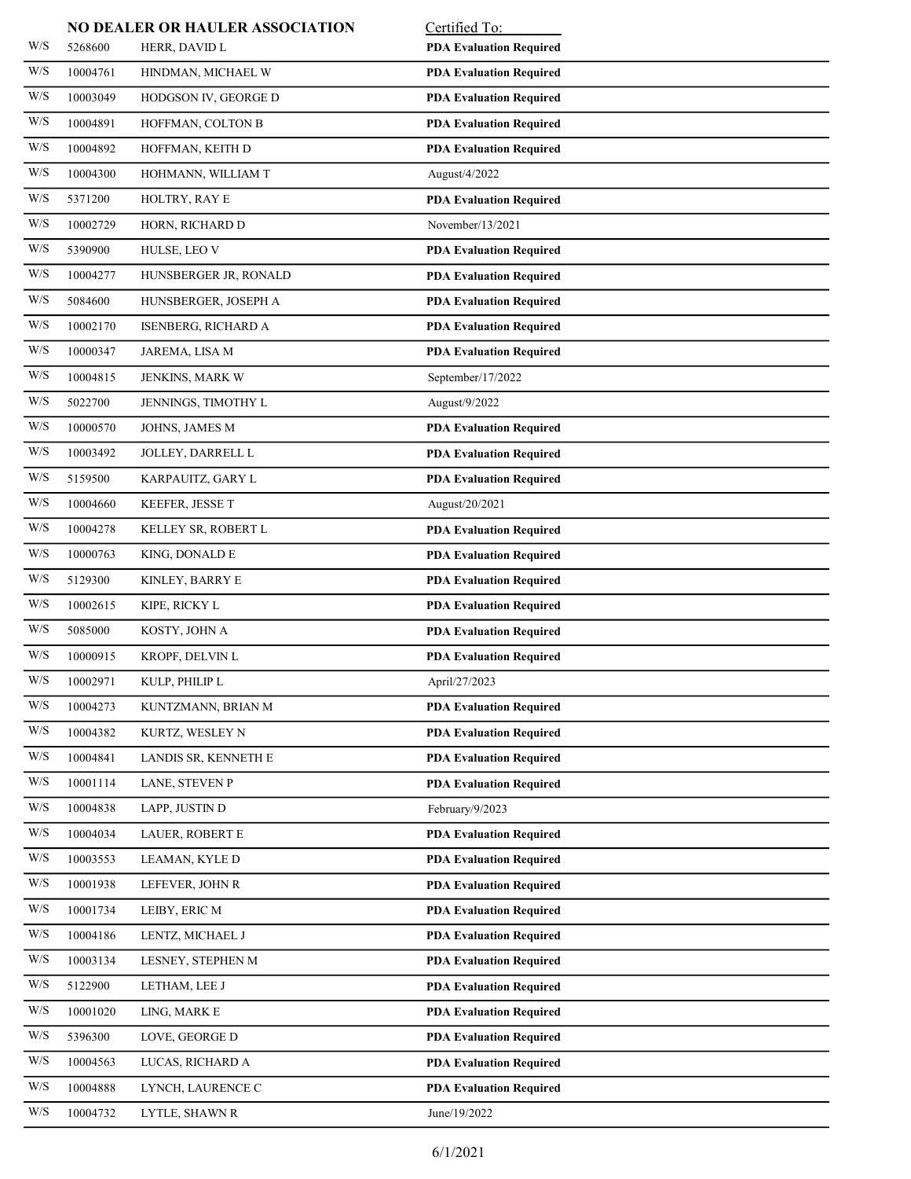| | **NO DEALER OR HAULER ASSOCIATION** | | Certified To: |
|---|---|---|---|
| W/S | 5268600 | HERR, DAVID L | **PDA Evaluation Required** |
| W/S | 10004761 | HINDMAN, MICHAEL W | **PDA Evaluation Required** |
| W/S | 10003049 | HODGSON IV, GEORGE D | **PDA Evaluation Required** |
| W/S | 10004891 | HOFFMAN, COLTON B | **PDA Evaluation Required** |
| W/S | 10004892 | HOFFMAN, KEITH D | **PDA Evaluation Required** |
| W/S | 10004300 | HOHMANN, WILLIAM T | August/4/2022 |
| W/S | 5371200 | HOLTRY, RAY E | **PDA Evaluation Required** |
| W/S | 10002729 | HORN, RICHARD D | November/13/2021 |
| W/S | 5390900 | HULSE, LEO V | **PDA Evaluation Required** |
| W/S | 10004277 | HUNSBERGER JR, RONALD | **PDA Evaluation Required** |
| W/S | 5084600 | HUNSBERGER, JOSEPH A | **PDA Evaluation Required** |
| W/S | 10002170 | ISENBERG, RICHARD A | **PDA Evaluation Required** |
| W/S | 10000347 | JAREMA, LISA M | **PDA Evaluation Required** |
| W/S | 10004815 | JENKINS, MARK W | September/17/2022 |
| W/S | 5022700 | JENNINGS, TIMOTHY L | August/9/2022 |
| W/S | 10000570 | JOHNS, JAMES M | **PDA Evaluation Required** |
| W/S | 10003492 | JOLLEY, DARRELL L | **PDA Evaluation Required** |
| W/S | 5159500 | KARPAUITZ, GARY L | **PDA Evaluation Required** |
| W/S | 10004660 | KEEFER, JESSE T | August/20/2021 |
| W/S | 10004278 | KELLEY SR, ROBERT L | **PDA Evaluation Required** |
| W/S | 10000763 | KING, DONALD E | **PDA Evaluation Required** |
| W/S | 5129300 | KINLEY, BARRY E | **PDA Evaluation Required** |
| W/S | 10002615 | KIPE, RICKY L | **PDA Evaluation Required** |
| W/S | 5085000 | KOSTY, JOHN A | **PDA Evaluation Required** |
| W/S | 10000915 | KROPF, DELVIN L | **PDA Evaluation Required** |
| W/S | 10002971 | KULP, PHILIP L | April/27/2023 |
| W/S | 10004273 | KUNTZMANN, BRIAN M | **PDA Evaluation Required** |
| W/S | 10004382 | KURTZ, WESLEY N | **PDA Evaluation Required** |
| W/S | 10004841 | LANDIS SR, KENNETH E | **PDA Evaluation Required** |
| W/S | 10001114 | LANE, STEVEN P | **PDA Evaluation Required** |
| W/S | 10004838 | LAPP, JUSTIN D | February/9/2023 |
| W/S | 10004034 | LAUER, ROBERT E | **PDA Evaluation Required** |
| W/S | 10003553 | LEAMAN, KYLE D | **PDA Evaluation Required** |
| W/S | 10001938 | LEFEVER, JOHN R | **PDA Evaluation Required** |
| W/S | 10001734 | LEIBY, ERIC M | **PDA Evaluation Required** |
| W/S | 10004186 | LENTZ, MICHAEL J | **PDA Evaluation Required** |
| W/S | 10003134 | LESNEY, STEPHEN M | **PDA Evaluation Required** |
| W/S | 5122900 | LETHAM, LEE J | **PDA Evaluation Required** |
| W/S | 10001020 | LING, MARK E | **PDA Evaluation Required** |
| W/S | 5396300 | LOVE, GEORGE D | **PDA Evaluation Required** |
| W/S | 10004563 | LUCAS, RICHARD A | **PDA Evaluation Required** |
| W/S | 10004888 | LYNCH, LAURENCE C | **PDA Evaluation Required** |
| W/S | 10004732 | LYTLE, SHAWN R | June/19/2022 |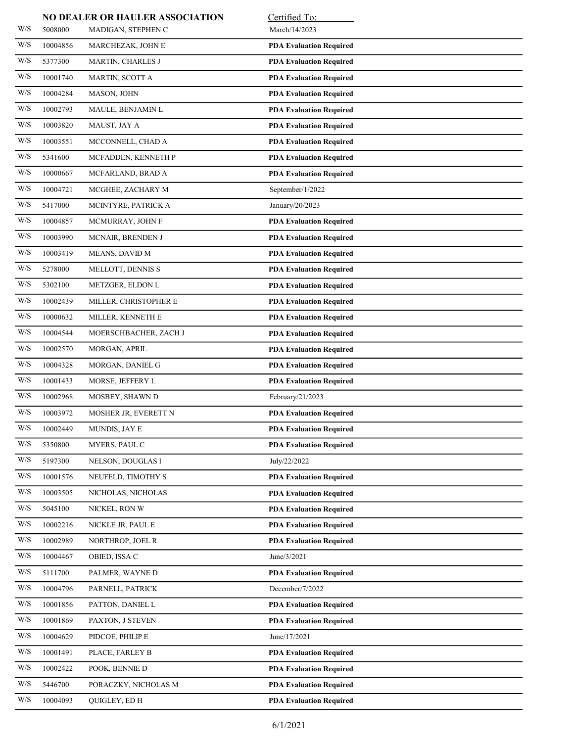| | NO DEALER OR HAULER ASSOCIATION | | Certified To: |
|---|---|---|---|
| W/S | 5008000 | MADIGAN, STEPHEN C | March/14/2023 |
| W/S | 10004856 | MARCHEZAK, JOHN E | **PDA Evaluation Required** |
| W/S | 5377300 | MARTIN, CHARLES J | **PDA Evaluation Required** |
| W/S | 10001740 | MARTIN, SCOTT A | **PDA Evaluation Required** |
| W/S | 10004284 | MASON, JOHN | **PDA Evaluation Required** |
| W/S | 10002793 | MAULE, BENJAMIN L | **PDA Evaluation Required** |
| W/S | 10003820 | MAUST, JAY A | **PDA Evaluation Required** |
| W/S | 10003551 | MCCONNELL, CHAD A | **PDA Evaluation Required** |
| W/S | 5341600 | MCFADDEN, KENNETH P | **PDA Evaluation Required** |
| W/S | 10000667 | MCFARLAND, BRAD A | **PDA Evaluation Required** |
| W/S | 10004721 | MCGHEE, ZACHARY M | September/1/2022 |
| W/S | 5417000 | MCINTYRE, PATRICK A | January/20/2023 |
| W/S | 10004857 | MCMURRAY, JOHN F | **PDA Evaluation Required** |
| W/S | 10003990 | MCNAIR, BRENDEN J | **PDA Evaluation Required** |
| W/S | 10003419 | MEANS, DAVID M | **PDA Evaluation Required** |
| W/S | 5278000 | MELLOTT, DENNIS S | **PDA Evaluation Required** |
| W/S | 5302100 | METZGER, ELDON L | **PDA Evaluation Required** |
| W/S | 10002439 | MILLER, CHRISTOPHER E | **PDA Evaluation Required** |
| W/S | 10000632 | MILLER, KENNETH E | **PDA Evaluation Required** |
| W/S | 10004544 | MOERSCHBACHER, ZACH J | **PDA Evaluation Required** |
| W/S | 10002570 | MORGAN, APRIL | **PDA Evaluation Required** |
| W/S | 10004328 | MORGAN, DANIEL G | **PDA Evaluation Required** |
| W/S | 10001433 | MORSE, JEFFERY L | **PDA Evaluation Required** |
| W/S | 10002968 | MOSBEY, SHAWN D | February/21/2023 |
| W/S | 10003972 | MOSHER JR, EVERETT N | **PDA Evaluation Required** |
| W/S | 10002449 | MUNDIS, JAY E | **PDA Evaluation Required** |
| W/S | 5350800 | MYERS, PAUL C | **PDA Evaluation Required** |
| W/S | 5197300 | NELSON, DOUGLAS I | July/22/2022 |
| W/S | 10001576 | NEUFELD, TIMOTHY S | **PDA Evaluation Required** |
| W/S | 10003505 | NICHOLAS, NICHOLAS | **PDA Evaluation Required** |
| W/S | 5045100 | NICKEL, RON W | **PDA Evaluation Required** |
| W/S | 10002216 | NICKLE JR, PAUL E | **PDA Evaluation Required** |
| W/S | 10002989 | NORTHROP, JOEL R | **PDA Evaluation Required** |
| W/S | 10004467 | OBIED, ISSA C | June/3/2021 |
| W/S | 5111700 | PALMER, WAYNE D | **PDA Evaluation Required** |
| W/S | 10004796 | PARNELL, PATRICK | December/7/2022 |
| W/S | 10001856 | PATTON, DANIEL L | **PDA Evaluation Required** |
| W/S | 10001869 | PAXTON, J STEVEN | **PDA Evaluation Required** |
| W/S | 10004629 | PIDCOE, PHILIP E | June/17/2021 |
| W/S | 10001491 | PLACE, FARLEY B | **PDA Evaluation Required** |
| W/S | 10002422 | POOK, BENNIE D | **PDA Evaluation Required** |
| W/S | 5446700 | PORACZKY, NICHOLAS M | **PDA Evaluation Required** |
| W/S | 10004093 | QUIGLEY, ED H | **PDA Evaluation Required** |

6/1/2021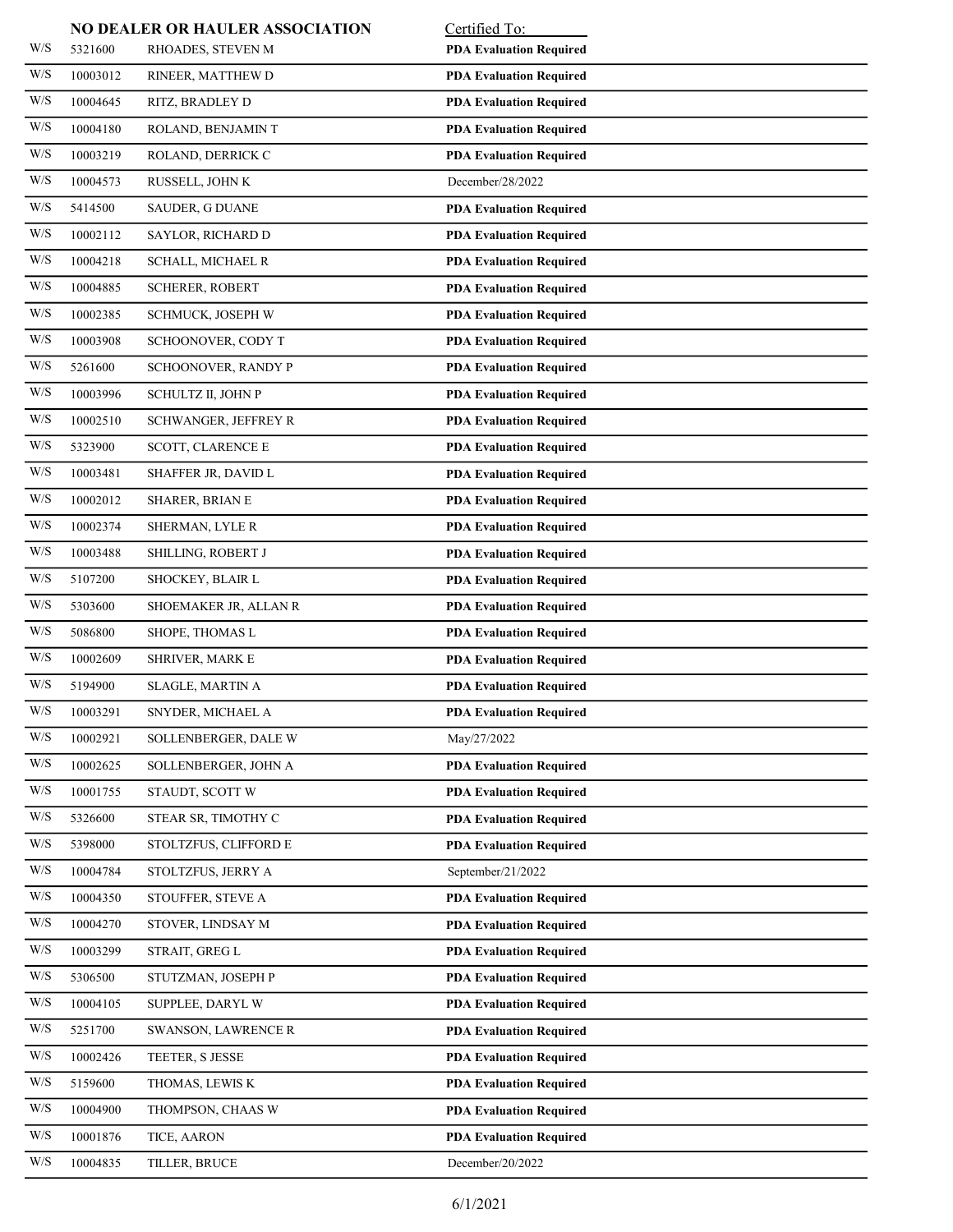**NO DEALER OR HAULER ASSOCIATION**

| | | | Certified To: |
|---|---|---|---|
| W/S | 5321600 | RHOADES, STEVEN M | **PDA Evaluation Required** |
| W/S | 10003012 | RINEER, MATTHEW D | **PDA Evaluation Required** |
| W/S | 10004645 | RITZ, BRADLEY D | **PDA Evaluation Required** |
| W/S | 10004180 | ROLAND, BENJAMIN T | **PDA Evaluation Required** |
| W/S | 10003219 | ROLAND, DERRICK C | **PDA Evaluation Required** |
| W/S | 10004573 | RUSSELL, JOHN K | December/28/2022 |
| W/S | 5414500 | SAUDER, G DUANE | **PDA Evaluation Required** |
| W/S | 10002112 | SAYLOR, RICHARD D | **PDA Evaluation Required** |
| W/S | 10004218 | SCHALL, MICHAEL R | **PDA Evaluation Required** |
| W/S | 10004885 | SCHERER, ROBERT | **PDA Evaluation Required** |
| W/S | 10002385 | SCHMUCK, JOSEPH W | **PDA Evaluation Required** |
| W/S | 10003908 | SCHOONOVER, CODY T | **PDA Evaluation Required** |
| W/S | 5261600 | SCHOONOVER, RANDY P | **PDA Evaluation Required** |
| W/S | 10003996 | SCHULTZ II, JOHN P | **PDA Evaluation Required** |
| W/S | 10002510 | SCHWANGER, JEFFREY R | **PDA Evaluation Required** |
| W/S | 5323900 | SCOTT, CLARENCE E | **PDA Evaluation Required** |
| W/S | 10003481 | SHAFFER JR, DAVID L | **PDA Evaluation Required** |
| W/S | 10002012 | SHARER, BRIAN E | **PDA Evaluation Required** |
| W/S | 10002374 | SHERMAN, LYLE R | **PDA Evaluation Required** |
| W/S | 10003488 | SHILLING, ROBERT J | **PDA Evaluation Required** |
| W/S | 5107200 | SHOCKEY, BLAIR L | **PDA Evaluation Required** |
| W/S | 5303600 | SHOEMAKER JR, ALLAN R | **PDA Evaluation Required** |
| W/S | 5086800 | SHOPE, THOMAS L | **PDA Evaluation Required** |
| W/S | 10002609 | SHRIVER, MARK E | **PDA Evaluation Required** |
| W/S | 5194900 | SLAGLE, MARTIN A | **PDA Evaluation Required** |
| W/S | 10003291 | SNYDER, MICHAEL A | **PDA Evaluation Required** |
| W/S | 10002921 | SOLLENBERGER, DALE W | May/27/2022 |
| W/S | 10002625 | SOLLENBERGER, JOHN A | **PDA Evaluation Required** |
| W/S | 10001755 | STAUDT, SCOTT W | **PDA Evaluation Required** |
| W/S | 5326600 | STEAR SR, TIMOTHY C | **PDA Evaluation Required** |
| W/S | 5398000 | STOLTZFUS, CLIFFORD E | **PDA Evaluation Required** |
| W/S | 10004784 | STOLTZFUS, JERRY A | September/21/2022 |
| W/S | 10004350 | STOUFFER, STEVE A | **PDA Evaluation Required** |
| W/S | 10004270 | STOVER, LINDSAY M | **PDA Evaluation Required** |
| W/S | 10003299 | STRAIT, GREG L | **PDA Evaluation Required** |
| W/S | 5306500 | STUTZMAN, JOSEPH P | **PDA Evaluation Required** |
| W/S | 10004105 | SUPPLEE, DARYL W | **PDA Evaluation Required** |
| W/S | 5251700 | SWANSON, LAWRENCE R | **PDA Evaluation Required** |
| W/S | 10002426 | TEETER, S JESSE | **PDA Evaluation Required** |
| W/S | 5159600 | THOMAS, LEWIS K | **PDA Evaluation Required** |
| W/S | 10004900 | THOMPSON, CHAAS W | **PDA Evaluation Required** |
| W/S | 10001876 | TICE, AARON | **PDA Evaluation Required** |
| W/S | 10004835 | TILLER, BRUCE | December/20/2022 |

6/1/2021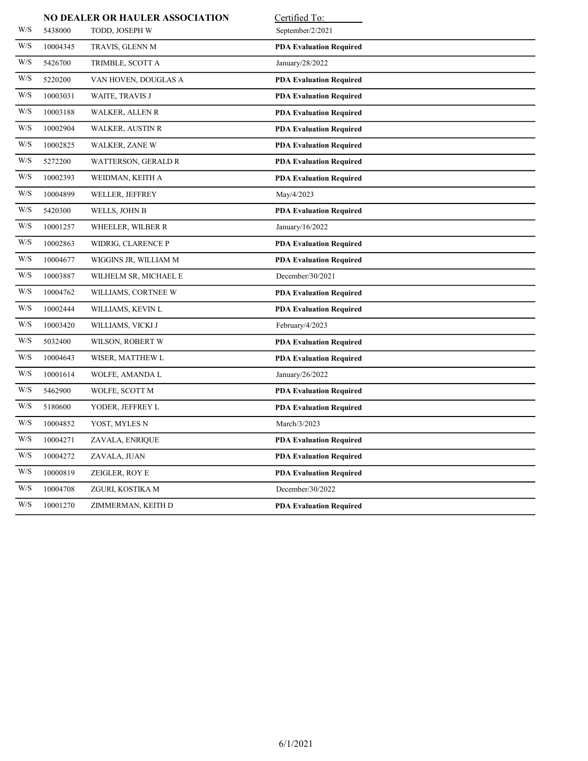| | | NO DEALER OR HAULER ASSOCIATION | Certified To: |
|---|---|---|---|
| W/S | 5438000 | TODD, JOSEPH W | September/2/2021 |
| W/S | 10004345 | TRAVIS, GLENN M | **PDA Evaluation Required** |
| W/S | 5426700 | TRIMBLE, SCOTT A | January/28/2022 |
| W/S | 5220200 | VAN HOVEN, DOUGLAS A | **PDA Evaluation Required** |
| W/S | 10003031 | WAITE, TRAVIS J | **PDA Evaluation Required** |
| W/S | 10003188 | WALKER, ALLEN R | **PDA Evaluation Required** |
| W/S | 10002904 | WALKER, AUSTIN R | **PDA Evaluation Required** |
| W/S | 10002825 | WALKER, ZANE W | **PDA Evaluation Required** |
| W/S | 5272200 | WATTERSON, GERALD R | **PDA Evaluation Required** |
| W/S | 10002393 | WEIDMAN, KEITH A | **PDA Evaluation Required** |
| W/S | 10004899 | WELLER, JEFFREY | May/4/2023 |
| W/S | 5420300 | WELLS, JOHN B | **PDA Evaluation Required** |
| W/S | 10001257 | WHEELER, WILBER R | January/16/2022 |
| W/S | 10002863 | WIDRIG, CLARENCE P | **PDA Evaluation Required** |
| W/S | 10004677 | WIGGINS JR, WILLIAM M | **PDA Evaluation Required** |
| W/S | 10003887 | WILHELM SR, MICHAEL E | December/30/2021 |
| W/S | 10004762 | WILLIAMS, CORTNEE W | **PDA Evaluation Required** |
| W/S | 10002444 | WILLIAMS, KEVIN L | **PDA Evaluation Required** |
| W/S | 10003420 | WILLIAMS, VICKI J | February/4/2023 |
| W/S | 5032400 | WILSON, ROBERT W | **PDA Evaluation Required** |
| W/S | 10004643 | WISER, MATTHEW L | **PDA Evaluation Required** |
| W/S | 10001614 | WOLFE, AMANDA L | January/26/2022 |
| W/S | 5462900 | WOLFE, SCOTT M | **PDA Evaluation Required** |
| W/S | 5180600 | YODER, JEFFREY L | **PDA Evaluation Required** |
| W/S | 10004852 | YOST, MYLES N | March/3/2023 |
| W/S | 10004271 | ZAVALA, ENRIQUE | **PDA Evaluation Required** |
| W/S | 10004272 | ZAVALA, JUAN | **PDA Evaluation Required** |
| W/S | 10000819 | ZEIGLER, ROY E | **PDA Evaluation Required** |
| W/S | 10004708 | ZGURI, KOSTIKA M | December/30/2022 |
| W/S | 10001270 | ZIMMERMAN, KEITH D | **PDA Evaluation Required** |

6/1/2021